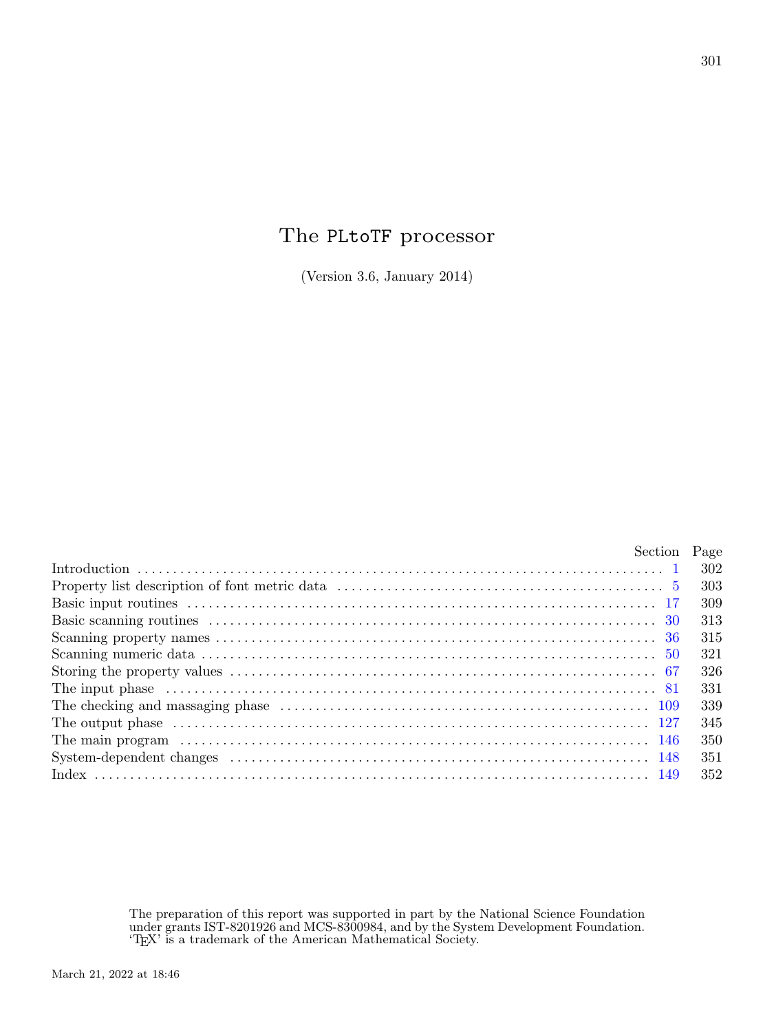# The PLtoTF processor

(Version 3.6, January 2014)

| | Section | Page |
|---|---|---|
| Introduction | 1 | 302 |
| Property list description of font metric data | 5 | 303 |
| Basic input routines | 17 | 309 |
| Basic scanning routines | 30 | 313 |
| Scanning property names | 36 | 315 |
| Scanning numeric data | 50 | 321 |
| Storing the property values | 67 | 326 |
| The input phase | 81 | 331 |
| The checking and massaging phase | 109 | 339 |
| The output phase | 127 | 345 |
| The main program | 146 | 350 |
| System-dependent changes | 148 | 351 |
| Index | 149 | 352 |

The preparation of this report was supported in part by the National Science Foundation under grants IST-8201926 and MCS-8300984, and by the System Development Foundation. 'TEX' is a trademark of the American Mathematical Society.

March 21, 2022 at 18:46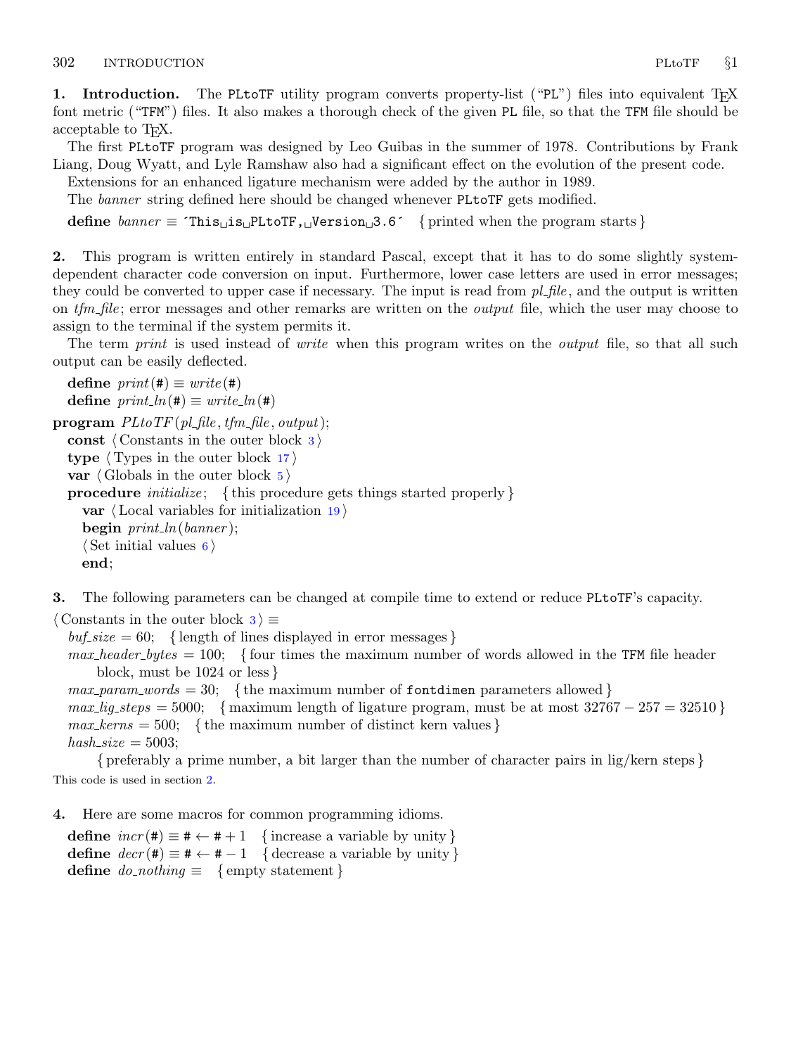**1. Introduction.** The PLtoTF utility program converts property-list ("PL") files into equivalent TeX font metric ("TFM") files. It also makes a thorough check of the given PL file, so that the TFM file should be acceptable to TeX.

The first PLtoTF program was designed by Leo Guibas in the summer of 1978. Contributions by Frank Liang, Doug Wyatt, and Lyle Ramshaw also had a significant effect on the evolution of the present code.

Extensions for an enhanced ligature mechanism were added by the author in 1989.

The *banner* string defined here should be changed whenever PLtoTF gets modified.

```
define banner ≡ ´This␣is␣PLtoTF,␣Version␣3.6´  { printed when the program starts }
```

**2.** This program is written entirely in standard Pascal, except that it has to do some slightly system-dependent character code conversion on input. Furthermore, lower case letters are used in error messages; they could be converted to upper case if necessary. The input is read from *pl_file*, and the output is written on *tfm_file*; error messages and other remarks are written on the *output* file, which the user may choose to assign to the terminal if the system permits it.

The term *print* is used instead of *write* when this program writes on the *output* file, so that all such output can be easily deflected.

```
define print(#) ≡ write(#)
define print_ln(#) ≡ write_ln(#)

program PLtoTF(pl_file, tfm_file, output);
  const ⟨Constants in the outer block 3⟩
  type ⟨Types in the outer block 17⟩
  var ⟨Globals in the outer block 5⟩
  procedure initialize;  { this procedure gets things started properly }
    var ⟨Local variables for initialization 19⟩
    begin print_ln(banner);
    ⟨Set initial values 6⟩
    end;
```

**3.** The following parameters can be changed at compile time to extend or reduce PLtoTF's capacity.

```
⟨Constants in the outer block 3⟩ ≡
  buf_size = 60;  { length of lines displayed in error messages }
  max_header_bytes = 100;  { four times the maximum number of words allowed in the TFM file header
      block, must be 1024 or less }
  max_param_words = 30;  { the maximum number of fontdimen parameters allowed }
  max_lig_steps = 5000;  { maximum length of ligature program, must be at most 32767 − 257 = 32510 }
  max_kerns = 500;  { the maximum number of distinct kern values }
  hash_size = 5003;
      { preferably a prime number, a bit larger than the number of character pairs in lig/kern steps }
```

This code is used in section 2.

**4.** Here are some macros for common programming idioms.

```
define incr(#) ≡ # ← # + 1  { increase a variable by unity }
define decr(#) ≡ # ← # − 1  { decrease a variable by unity }
define do_nothing ≡  { empty statement }
```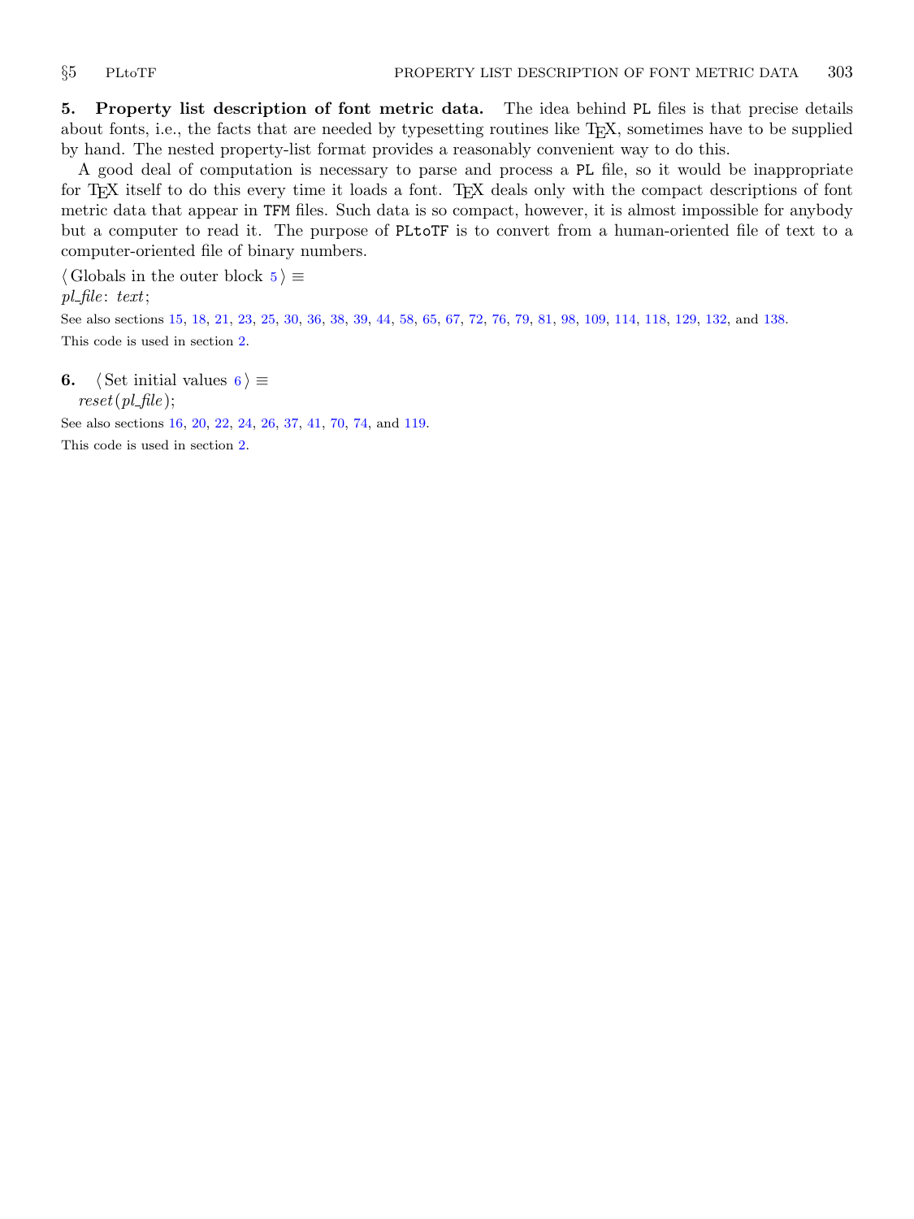**5. Property list description of font metric data.** The idea behind `PL` files is that precise details about fonts, i.e., the facts that are needed by typesetting routines like TeX, sometimes have to be supplied by hand. The nested property-list format provides a reasonably convenient way to do this.

A good deal of computation is necessary to parse and process a `PL` file, so it would be inappropriate for TeX itself to do this every time it loads a font. TeX deals only with the compact descriptions of font metric data that appear in `TFM` files. Such data is so compact, however, it is almost impossible for anybody but a computer to read it. The purpose of `PLtoTF` is to convert from a human-oriented file of text to a computer-oriented file of binary numbers.

⟨ Globals in the outer block 5 ⟩ ≡
*pl_file*: *text*;

See also sections 15, 18, 21, 23, 25, 30, 36, 38, 39, 44, 58, 65, 67, 72, 76, 79, 81, 98, 109, 114, 118, 129, 132, and 138.

This code is used in section 2.

**6.** ⟨ Set initial values 6 ⟩ ≡
*reset*(*pl_file*);

See also sections 16, 20, 22, 24, 26, 37, 41, 70, 74, and 119.

This code is used in section 2.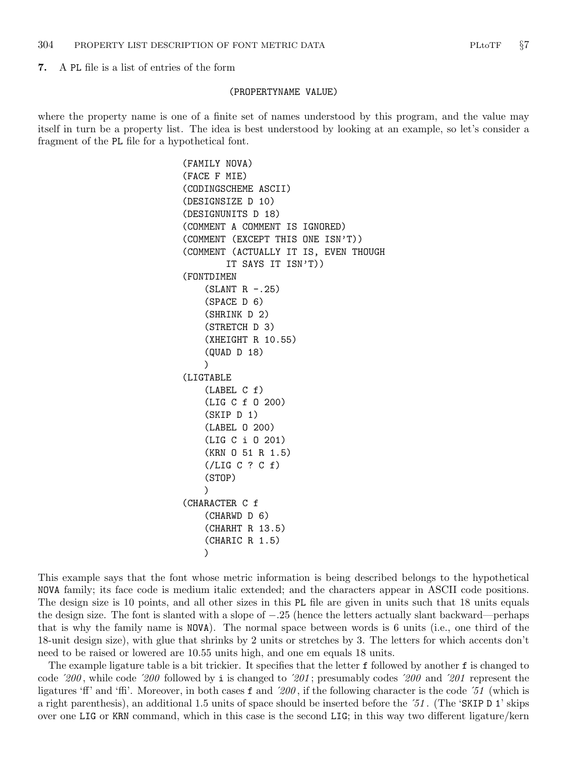**7.** A PL file is a list of entries of the form

```
(PROPERTYNAME VALUE)
```

where the property name is one of a finite set of names understood by this program, and the value may itself in turn be a property list. The idea is best understood by looking at an example, so let's consider a fragment of the PL file for a hypothetical font.

```
(FAMILY NOVA)
(FACE F MIE)
(CODINGSCHEME ASCII)
(DESIGNSIZE D 10)
(DESIGNUNITS D 18)
(COMMENT A COMMENT IS IGNORED)
(COMMENT (EXCEPT THIS ONE ISN'T))
(COMMENT (ACTUALLY IT IS, EVEN THOUGH
        IT SAYS IT ISN'T))
(FONTDIMEN
    (SLANT R -.25)
    (SPACE D 6)
    (SHRINK D 2)
    (STRETCH D 3)
    (XHEIGHT R 10.55)
    (QUAD D 18)
    )
(LIGTABLE
    (LABEL C f)
    (LIG C f O 200)
    (SKIP D 1)
    (LABEL O 200)
    (LIG C i O 201)
    (KRN O 51 R 1.5)
    (/LIG C ? C f)
    (STOP)
    )
(CHARACTER C f
    (CHARWD D 6)
    (CHARHT R 13.5)
    (CHARIC R 1.5)
    )
```

This example says that the font whose metric information is being described belongs to the hypothetical NOVA family; its face code is medium italic extended; and the characters appear in ASCII code positions. The design size is 10 points, and all other sizes in this PL file are given in units such that 18 units equals the design size. The font is slanted with a slope of −.25 (hence the letters actually slant backward—perhaps that is why the family name is NOVA). The normal space between words is 6 units (i.e., one third of the 18-unit design size), with glue that shrinks by 2 units or stretches by 3. The letters for which accents don't need to be raised or lowered are 10.55 units high, and one em equals 18 units.

The example ligature table is a bit trickier. It specifies that the letter f followed by another f is changed to code *´200*, while code *´200* followed by i is changed to *´201*; presumably codes *´200* and *´201* represent the ligatures 'ff' and 'ffi'. Moreover, in both cases f and *´200*, if the following character is the code *´51* (which is a right parenthesis), an additional 1.5 units of space should be inserted before the *´51*. (The 'SKIP D 1' skips over one LIG or KRN command, which in this case is the second LIG; in this way two different ligature/kern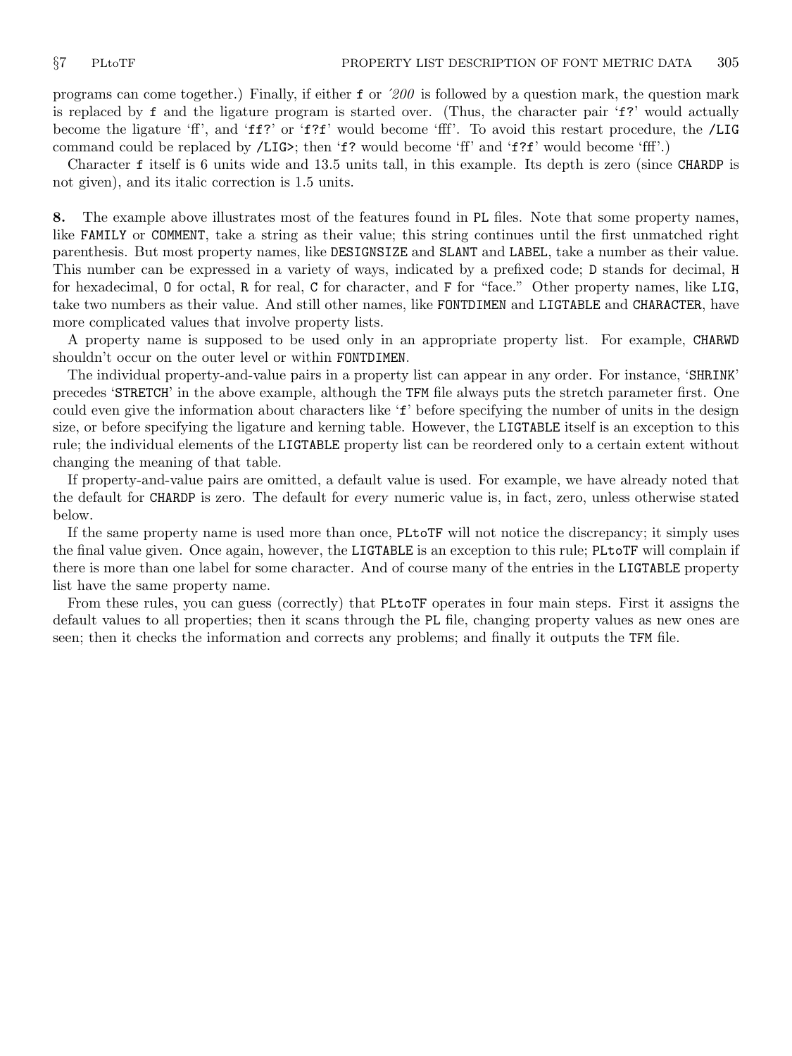programs can come together.) Finally, if either `f` or *'200* is followed by a question mark, the question mark is replaced by `f` and the ligature program is started over. (Thus, the character pair '`f?`' would actually become the ligature 'ff', and '`ff?`' or '`f?f`' would become 'fff'. To avoid this restart procedure, the `/LIG` command could be replaced by `/LIG>`; then '`f?` would become 'ff' and '`f?f`' would become 'fff'.)

Character `f` itself is 6 units wide and 13.5 units tall, in this example. Its depth is zero (since `CHARDP` is not given), and its italic correction is 1.5 units.

**8.** The example above illustrates most of the features found in `PL` files. Note that some property names, like `FAMILY` or `COMMENT`, take a string as their value; this string continues until the first unmatched right parenthesis. But most property names, like `DESIGNSIZE` and `SLANT` and `LABEL`, take a number as their value. This number can be expressed in a variety of ways, indicated by a prefixed code; `D` stands for decimal, `H` for hexadecimal, `O` for octal, `R` for real, `C` for character, and `F` for "face." Other property names, like `LIG`, take two numbers as their value. And still other names, like `FONTDIMEN` and `LIGTABLE` and `CHARACTER`, have more complicated values that involve property lists.

A property name is supposed to be used only in an appropriate property list. For example, `CHARWD` shouldn't occur on the outer level or within `FONTDIMEN`.

The individual property-and-value pairs in a property list can appear in any order. For instance, '`SHRINK`' precedes '`STRETCH`' in the above example, although the `TFM` file always puts the stretch parameter first. One could even give the information about characters like '`f`' before specifying the number of units in the design size, or before specifying the ligature and kerning table. However, the `LIGTABLE` itself is an exception to this rule; the individual elements of the `LIGTABLE` property list can be reordered only to a certain extent without changing the meaning of that table.

If property-and-value pairs are omitted, a default value is used. For example, we have already noted that the default for `CHARDP` is zero. The default for *every* numeric value is, in fact, zero, unless otherwise stated below.

If the same property name is used more than once, `PLtoTF` will not notice the discrepancy; it simply uses the final value given. Once again, however, the `LIGTABLE` is an exception to this rule; `PLtoTF` will complain if there is more than one label for some character. And of course many of the entries in the `LIGTABLE` property list have the same property name.

From these rules, you can guess (correctly) that `PLtoTF` operates in four main steps. First it assigns the default values to all properties; then it scans through the `PL` file, changing property values as new ones are seen; then it checks the information and corrects any problems; and finally it outputs the `TFM` file.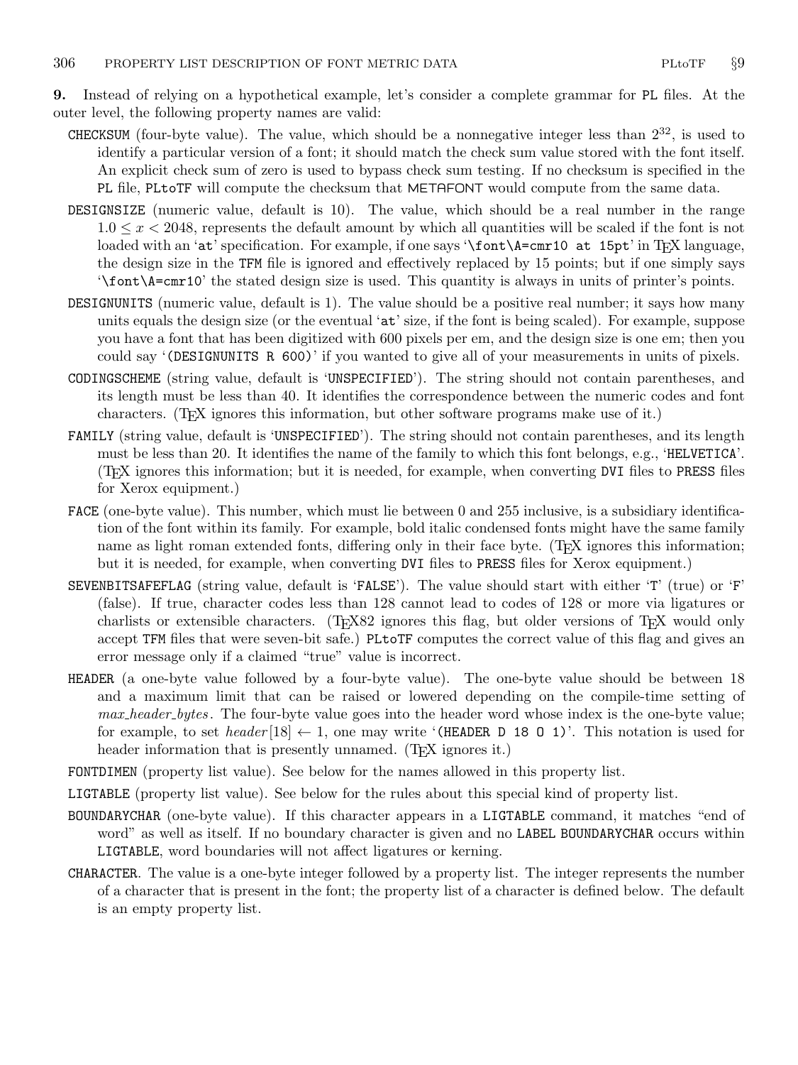**9.** Instead of relying on a hypothetical example, let's consider a complete grammar for `PL` files. At the outer level, the following property names are valid:

`CHECKSUM` (four-byte value). The value, which should be a nonnegative integer less than $2^{32}$, is used to identify a particular version of a font; it should match the check sum value stored with the font itself. An explicit check sum of zero is used to bypass check sum testing. If no checksum is specified in the `PL` file, `PLtoTF` will compute the checksum that METAFONT would compute from the same data.

`DESIGNSIZE` (numeric value, default is 10). The value, which should be a real number in the range $1.0 \le x < 2048$, represents the default amount by which all quantities will be scaled if the font is not loaded with an '`at`' specification. For example, if one says '`\font\A=cmr10 at 15pt`' in TeX language, the design size in the `TFM` file is ignored and effectively replaced by 15 points; but if one simply says '`\font\A=cmr10`' the stated design size is used. This quantity is always in units of printer's points.

`DESIGNUNITS` (numeric value, default is 1). The value should be a positive real number; it says how many units equals the design size (or the eventual '`at`' size, if the font is being scaled). For example, suppose you have a font that has been digitized with 600 pixels per em, and the design size is one em; then you could say '`(DESIGNUNITS R 600)`' if you wanted to give all of your measurements in units of pixels.

`CODINGSCHEME` (string value, default is '`UNSPECIFIED`'). The string should not contain parentheses, and its length must be less than 40. It identifies the correspondence between the numeric codes and font characters. (TeX ignores this information, but other software programs make use of it.)

`FAMILY` (string value, default is '`UNSPECIFIED`'). The string should not contain parentheses, and its length must be less than 20. It identifies the name of the family to which this font belongs, e.g., '`HELVETICA`'. (TeX ignores this information; but it is needed, for example, when converting `DVI` files to `PRESS` files for Xerox equipment.)

`FACE` (one-byte value). This number, which must lie between 0 and 255 inclusive, is a subsidiary identification of the font within its family. For example, bold italic condensed fonts might have the same family name as light roman extended fonts, differing only in their face byte. (TeX ignores this information; but it is needed, for example, when converting `DVI` files to `PRESS` files for Xerox equipment.)

`SEVENBITSAFEFLAG` (string value, default is '`FALSE`'). The value should start with either '`T`' (true) or '`F`' (false). If true, character codes less than 128 cannot lead to codes of 128 or more via ligatures or charlists or extensible characters. (TeX82 ignores this flag, but older versions of TeX would only accept `TFM` files that were seven-bit safe.) `PLtoTF` computes the correct value of this flag and gives an error message only if a claimed "true" value is incorrect.

`HEADER` (a one-byte value followed by a four-byte value). The one-byte value should be between 18 and a maximum limit that can be raised or lowered depending on the compile-time setting of *max_header_bytes*. The four-byte value goes into the header word whose index is the one-byte value; for example, to set $header[18] \leftarrow 1$, one may write '`(HEADER D 18 O 1)`'. This notation is used for header information that is presently unnamed. (TeX ignores it.)

`FONTDIMEN` (property list value). See below for the names allowed in this property list.

`LIGTABLE` (property list value). See below for the rules about this special kind of property list.

`BOUNDARYCHAR` (one-byte value). If this character appears in a `LIGTABLE` command, it matches "end of word" as well as itself. If no boundary character is given and no `LABEL BOUNDARYCHAR` occurs within `LIGTABLE`, word boundaries will not affect ligatures or kerning.

`CHARACTER`. The value is a one-byte integer followed by a property list. The integer represents the number of a character that is present in the font; the property list of a character is defined below. The default is an empty property list.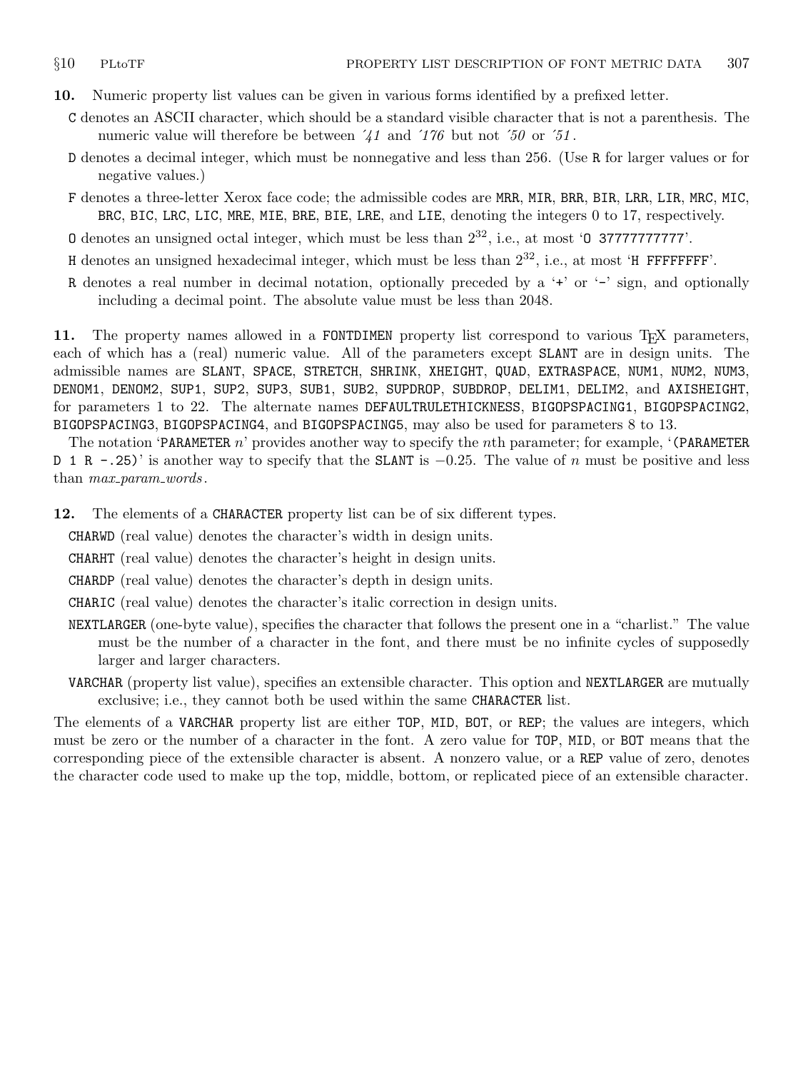**10.** Numeric property list values can be given in various forms identified by a prefixed letter.

- C denotes an ASCII character, which should be a standard visible character that is not a parenthesis. The numeric value will therefore be between '41 and '176 but not '50 or '51.
- D denotes a decimal integer, which must be nonnegative and less than 256. (Use R for larger values or for negative values.)
- F denotes a three-letter Xerox face code; the admissible codes are MRR, MIR, BRR, BIR, LRR, LIR, MRC, MIC, BRC, BIC, LRC, LIC, MRE, MIE, BRE, BIE, LRE, and LIE, denoting the integers 0 to 17, respectively.
- O denotes an unsigned octal integer, which must be less than $2^{32}$, i.e., at most 'O 37777777777'.
- H denotes an unsigned hexadecimal integer, which must be less than $2^{32}$, i.e., at most 'H FFFFFFFF'.
- R denotes a real number in decimal notation, optionally preceded by a '+' or '-' sign, and optionally including a decimal point. The absolute value must be less than 2048.

**11.** The property names allowed in a FONTDIMEN property list correspond to various TeX parameters, each of which has a (real) numeric value. All of the parameters except SLANT are in design units. The admissible names are SLANT, SPACE, STRETCH, SHRINK, XHEIGHT, QUAD, EXTRASPACE, NUM1, NUM2, NUM3, DENOM1, DENOM2, SUP1, SUP2, SUP3, SUB1, SUB2, SUPDROP, SUBDROP, DELIM1, DELIM2, and AXISHEIGHT, for parameters 1 to 22. The alternate names DEFAULTRULETHICKNESS, BIGOPSPACING1, BIGOPSPACING2, BIGOPSPACING3, BIGOPSPACING4, and BIGOPSPACING5, may also be used for parameters 8 to 13.

The notation 'PARAMETER $n$' provides another way to specify the $n$th parameter; for example, '(PARAMETER D 1 R -.25)' is another way to specify that the SLANT is $-0.25$. The value of $n$ must be positive and less than *max_param_words*.

**12.** The elements of a CHARACTER property list can be of six different types.

- CHARWD (real value) denotes the character's width in design units.
- CHARHT (real value) denotes the character's height in design units.
- CHARDP (real value) denotes the character's depth in design units.
- CHARIC (real value) denotes the character's italic correction in design units.
- NEXTLARGER (one-byte value), specifies the character that follows the present one in a "charlist." The value must be the number of a character in the font, and there must be no infinite cycles of supposedly larger and larger characters.
- VARCHAR (property list value), specifies an extensible character. This option and NEXTLARGER are mutually exclusive; i.e., they cannot both be used within the same CHARACTER list.

The elements of a VARCHAR property list are either TOP, MID, BOT, or REP; the values are integers, which must be zero or the number of a character in the font. A zero value for TOP, MID, or BOT means that the corresponding piece of the extensible character is absent. A nonzero value, or a REP value of zero, denotes the character code used to make up the top, middle, bottom, or replicated piece of an extensible character.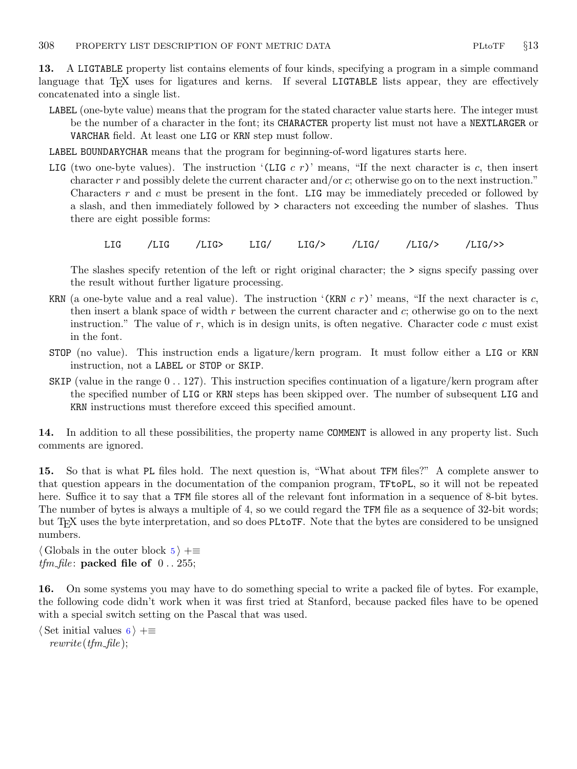**13.** A `LIGTABLE` property list contains elements of four kinds, specifying a program in a simple command language that TeX uses for ligatures and kerns. If several `LIGTABLE` lists appear, they are effectively concatenated into a single list.

`LABEL` (one-byte value) means that the program for the stated character value starts here. The integer must be the number of a character in the font; its `CHARACTER` property list must not have a `NEXTLARGER` or `VARCHAR` field. At least one `LIG` or `KRN` step must follow.

`LABEL BOUNDARYCHAR` means that the program for beginning-of-word ligatures starts here.

`LIG` (two one-byte values). The instruction '`(LIG` *c* *r*`)`' means, "If the next character is *c*, then insert character *r* and possibly delete the current character and/or *c*; otherwise go on to the next instruction." Characters *r* and *c* must be present in the font. `LIG` may be immediately preceded or followed by a slash, and then immediately followed by `>` characters not exceeding the number of slashes. Thus there are eight possible forms:

```
LIG    /LIG    /LIG>    LIG/    LIG/>    /LIG/    /LIG/>    /LIG/>>
```

The slashes specify retention of the left or right original character; the `>` signs specify passing over the result without further ligature processing.

`KRN` (a one-byte value and a real value). The instruction '`(KRN` *c* *r*`)`' means, "If the next character is *c*, then insert a blank space of width *r* between the current character and *c*; otherwise go on to the next instruction." The value of *r*, which is in design units, is often negative. Character code *c* must exist in the font.

`STOP` (no value). This instruction ends a ligature/kern program. It must follow either a `LIG` or `KRN` instruction, not a `LABEL` or `STOP` or `SKIP`.

`SKIP` (value in the range $0\,..\,127$). This instruction specifies continuation of a ligature/kern program after the specified number of `LIG` or `KRN` steps has been skipped over. The number of subsequent `LIG` and `KRN` instructions must therefore exceed this specified amount.

**14.** In addition to all these possibilities, the property name `COMMENT` is allowed in any property list. Such comments are ignored.

**15.** So that is what `PL` files hold. The next question is, "What about `TFM` files?" A complete answer to that question appears in the documentation of the companion program, `TFtoPL`, so it will not be repeated here. Suffice it to say that a `TFM` file stores all of the relevant font information in a sequence of 8-bit bytes. The number of bytes is always a multiple of 4, so we could regard the `TFM` file as a sequence of 32-bit words; but TeX uses the byte interpretation, and so does `PLtoTF`. Note that the bytes are considered to be unsigned numbers.

⟨ Globals in the outer block 5 ⟩ +≡
*tfm_file*: **packed file of** $0\,..\,255$;

**16.** On some systems you may have to do something special to write a packed file of bytes. For example, the following code didn't work when it was first tried at Stanford, because packed files have to be opened with a special switch setting on the Pascal that was used.

⟨ Set initial values 6 ⟩ +≡
*rewrite*(*tfm_file*);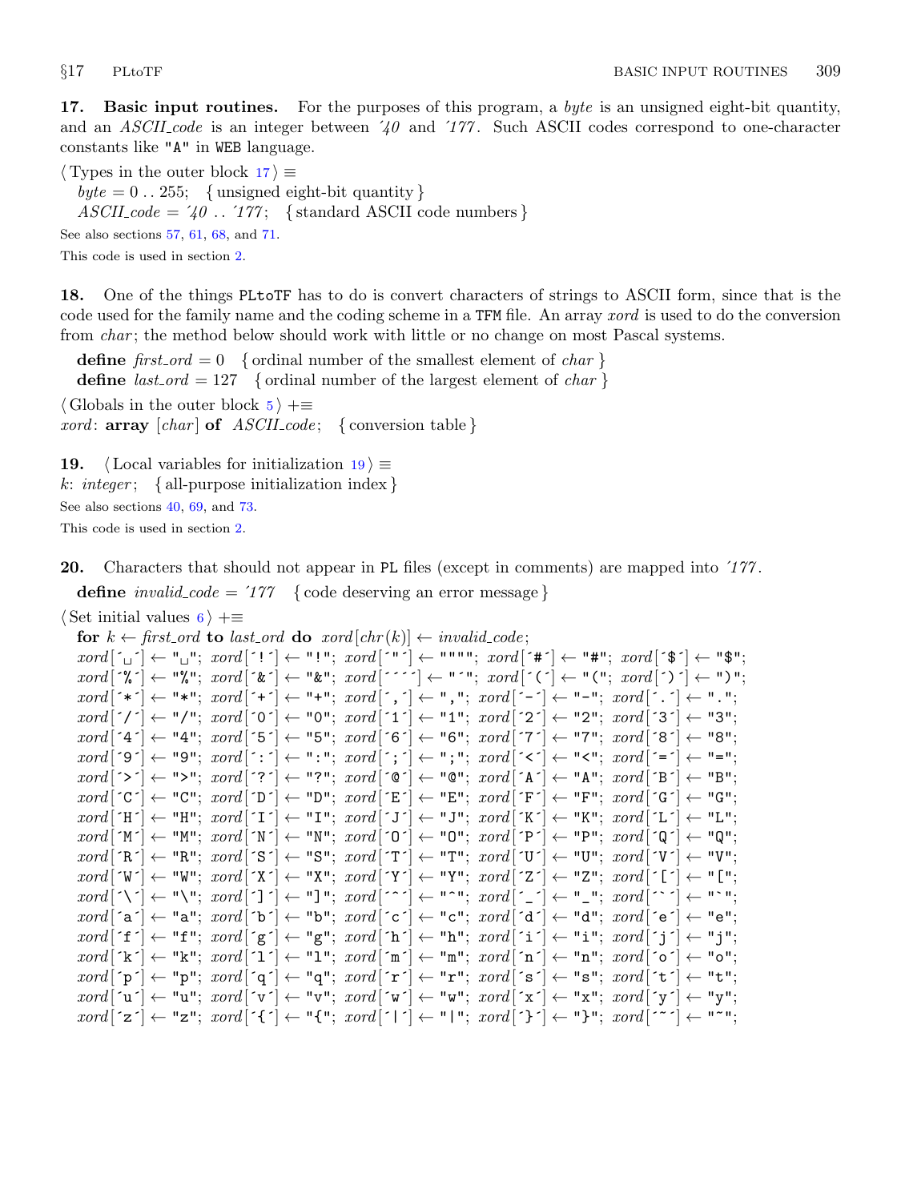**17. Basic input routines.** For the purposes of this program, a *byte* is an unsigned eight-bit quantity, and an *ASCII_code* is an integer between '40 and '177. Such ASCII codes correspond to one-character constants like "A" in WEB language.

⟨ Types in the outer block 17 ⟩ ≡
  *byte* = 0 .. 255; { unsigned eight-bit quantity }
  *ASCII_code* = '40 .. '177; { standard ASCII code numbers }

See also sections 57, 61, 68, and 71.

This code is used in section 2.

**18.** One of the things PLtoTF has to do is convert characters of strings to ASCII form, since that is the code used for the family name and the coding scheme in a TFM file. An array *xord* is used to do the conversion from *char*; the method below should work with little or no change on most Pascal systems.

**define** *first_ord* = 0 { ordinal number of the smallest element of *char* }
**define** *last_ord* = 127 { ordinal number of the largest element of *char* }

⟨ Globals in the outer block 5 ⟩ +≡
*xord*: **array** [*char*] **of** *ASCII_code*; { conversion table }

**19.** ⟨ Local variables for initialization 19 ⟩ ≡
*k*: *integer*; { all-purpose initialization index }

See also sections 40, 69, and 73.

This code is used in section 2.

**20.** Characters that should not appear in PL files (except in comments) are mapped into '177.

**define** *invalid_code* = '177 { code deserving an error message }

⟨ Set initial values 6 ⟩ +≡

```
for k ← first_ord to last_ord do xord[chr(k)] ← invalid_code;
xord[' '] ← " "; xord['!'] ← "!"; xord['"'] ← """"; xord['#'] ← "#"; xord['$'] ← "$";
xord['%'] ← "%"; xord['&'] ← "&"; xord[''''] ← "'"; xord['('] ← "("; xord[')'] ← ")";
xord['*'] ← "*"; xord['+'] ← "+"; xord[','] ← ","; xord['-'] ← "-"; xord['.'] ← ".";
xord['/'] ← "/"; xord['0'] ← "0"; xord['1'] ← "1"; xord['2'] ← "2"; xord['3'] ← "3";
xord['4'] ← "4"; xord['5'] ← "5"; xord['6'] ← "6"; xord['7'] ← "7"; xord['8'] ← "8";
xord['9'] ← "9"; xord[':'] ← ":"; xord[';'] ← ";"; xord['<'] ← "<"; xord['='] ← "=";
xord['>'] ← ">"; xord['?'] ← "?"; xord['@'] ← "@"; xord['A'] ← "A"; xord['B'] ← "B";
xord['C'] ← "C"; xord['D'] ← "D"; xord['E'] ← "E"; xord['F'] ← "F"; xord['G'] ← "G";
xord['H'] ← "H"; xord['I'] ← "I"; xord['J'] ← "J"; xord['K'] ← "K"; xord['L'] ← "L";
xord['M'] ← "M"; xord['N'] ← "N"; xord['O'] ← "O"; xord['P'] ← "P"; xord['Q'] ← "Q";
xord['R'] ← "R"; xord['S'] ← "S"; xord['T'] ← "T"; xord['U'] ← "U"; xord['V'] ← "V";
xord['W'] ← "W"; xord['X'] ← "X"; xord['Y'] ← "Y"; xord['Z'] ← "Z"; xord['['] ← "[";
xord['\'] ← "\"; xord[']'] ← "]"; xord['^'] ← "^"; xord['_'] ← "_"; xord['`'] ← "`";
xord['a'] ← "a"; xord['b'] ← "b"; xord['c'] ← "c"; xord['d'] ← "d"; xord['e'] ← "e";
xord['f'] ← "f"; xord['g'] ← "g"; xord['h'] ← "h"; xord['i'] ← "i"; xord['j'] ← "j";
xord['k'] ← "k"; xord['l'] ← "l"; xord['m'] ← "m"; xord['n'] ← "n"; xord['o'] ← "o";
xord['p'] ← "p"; xord['q'] ← "q"; xord['r'] ← "r"; xord['s'] ← "s"; xord['t'] ← "t";
xord['u'] ← "u"; xord['v'] ← "v"; xord['w'] ← "w"; xord['x'] ← "x"; xord['y'] ← "y";
xord['z'] ← "z"; xord['{'] ← "{"; xord['|'] ← "|"; xord['}'] ← "}"; xord['~'] ← "~";
```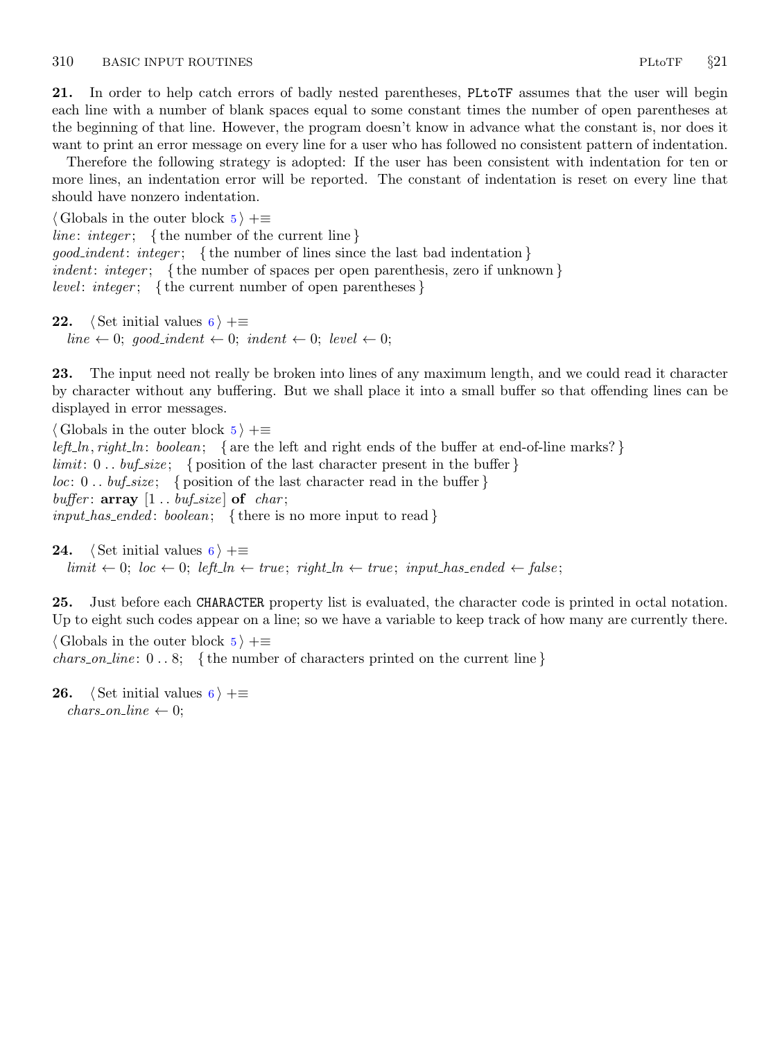**21.** In order to help catch errors of badly nested parentheses, `PLtoTF` assumes that the user will begin each line with a number of blank spaces equal to some constant times the number of open parentheses at the beginning of that line. However, the program doesn't know in advance what the constant is, nor does it want to print an error message on every line for a user who has followed no consistent pattern of indentation.

Therefore the following strategy is adopted: If the user has been consistent with indentation for ten or more lines, an indentation error will be reported. The constant of indentation is reset on every line that should have nonzero indentation.

⟨Globals in the outer block 5⟩ +≡
*line*: *integer*; { the number of the current line }
*good_indent*: *integer*; { the number of lines since the last bad indentation }
*indent*: *integer*; { the number of spaces per open parenthesis, zero if unknown }
*level*: *integer*; { the current number of open parentheses }

**22.** ⟨Set initial values 6⟩ +≡
*line* ← 0; *good_indent* ← 0; *indent* ← 0; *level* ← 0;

**23.** The input need not really be broken into lines of any maximum length, and we could read it character by character without any buffering. But we shall place it into a small buffer so that offending lines can be displayed in error messages.

⟨Globals in the outer block 5⟩ +≡
*left_ln*, *right_ln*: *boolean*; { are the left and right ends of the buffer at end-of-line marks? }
*limit*: 0 .. *buf_size*; { position of the last character present in the buffer }
*loc*: 0 .. *buf_size*; { position of the last character read in the buffer }
*buffer*: **array** [1 .. *buf_size*] **of** *char*;
*input_has_ended*: *boolean*; { there is no more input to read }

**24.** ⟨Set initial values 6⟩ +≡
*limit* ← 0; *loc* ← 0; *left_ln* ← *true*; *right_ln* ← *true*; *input_has_ended* ← *false*;

**25.** Just before each `CHARACTER` property list is evaluated, the character code is printed in octal notation. Up to eight such codes appear on a line; so we have a variable to keep track of how many are currently there.

⟨Globals in the outer block 5⟩ +≡
*chars_on_line*: 0 .. 8; { the number of characters printed on the current line }

**26.** ⟨Set initial values 6⟩ +≡
*chars_on_line* ← 0;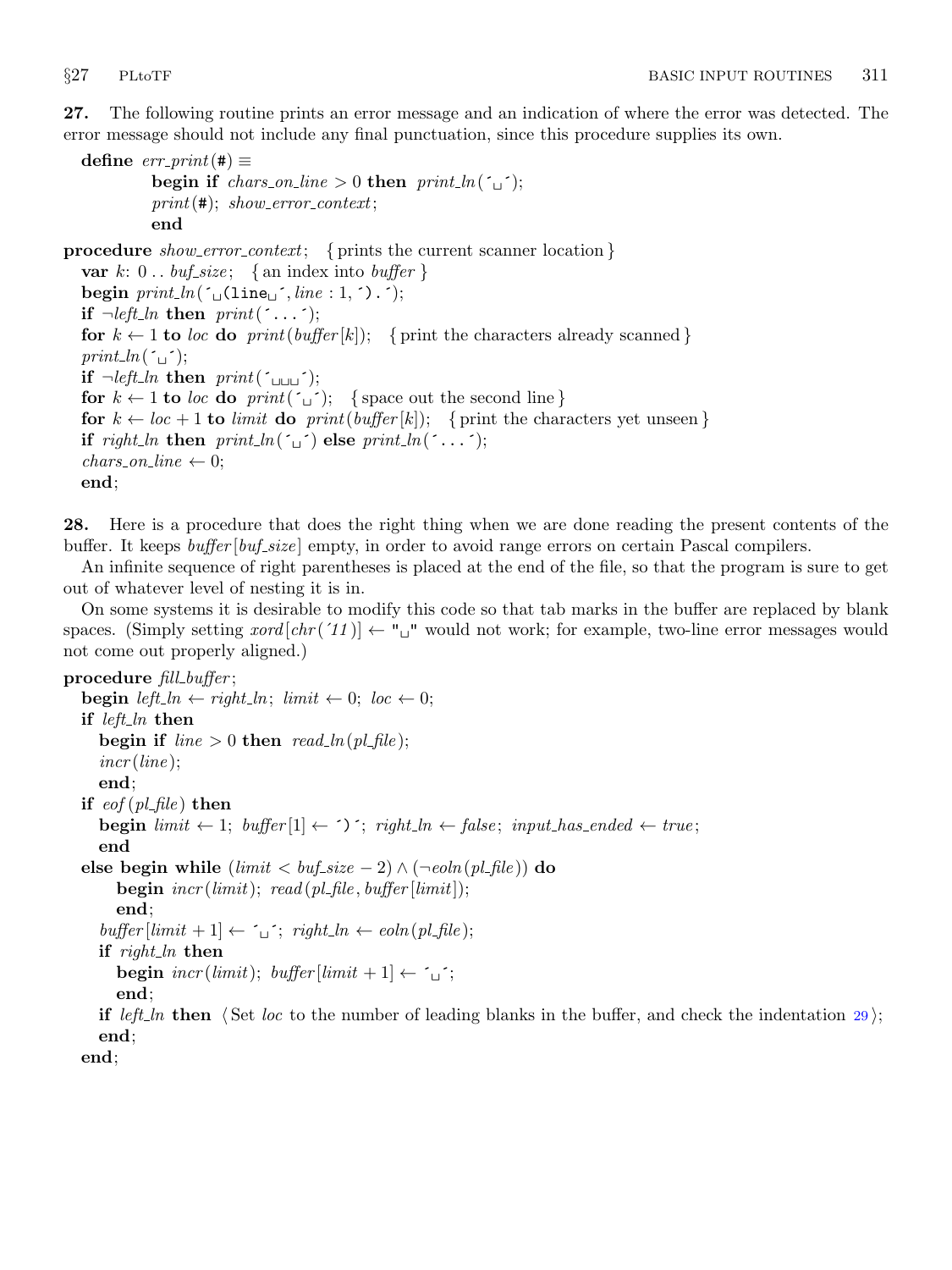**27.** The following routine prints an error message and an indication of where the error was detected. The error message should not include any final punctuation, since this procedure supplies its own.

```
define err_print(#) ≡
          begin if chars_on_line > 0 then print_ln(´␣´);
          print(#); show_error_context;
          end

procedure show_error_context; { prints the current scanner location }
  var k: 0 .. buf_size; { an index into buffer }
  begin print_ln(´␣(line␣´, line : 1, ´).´);
  if ¬left_ln then print(´...´);
  for k ← 1 to loc do print(buffer[k]); { print the characters already scanned }
  print_ln(´␣´);
  if ¬left_ln then print(´␣␣␣´);
  for k ← 1 to loc do print(´␣´); { space out the second line }
  for k ← loc + 1 to limit do print(buffer[k]); { print the characters yet unseen }
  if right_ln then print_ln(´␣´) else print_ln(´...´);
  chars_on_line ← 0;
  end;
```

**28.** Here is a procedure that does the right thing when we are done reading the present contents of the buffer. It keeps *buffer*[*buf_size*] empty, in order to avoid range errors on certain Pascal compilers.

An infinite sequence of right parentheses is placed at the end of the file, so that the program is sure to get out of whatever level of nesting it is in.

On some systems it is desirable to modify this code so that tab marks in the buffer are replaced by blank spaces. (Simply setting *xord*[*chr*(´11)] ← "␣" would not work; for example, two-line error messages would not come out properly aligned.)

```
procedure fill_buffer;
  begin left_ln ← right_ln; limit ← 0; loc ← 0;
  if left_ln then
    begin if line > 0 then read_ln(pl_file);
    incr(line);
    end;
  if eof(pl_file) then
    begin limit ← 1; buffer[1] ← ´)´; right_ln ← false; input_has_ended ← true;
    end
  else begin while (limit < buf_size − 2) ∧ (¬eoln(pl_file)) do
      begin incr(limit); read(pl_file, buffer[limit]);
      end;
    buffer[limit + 1] ← ´␣´; right_ln ← eoln(pl_file);
    if right_ln then
      begin incr(limit); buffer[limit + 1] ← ´␣´;
      end;
    if left_ln then ⟨Set loc to the number of leading blanks in the buffer, and check the indentation 29⟩;
    end;
  end;
```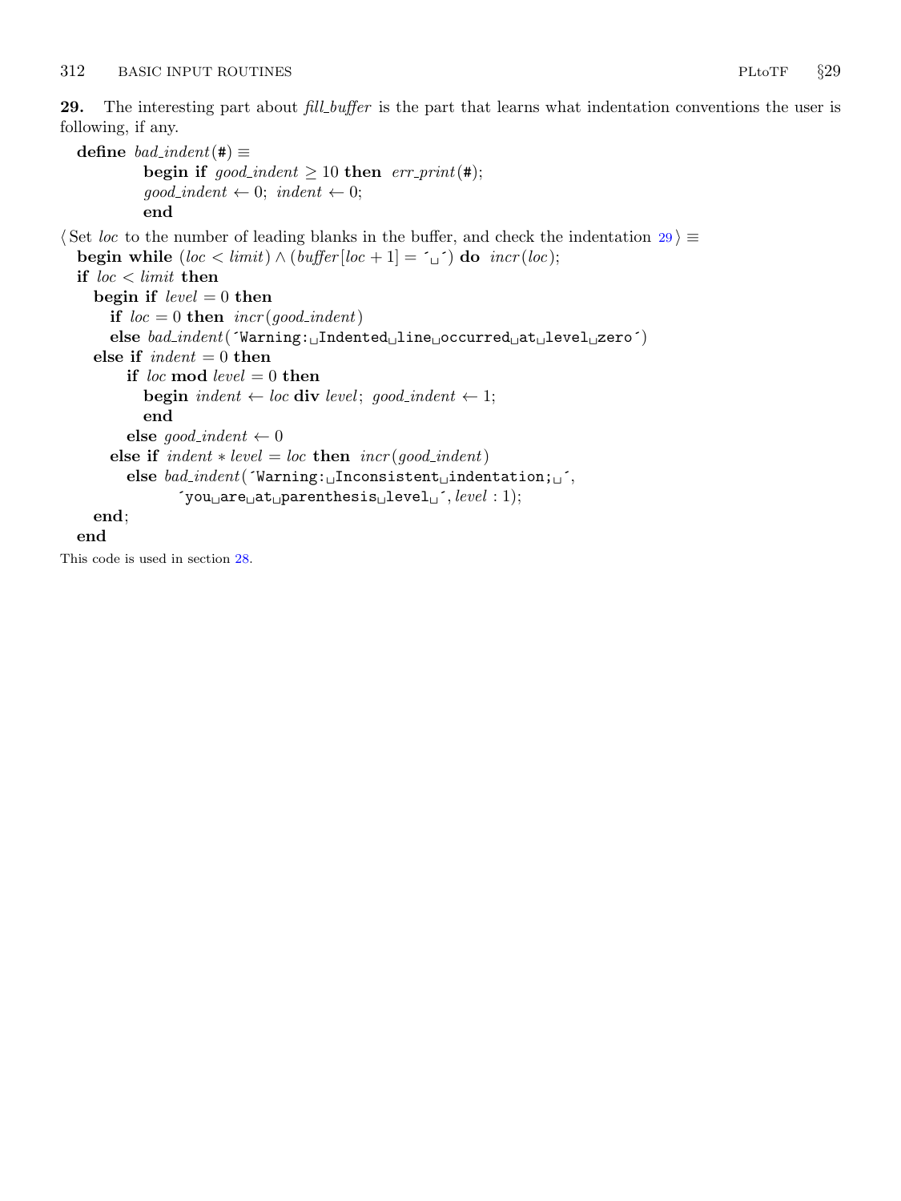**29.** The interesting part about *fill_buffer* is the part that learns what indentation conventions the user is following, if any.

```
define bad_indent(#) ≡
        begin if good_indent ≥ 10 then err_print(#);
        good_indent ← 0; indent ← 0;
        end
```

⟨Set *loc* to the number of leading blanks in the buffer, and check the indentation 29⟩ ≡

```
begin while (loc < limit) ∧ (buffer[loc + 1] = ´␣´) do incr(loc);
if loc < limit then
  begin if level = 0 then
    if loc = 0 then incr(good_indent)
    else bad_indent(´Warning:␣Indented␣line␣occurred␣at␣level␣zero´)
  else if indent = 0 then
      if loc mod level = 0 then
        begin indent ← loc div level; good_indent ← 1;
        end
      else good_indent ← 0
    else if indent * level = loc then incr(good_indent)
      else bad_indent(´Warning:␣Inconsistent␣indentation;␣´,
            ´you␣are␣at␣parenthesis␣level␣´, level : 1);
  end;
end
```

This code is used in section 28.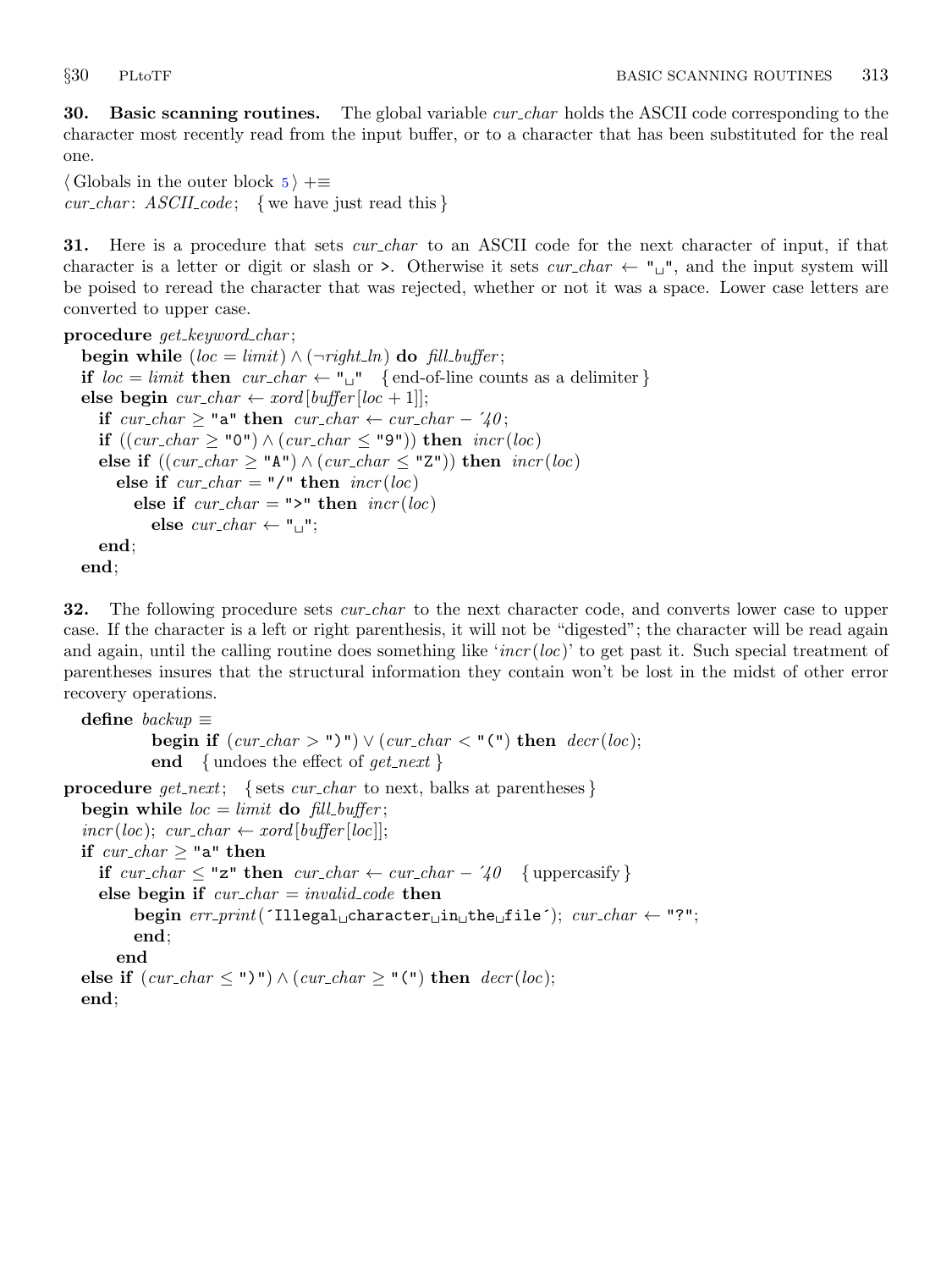**30. Basic scanning routines.** The global variable *cur_char* holds the ASCII code corresponding to the character most recently read from the input buffer, or to a character that has been substituted for the real one.

```
⟨Globals in the outer block 5⟩ +≡
cur_char: ASCII_code;  { we have just read this }
```

**31.** Here is a procedure that sets *cur_char* to an ASCII code for the next character of input, if that character is a letter or digit or slash or `>`. Otherwise it sets *cur_char* ← `"␣"`, and the input system will be poised to reread the character that was rejected, whether or not it was a space. Lower case letters are converted to upper case.

```
procedure get_keyword_char;
  begin while (loc = limit) ∧ (¬right_ln) do fill_buffer;
  if loc = limit then cur_char ← "␣"  { end-of-line counts as a delimiter }
  else begin cur_char ← xord[buffer[loc + 1]];
    if cur_char ≥ "a" then cur_char ← cur_char − '40;
    if ((cur_char ≥ "0") ∧ (cur_char ≤ "9")) then incr(loc)
    else if ((cur_char ≥ "A") ∧ (cur_char ≤ "Z")) then incr(loc)
      else if cur_char = "/" then incr(loc)
        else if cur_char = ">" then incr(loc)
          else cur_char ← "␣";
    end;
  end;
```

**32.** The following procedure sets *cur_char* to the next character code, and converts lower case to upper case. If the character is a left or right parenthesis, it will not be "digested"; the character will be read again and again, until the calling routine does something like '*incr*(*loc*)' to get past it. Such special treatment of parentheses insures that the structural information they contain won't be lost in the midst of other error recovery operations.

```
define backup ≡
    begin if (cur_char > ")") ∨ (cur_char < "(") then decr(loc);
    end  { undoes the effect of get_next }

procedure get_next;  { sets cur_char to next, balks at parentheses }
  begin while loc = limit do fill_buffer;
  incr(loc); cur_char ← xord[buffer[loc]];
  if cur_char ≥ "a" then
    if cur_char ≤ "z" then cur_char ← cur_char − '40  { uppercasify }
    else begin if cur_char = invalid_code then
        begin err_print('Illegal␣character␣in␣the␣file'); cur_char ← "?";
        end;
      end
  else if (cur_char ≤ ")") ∧ (cur_char ≥ "(") then decr(loc);
  end;
```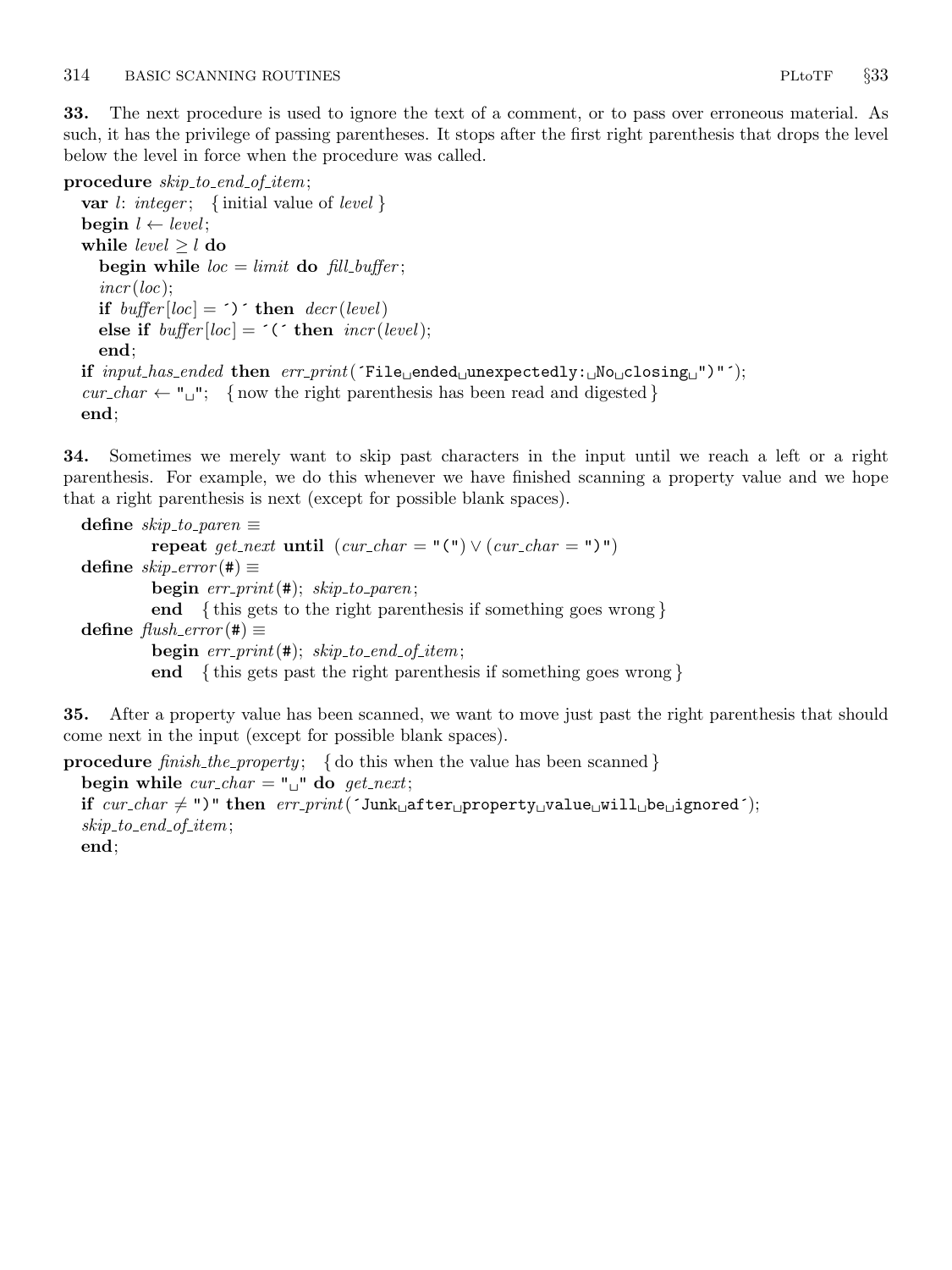**33.** The next procedure is used to ignore the text of a comment, or to pass over erroneous material. As such, it has the privilege of passing parentheses. It stops after the first right parenthesis that drops the level below the level in force when the procedure was called.

```
procedure skip_to_end_of_item;
  var l: integer;  { initial value of level }
  begin l ← level;
  while level ≥ l do
    begin while loc = limit do fill_buffer;
    incr(loc);
    if buffer[loc] = ´)´ then decr(level)
    else if buffer[loc] = ´(´ then incr(level);
    end;
  if input_has_ended then err_print(´File␣ended␣unexpectedly:␣No␣closing␣")"´);
  cur_char ← "␣";  { now the right parenthesis has been read and digested }
  end;
```

**34.** Sometimes we merely want to skip past characters in the input until we reach a left or a right parenthesis. For example, we do this whenever we have finished scanning a property value and we hope that a right parenthesis is next (except for possible blank spaces).

```
define skip_to_paren ≡
          repeat get_next until (cur_char = "(") ∨ (cur_char = ")")
define skip_error(#) ≡
          begin err_print(#); skip_to_paren;
          end  { this gets to the right parenthesis if something goes wrong }
define flush_error(#) ≡
          begin err_print(#); skip_to_end_of_item;
          end  { this gets past the right parenthesis if something goes wrong }
```

**35.** After a property value has been scanned, we want to move just past the right parenthesis that should come next in the input (except for possible blank spaces).

```
procedure finish_the_property;  { do this when the value has been scanned }
  begin while cur_char = "␣" do get_next;
  if cur_char ≠ ")" then err_print(´Junk␣after␣property␣value␣will␣be␣ignored´);
  skip_to_end_of_item;
  end;
```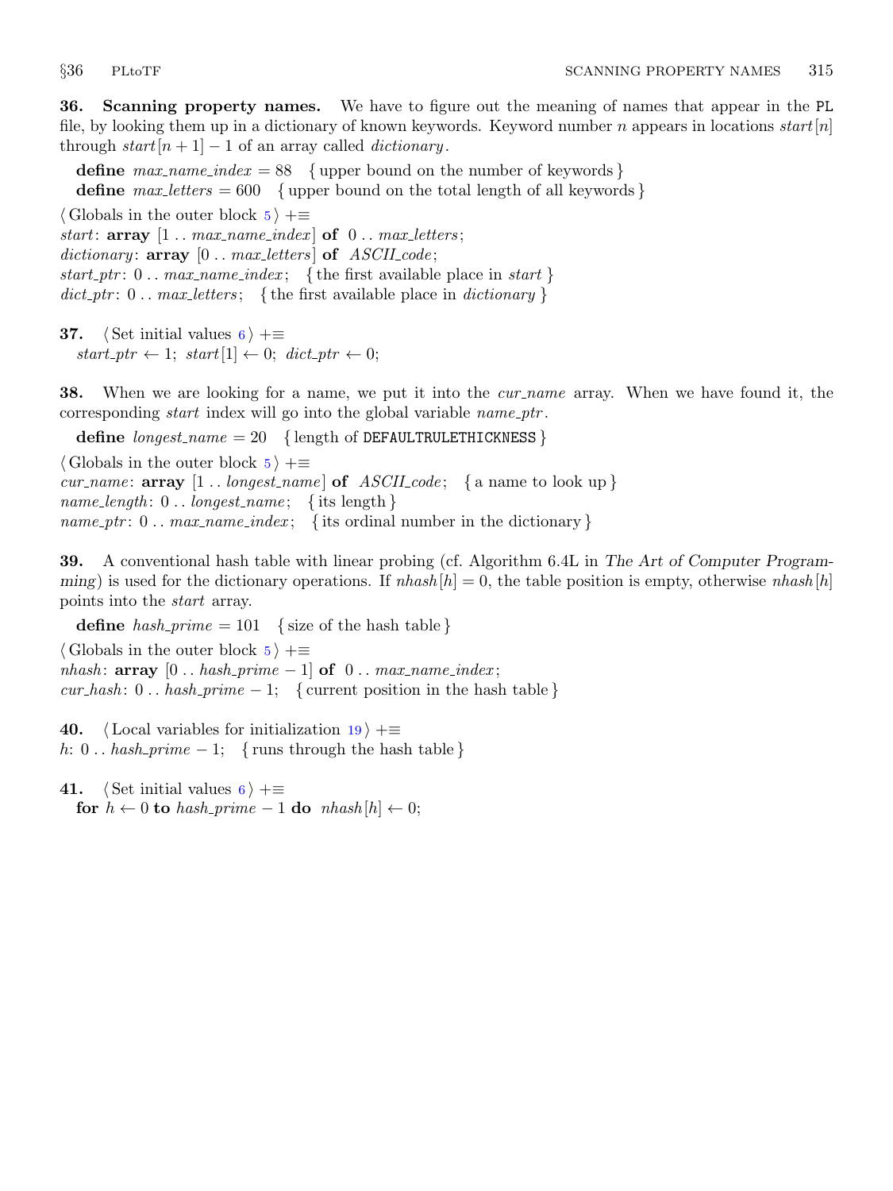**36. Scanning property names.** We have to figure out the meaning of names that appear in the PL file, by looking them up in a dictionary of known keywords. Keyword number $n$ appears in locations $start[n]$ through $start[n+1]-1$ of an array called *dictionary*.

**define** $max\_name\_index = 88$ { upper bound on the number of keywords }
**define** $max\_letters = 600$ { upper bound on the total length of all keywords }

⟨ Globals in the outer block 5 ⟩ +≡
*start*: **array** $[1 \,..\, max\_name\_index]$ **of** $0 \,..\, max\_letters$;
*dictionary*: **array** $[0 \,..\, max\_letters]$ **of** *ASCII_code*;
*start_ptr*: $0 \,..\, max\_name\_index$; { the first available place in *start* }
*dict_ptr*: $0 \,..\, max\_letters$; { the first available place in *dictionary* }

**37.** ⟨ Set initial values 6 ⟩ +≡
$start\_ptr \leftarrow 1$; $start[1] \leftarrow 0$; $dict\_ptr \leftarrow 0$;

**38.** When we are looking for a name, we put it into the *cur_name* array. When we have found it, the corresponding *start* index will go into the global variable *name_ptr*.

**define** $longest\_name = 20$ { length of DEFAULTRULETHICKNESS }

⟨ Globals in the outer block 5 ⟩ +≡
*cur_name*: **array** $[1 \,..\, longest\_name]$ **of** *ASCII_code*; { a name to look up }
*name_length*: $0 \,..\, longest\_name$; { its length }
*name_ptr*: $0 \,..\, max\_name\_index$; { its ordinal number in the dictionary }

**39.** A conventional hash table with linear probing (cf. Algorithm 6.4L in *The Art of Computer Programming*) is used for the dictionary operations. If $nhash[h] = 0$, the table position is empty, otherwise $nhash[h]$ points into the *start* array.

**define** $hash\_prime = 101$ { size of the hash table }

⟨ Globals in the outer block 5 ⟩ +≡
*nhash*: **array** $[0 \,..\, hash\_prime - 1]$ **of** $0 \,..\, max\_name\_index$;
*cur_hash*: $0 \,..\, hash\_prime - 1$; { current position in the hash table }

**40.** ⟨ Local variables for initialization 19 ⟩ +≡
$h$: $0 \,..\, hash\_prime - 1$; { runs through the hash table }

**41.** ⟨ Set initial values 6 ⟩ +≡
**for** $h \leftarrow 0$ **to** $hash\_prime - 1$ **do** $nhash[h] \leftarrow 0$;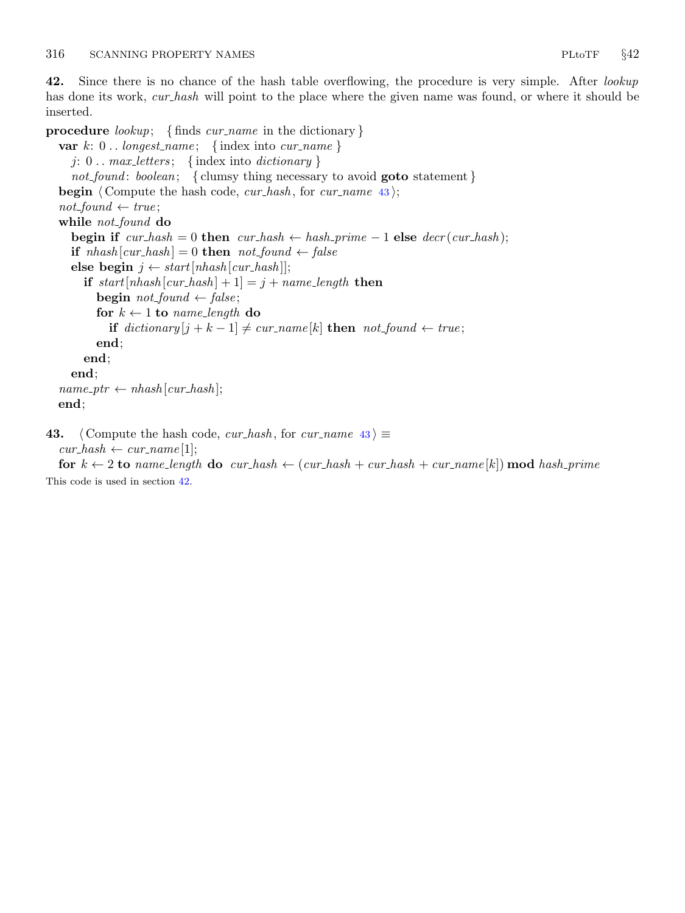**42.** Since there is no chance of the hash table overflowing, the procedure is very simple. After *lookup* has done its work, *cur_hash* will point to the place where the given name was found, or where it should be inserted.

```
procedure lookup;   { finds cur_name in the dictionary }
  var k: 0 .. longest_name;   { index into cur_name }
    j: 0 .. max_letters;   { index into dictionary }
    not_found: boolean;   { clumsy thing necessary to avoid goto statement }
  begin ⟨Compute the hash code, cur_hash, for cur_name 43⟩;
  not_found ← true;
  while not_found do
    begin if cur_hash = 0 then cur_hash ← hash_prime − 1 else decr(cur_hash);
    if nhash[cur_hash] = 0 then not_found ← false
    else begin j ← start[nhash[cur_hash]];
      if start[nhash[cur_hash] + 1] = j + name_length then
        begin not_found ← false;
        for k ← 1 to name_length do
          if dictionary[j + k − 1] ≠ cur_name[k] then not_found ← true;
        end;
      end;
    end;
  name_ptr ← nhash[cur_hash];
  end;
```

**43.** ⟨Compute the hash code, *cur_hash*, for *cur_name* 43⟩ ≡

```
  cur_hash ← cur_name[1];
  for k ← 2 to name_length do cur_hash ← (cur_hash + cur_hash + cur_name[k]) mod hash_prime
```

This code is used in section 42.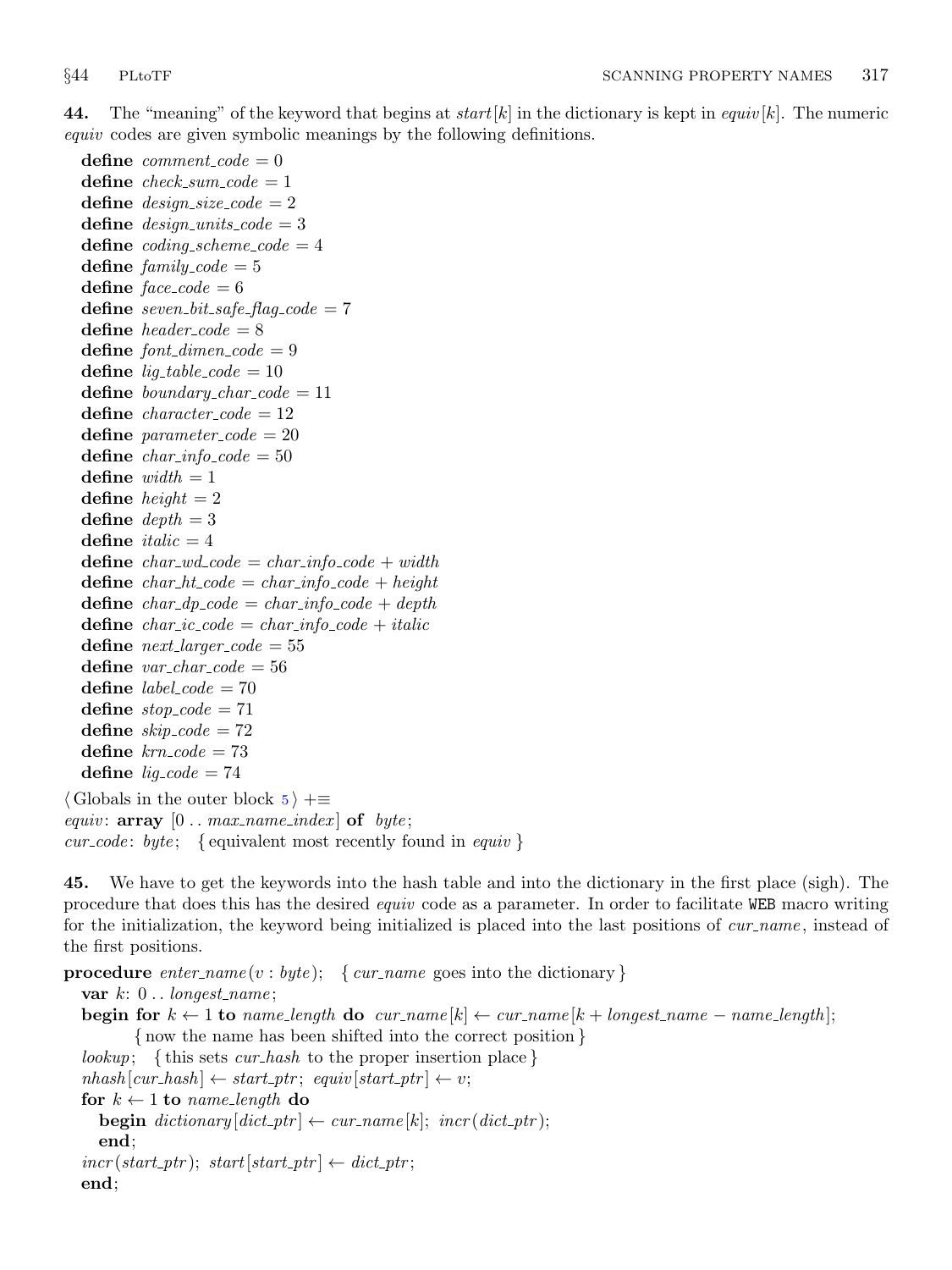**44.** The "meaning" of the keyword that begins at *start*[*k*] in the dictionary is kept in *equiv*[*k*]. The numeric *equiv* codes are given symbolic meanings by the following definitions.

```
define comment_code = 0
define check_sum_code = 1
define design_size_code = 2
define design_units_code = 3
define coding_scheme_code = 4
define family_code = 5
define face_code = 6
define seven_bit_safe_flag_code = 7
define header_code = 8
define font_dimen_code = 9
define lig_table_code = 10
define boundary_char_code = 11
define character_code = 12
define parameter_code = 20
define char_info_code = 50
define width = 1
define height = 2
define depth = 3
define italic = 4
define char_wd_code = char_info_code + width
define char_ht_code = char_info_code + height
define char_dp_code = char_info_code + depth
define char_ic_code = char_info_code + italic
define next_larger_code = 55
define var_char_code = 56
define label_code = 70
define stop_code = 71
define skip_code = 72
define krn_code = 73
define lig_code = 74

⟨Globals in the outer block 5⟩ +≡
equiv: array [0 .. max_name_index] of byte;
cur_code: byte;   { equivalent most recently found in equiv }
```

**45.** We have to get the keywords into the hash table and into the dictionary in the first place (sigh). The procedure that does this has the desired *equiv* code as a parameter. In order to facilitate WEB macro writing for the initialization, the keyword being initialized is placed into the last positions of *cur_name*, instead of the first positions.

```
procedure enter_name(v : byte);   { cur_name goes into the dictionary }
  var k: 0 .. longest_name;
  begin for k ← 1 to name_length do cur_name[k] ← cur_name[k + longest_name − name_length];
      { now the name has been shifted into the correct position }
  lookup;   { this sets cur_hash to the proper insertion place }
  nhash[cur_hash] ← start_ptr; equiv[start_ptr] ← v;
  for k ← 1 to name_length do
    begin dictionary[dict_ptr] ← cur_name[k]; incr(dict_ptr);
    end;
  incr(start_ptr); start[start_ptr] ← dict_ptr;
  end;
```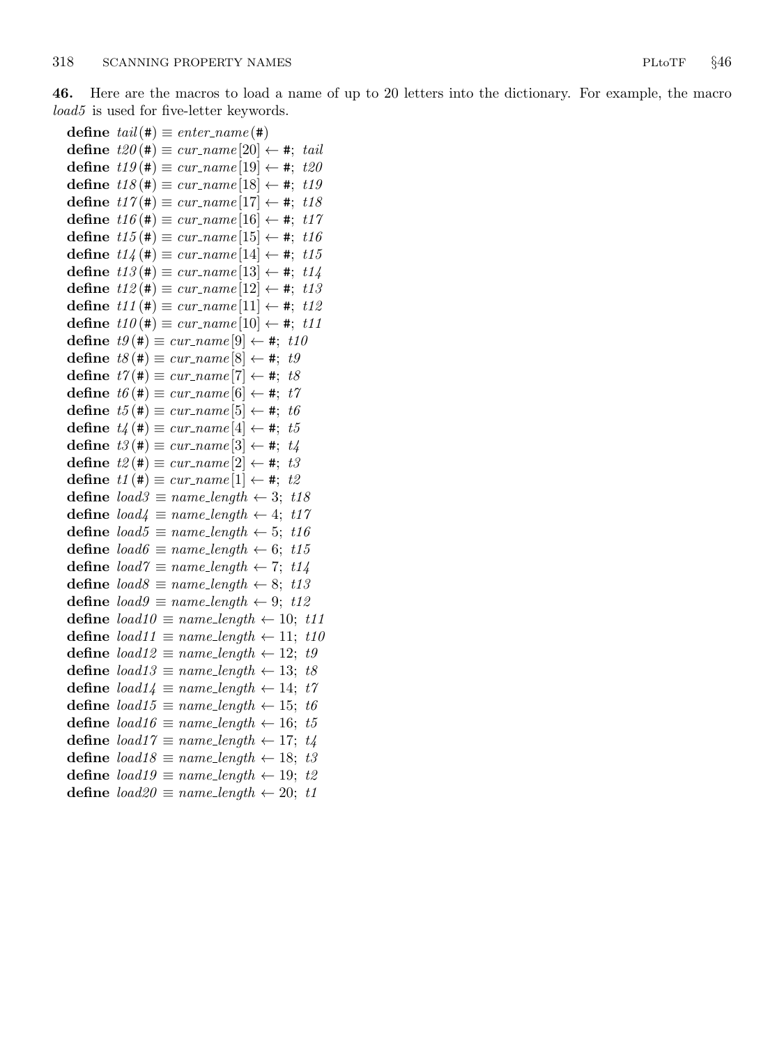**46.** Here are the macros to load a name of up to 20 letters into the dictionary. For example, the macro *load5* is used for five-letter keywords.

**define** *tail*(#) ≡ *enter_name*(#)
**define** *t20*(#) ≡ *cur_name*[20] ← #; *tail*
**define** *t19*(#) ≡ *cur_name*[19] ← #; *t20*
**define** *t18*(#) ≡ *cur_name*[18] ← #; *t19*
**define** *t17*(#) ≡ *cur_name*[17] ← #; *t18*
**define** *t16*(#) ≡ *cur_name*[16] ← #; *t17*
**define** *t15*(#) ≡ *cur_name*[15] ← #; *t16*
**define** *t14*(#) ≡ *cur_name*[14] ← #; *t15*
**define** *t13*(#) ≡ *cur_name*[13] ← #; *t14*
**define** *t12*(#) ≡ *cur_name*[12] ← #; *t13*
**define** *t11*(#) ≡ *cur_name*[11] ← #; *t12*
**define** *t10*(#) ≡ *cur_name*[10] ← #; *t11*
**define** *t9*(#) ≡ *cur_name*[9] ← #; *t10*
**define** *t8*(#) ≡ *cur_name*[8] ← #; *t9*
**define** *t7*(#) ≡ *cur_name*[7] ← #; *t8*
**define** *t6*(#) ≡ *cur_name*[6] ← #; *t7*
**define** *t5*(#) ≡ *cur_name*[5] ← #; *t6*
**define** *t4*(#) ≡ *cur_name*[4] ← #; *t5*
**define** *t3*(#) ≡ *cur_name*[3] ← #; *t4*
**define** *t2*(#) ≡ *cur_name*[2] ← #; *t3*
**define** *t1*(#) ≡ *cur_name*[1] ← #; *t2*
**define** *load3* ≡ *name_length* ← 3; *t18*
**define** *load4* ≡ *name_length* ← 4; *t17*
**define** *load5* ≡ *name_length* ← 5; *t16*
**define** *load6* ≡ *name_length* ← 6; *t15*
**define** *load7* ≡ *name_length* ← 7; *t14*
**define** *load8* ≡ *name_length* ← 8; *t13*
**define** *load9* ≡ *name_length* ← 9; *t12*
**define** *load10* ≡ *name_length* ← 10; *t11*
**define** *load11* ≡ *name_length* ← 11; *t10*
**define** *load12* ≡ *name_length* ← 12; *t9*
**define** *load13* ≡ *name_length* ← 13; *t8*
**define** *load14* ≡ *name_length* ← 14; *t7*
**define** *load15* ≡ *name_length* ← 15; *t6*
**define** *load16* ≡ *name_length* ← 16; *t5*
**define** *load17* ≡ *name_length* ← 17; *t4*
**define** *load18* ≡ *name_length* ← 18; *t3*
**define** *load19* ≡ *name_length* ← 19; *t2*
**define** *load20* ≡ *name_length* ← 20; *t1*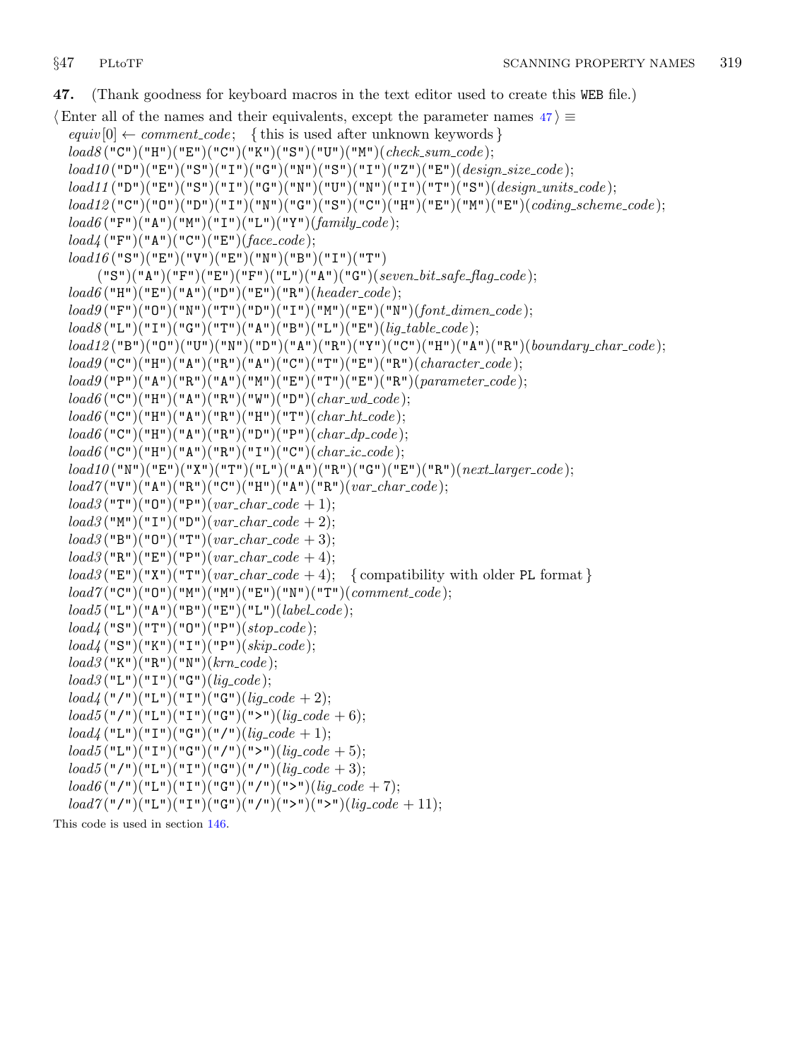**47.** (Thank goodness for keyboard macros in the text editor used to create this WEB file.)

⟨Enter all of the names and their equivalents, except the parameter names 47⟩ ≡

```
equiv[0] ← comment_code;  { this is used after unknown keywords }
load8("C")("H")("E")("C")("K")("S")("U")("M")(check_sum_code);
load10("D")("E")("S")("I")("G")("N")("S")("I")("Z")("E")(design_size_code);
load11("D")("E")("S")("I")("G")("N")("U")("N")("I")("T")("S")(design_units_code);
load12("C")("O")("D")("I")("N")("G")("S")("C")("H")("E")("M")("E")(coding_scheme_code);
load6("F")("A")("M")("I")("L")("Y")(family_code);
load4("F")("A")("C")("E")(face_code);
load16("S")("E")("V")("E")("N")("B")("I")("T")
    ("S")("A")("F")("E")("F")("L")("A")("G")(seven_bit_safe_flag_code);
load6("H")("E")("A")("D")("E")("R")(header_code);
load9("F")("O")("N")("T")("D")("I")("M")("E")("N")(font_dimen_code);
load8("L")("I")("G")("T")("A")("B")("L")("E")(lig_table_code);
load12("B")("O")("U")("N")("D")("A")("R")("Y")("C")("H")("A")("R")(boundary_char_code);
load9("C")("H")("A")("R")("A")("C")("T")("E")("R")(character_code);
load9("P")("A")("R")("A")("M")("E")("T")("E")("R")(parameter_code);
load6("C")("H")("A")("R")("W")("D")(char_wd_code);
load6("C")("H")("A")("R")("H")("T")(char_ht_code);
load6("C")("H")("A")("R")("D")("P")(char_dp_code);
load6("C")("H")("A")("R")("I")("C")(char_ic_code);
load10("N")("E")("X")("T")("L")("A")("R")("G")("E")("R")(next_larger_code);
load7("V")("A")("R")("C")("H")("A")("R")(var_char_code);
load3("T")("O")("P")(var_char_code + 1);
load3("M")("I")("D")(var_char_code + 2);
load3("B")("O")("T")(var_char_code + 3);
load3("R")("E")("P")(var_char_code + 4);
load3("E")("X")("T")(var_char_code + 4);  { compatibility with older PL format }
load7("C")("O")("M")("M")("E")("N")("T")(comment_code);
load5("L")("A")("B")("E")("L")(label_code);
load4("S")("T")("O")("P")(stop_code);
load4("S")("K")("I")("P")(skip_code);
load3("K")("R")("N")(krn_code);
load3("L")("I")("G")(lig_code);
load4("/")("L")("I")("G")(lig_code + 2);
load5("/")("L")("I")("G")(">")(lig_code + 6);
load4("L")("I")("G")("/")(lig_code + 1);
load5("L")("I")("G")("/")(">")(lig_code + 5);
load5("/")("L")("I")("G")("/")(lig_code + 3);
load6("/")("L")("I")("G")("/")(">")(lig_code + 7);
load7("/")("L")("I")("G")("/")(">")(">")(lig_code + 11);
```

This code is used in section 146.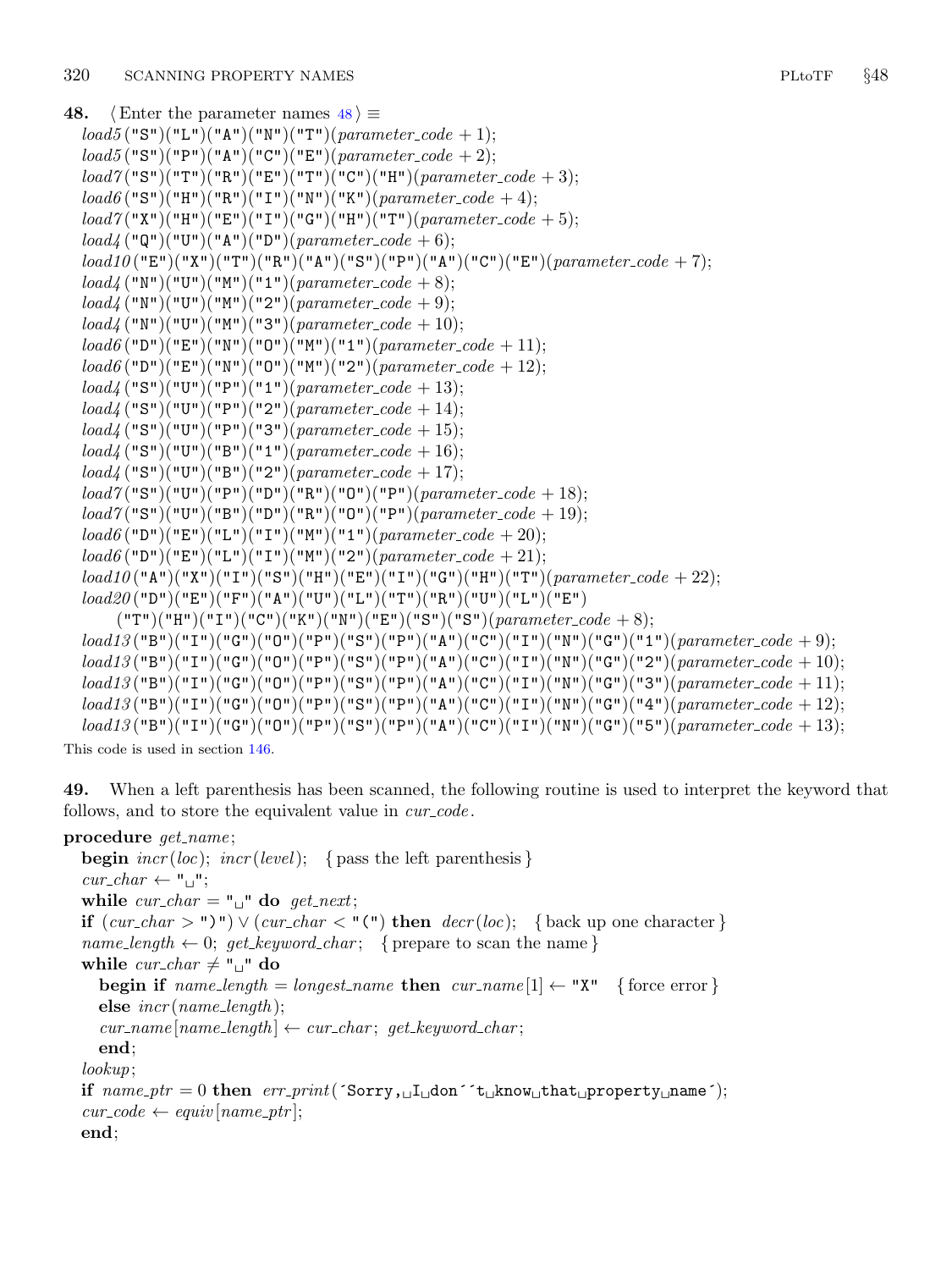**48.** ⟨Enter the parameter names 48⟩ ≡

```
load5("S")("L")("A")("N")("T")(parameter_code + 1);
load5("S")("P")("A")("C")("E")(parameter_code + 2);
load7("S")("T")("R")("E")("T")("C")("H")(parameter_code + 3);
load6("S")("H")("R")("I")("N")("K")(parameter_code + 4);
load7("X")("H")("E")("I")("G")("H")("T")(parameter_code + 5);
load4("Q")("U")("A")("D")(parameter_code + 6);
load10("E")("X")("T")("R")("A")("S")("P")("A")("C")("E")(parameter_code + 7);
load4("N")("U")("M")("1")(parameter_code + 8);
load4("N")("U")("M")("2")(parameter_code + 9);
load4("N")("U")("M")("3")(parameter_code + 10);
load6("D")("E")("N")("O")("M")("1")(parameter_code + 11);
load6("D")("E")("N")("O")("M")("2")(parameter_code + 12);
load4("S")("U")("P")("1")(parameter_code + 13);
load4("S")("U")("P")("2")(parameter_code + 14);
load4("S")("U")("P")("3")(parameter_code + 15);
load4("S")("U")("B")("1")(parameter_code + 16);
load4("S")("U")("B")("2")(parameter_code + 17);
load7("S")("U")("P")("D")("R")("O")("P")(parameter_code + 18);
load7("S")("U")("B")("D")("R")("O")("P")(parameter_code + 19);
load6("D")("E")("L")("I")("M")("1")(parameter_code + 20);
load6("D")("E")("L")("I")("M")("2")(parameter_code + 21);
load10("A")("X")("I")("S")("H")("E")("I")("G")("H")("T")(parameter_code + 22);
load20("D")("E")("F")("A")("U")("L")("T")("R")("U")("L")("E")
      ("T")("H")("I")("C")("K")("N")("E")("S")("S")(parameter_code + 8);
load13("B")("I")("G")("O")("P")("S")("P")("A")("C")("I")("N")("G")("1")(parameter_code + 9);
load13("B")("I")("G")("O")("P")("S")("P")("A")("C")("I")("N")("G")("2")(parameter_code + 10);
load13("B")("I")("G")("O")("P")("S")("P")("A")("C")("I")("N")("G")("3")(parameter_code + 11);
load13("B")("I")("G")("O")("P")("S")("P")("A")("C")("I")("N")("G")("4")(parameter_code + 12);
load13("B")("I")("G")("O")("P")("S")("P")("A")("C")("I")("N")("G")("5")(parameter_code + 13);
```

This code is used in section 146.

**49.** When a left parenthesis has been scanned, the following routine is used to interpret the keyword that follows, and to store the equivalent value in *cur_code*.

```
procedure get_name;
  begin incr(loc); incr(level);   { pass the left parenthesis }
  cur_char ← "␣";
  while cur_char = "␣" do get_next;
  if (cur_char > ")") ∨ (cur_char < "(") then decr(loc);   { back up one character }
  name_length ← 0; get_keyword_char;   { prepare to scan the name }
  while cur_char ≠ "␣" do
    begin if name_length = longest_name then cur_name[1] ← "X"   { force error }
    else incr(name_length);
    cur_name[name_length] ← cur_char; get_keyword_char;
    end;
  lookup;
  if name_ptr = 0 then err_print(´Sorry,␣I␣don´´t␣know␣that␣property␣name´);
  cur_code ← equiv[name_ptr];
  end;
```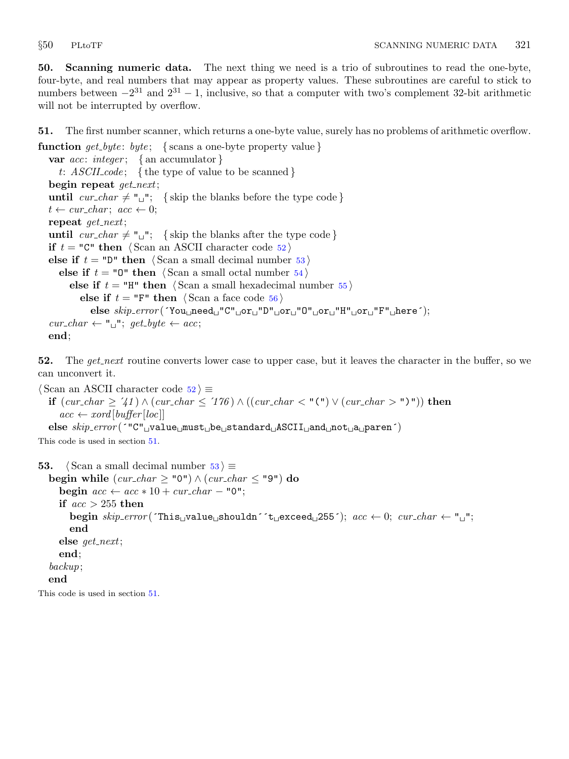**50. Scanning numeric data.** The next thing we need is a trio of subroutines to read the one-byte, four-byte, and real numbers that may appear as property values. These subroutines are careful to stick to numbers between $-2^{31}$ and $2^{31}-1$, inclusive, so that a computer with two's complement 32-bit arithmetic will not be interrupted by overflow.

**51.** The first number scanner, which returns a one-byte value, surely has no problems of arithmetic overflow.

```
function get_byte: byte;   { scans a one-byte property value }
  var acc: integer;   { an accumulator }
    t: ASCII_code;   { the type of value to be scanned }
  begin repeat get_next;
  until cur_char ≠ "␣";   { skip the blanks before the type code }
  t ← cur_char; acc ← 0;
  repeat get_next;
  until cur_char ≠ "␣";   { skip the blanks after the type code }
  if t = "C" then ⟨Scan an ASCII character code 52⟩
  else if t = "D" then ⟨Scan a small decimal number 53⟩
    else if t = "O" then ⟨Scan a small octal number 54⟩
      else if t = "H" then ⟨Scan a small hexadecimal number 55⟩
        else if t = "F" then ⟨Scan a face code 56⟩
          else skip_error(´You␣need␣"C"␣or␣"D"␣or␣"O"␣or␣"H"␣or␣"F"␣here´);
  cur_char ← "␣"; get_byte ← acc;
  end;
```

**52.** The *get_next* routine converts lower case to upper case, but it leaves the character in the buffer, so we can unconvert it.

```
⟨Scan an ASCII character code 52⟩ ≡
  if (cur_char ≥ ´41) ∧ (cur_char ≤ ´176) ∧ ((cur_char < "(") ∨ (cur_char > ")")) then
    acc ← xord[buffer[loc]]
  else skip_error(´"C"␣value␣must␣be␣standard␣ASCII␣and␣not␣a␣paren´)
```

This code is used in section 51.

**53.**

```
⟨Scan a small decimal number 53⟩ ≡
  begin while (cur_char ≥ "0") ∧ (cur_char ≤ "9") do
    begin acc ← acc * 10 + cur_char − "0";
    if acc > 255 then
      begin skip_error(´This␣value␣shouldn´´t␣exceed␣255´); acc ← 0; cur_char ← "␣";
      end
    else get_next;
    end;
  backup;
  end
```

This code is used in section 51.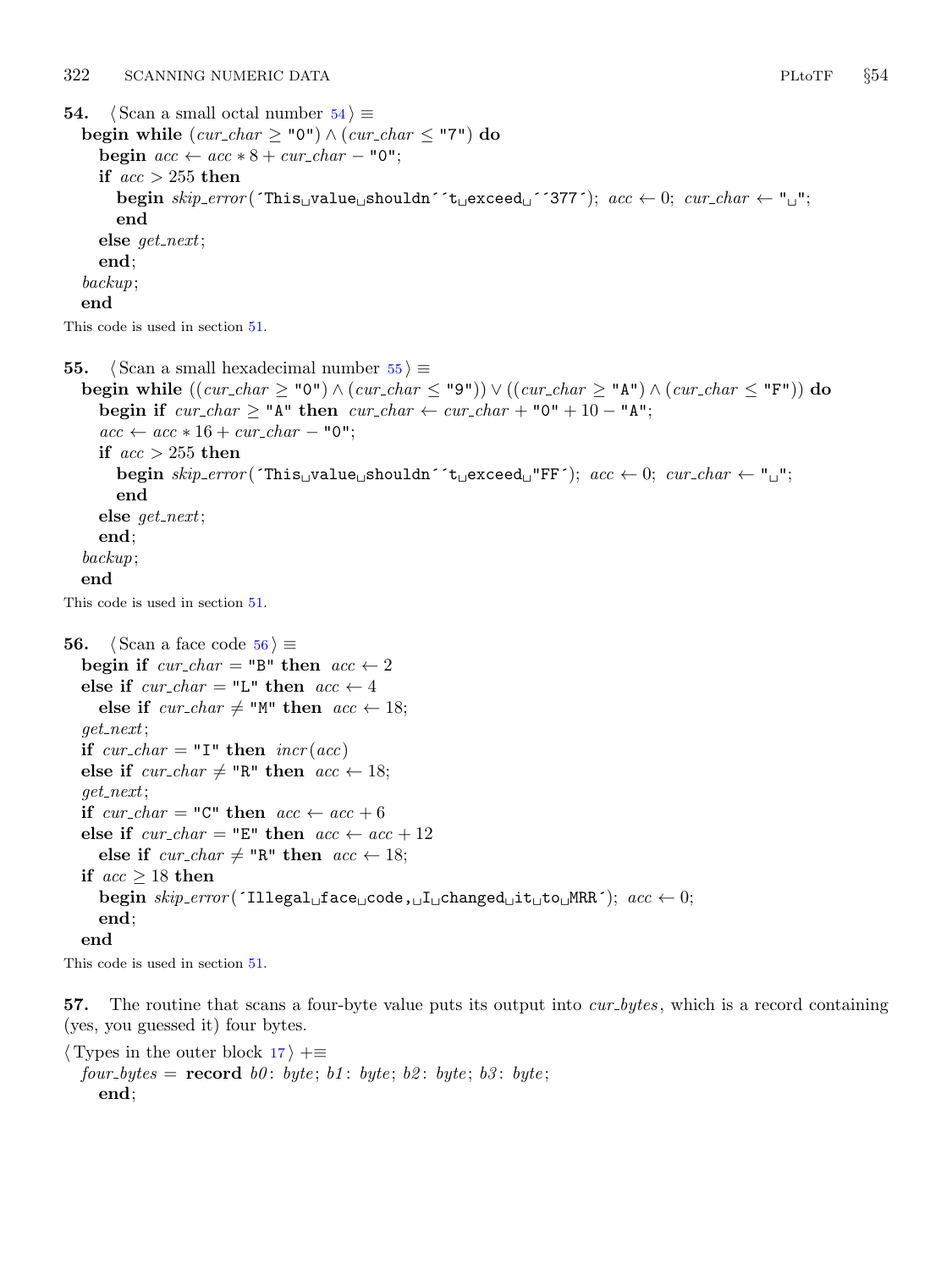**54.** ⟨ Scan a small octal number 54 ⟩ ≡

```
begin while (cur_char ≥ "0") ∧ (cur_char ≤ "7") do
  begin acc ← acc * 8 + cur_char − "0";
  if acc > 255 then
    begin skip_error(´This␣value␣shouldn´´t␣exceed␣´´377´); acc ← 0; cur_char ← "␣";
    end
  else get_next;
  end;
backup;
end
```

This code is used in section 51.

**55.** ⟨ Scan a small hexadecimal number 55 ⟩ ≡

```
begin while ((cur_char ≥ "0") ∧ (cur_char ≤ "9")) ∨ ((cur_char ≥ "A") ∧ (cur_char ≤ "F")) do
  begin if cur_char ≥ "A" then cur_char ← cur_char + "0" + 10 − "A";
  acc ← acc * 16 + cur_char − "0";
  if acc > 255 then
    begin skip_error(´This␣value␣shouldn´´t␣exceed␣"FF´); acc ← 0; cur_char ← "␣";
    end
  else get_next;
  end;
backup;
end
```

This code is used in section 51.

**56.** ⟨ Scan a face code 56 ⟩ ≡

```
begin if cur_char = "B" then acc ← 2
else if cur_char = "L" then acc ← 4
  else if cur_char ≠ "M" then acc ← 18;
get_next;
if cur_char = "I" then incr(acc)
else if cur_char ≠ "R" then acc ← 18;
get_next;
if cur_char = "C" then acc ← acc + 6
else if cur_char = "E" then acc ← acc + 12
  else if cur_char ≠ "R" then acc ← 18;
if acc ≥ 18 then
  begin skip_error(´Illegal␣face␣code,␣I␣changed␣it␣to␣MRR´); acc ← 0;
  end;
end
```

This code is used in section 51.

**57.** The routine that scans a four-byte value puts its output into *cur_bytes*, which is a record containing (yes, you guessed it) four bytes.

⟨ Types in the outer block 17 ⟩ +≡

```
four_bytes = record b0: byte; b1: byte; b2: byte; b3: byte;
  end;
```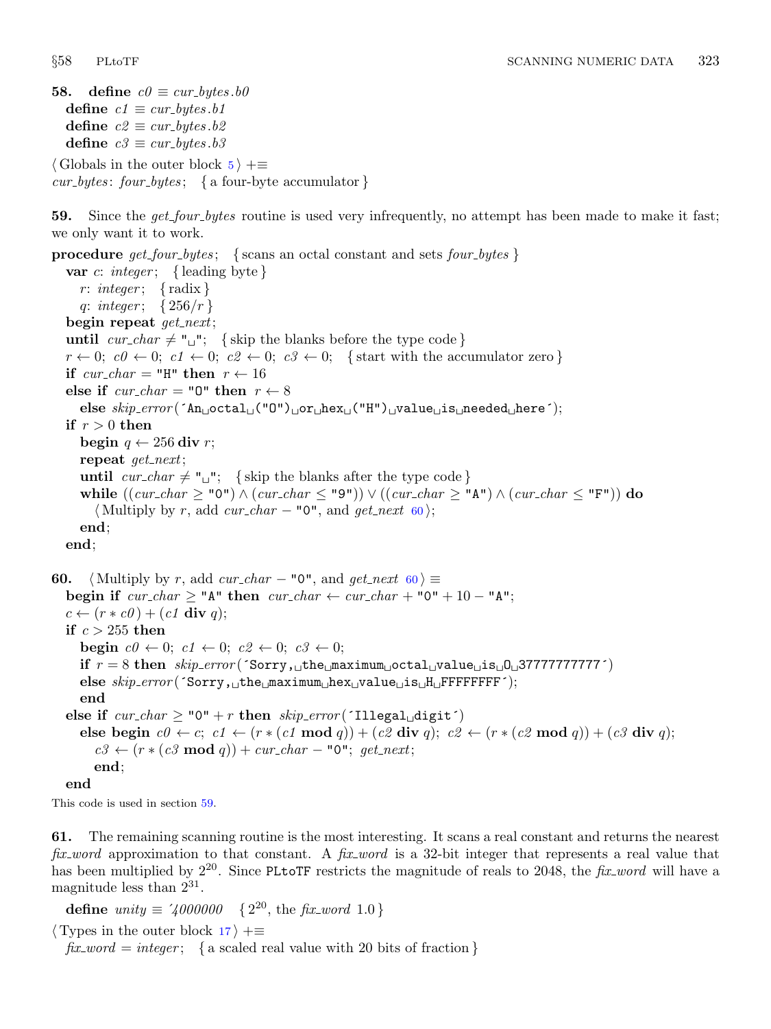**58.** **define** $c0 \equiv cur\_bytes.b0$
**define** $c1 \equiv cur\_bytes.b1$
**define** $c2 \equiv cur\_bytes.b2$
**define** $c3 \equiv cur\_bytes.b3$

⟨ Globals in the outer block 5 ⟩ +≡
*cur_bytes*: *four_bytes*; { a four-byte accumulator }

**59.** Since the *get_four_bytes* routine is used very infrequently, no attempt has been made to make it fast; we only want it to work.

```
procedure get_four_bytes; { scans an octal constant and sets four_bytes }
  var c: integer; { leading byte }
    r: integer; { radix }
    q: integer; { 256/r }
  begin repeat get_next;
  until cur_char ≠ "␣"; { skip the blanks before the type code }
  r ← 0; c0 ← 0; c1 ← 0; c2 ← 0; c3 ← 0; { start with the accumulator zero }
  if cur_char = "H" then r ← 16
  else if cur_char = "O" then r ← 8
    else skip_error(´An␣octal␣("O")␣or␣hex␣("H")␣value␣is␣needed␣here´);
  if r > 0 then
    begin q ← 256 div r;
    repeat get_next;
    until cur_char ≠ "␣"; { skip the blanks after the type code }
    while ((cur_char ≥ "0") ∧ (cur_char ≤ "9")) ∨ ((cur_char ≥ "A") ∧ (cur_char ≤ "F")) do
      ⟨ Multiply by r, add cur_char − "0", and get_next 60 ⟩;
    end;
  end;
```

**60.** ⟨ Multiply by $r$, add *cur_char* − "0", and *get_next* 60 ⟩ ≡

```
begin if cur_char ≥ "A" then cur_char ← cur_char + "0" + 10 − "A";
c ← (r * c0) + (c1 div q);
if c > 255 then
  begin c0 ← 0; c1 ← 0; c2 ← 0; c3 ← 0;
  if r = 8 then skip_error(´Sorry,␣the␣maximum␣octal␣value␣is␣O␣37777777777´)
  else skip_error(´Sorry,␣the␣maximum␣hex␣value␣is␣H␣FFFFFFFF´);
  end
else if cur_char ≥ "0" + r then skip_error(´Illegal␣digit´)
  else begin c0 ← c; c1 ← (r * (c1 mod q)) + (c2 div q); c2 ← (r * (c2 mod q)) + (c3 div q);
    c3 ← (r * (c3 mod q)) + cur_char − "0"; get_next;
    end;
end
```

This code is used in section 59.

**61.** The remaining scanning routine is the most interesting. It scans a real constant and returns the nearest *fix_word* approximation to that constant. A *fix_word* is a 32-bit integer that represents a real value that has been multiplied by $2^{20}$. Since PLtoTF restricts the magnitude of reals to 2048, the *fix_word* will have a magnitude less than $2^{31}$.

**define** $unity \equiv ´4000000$ { $2^{20}$, the *fix_word* 1.0 }

⟨ Types in the outer block 17 ⟩ +≡
*fix_word* = *integer*; { a scaled real value with 20 bits of fraction }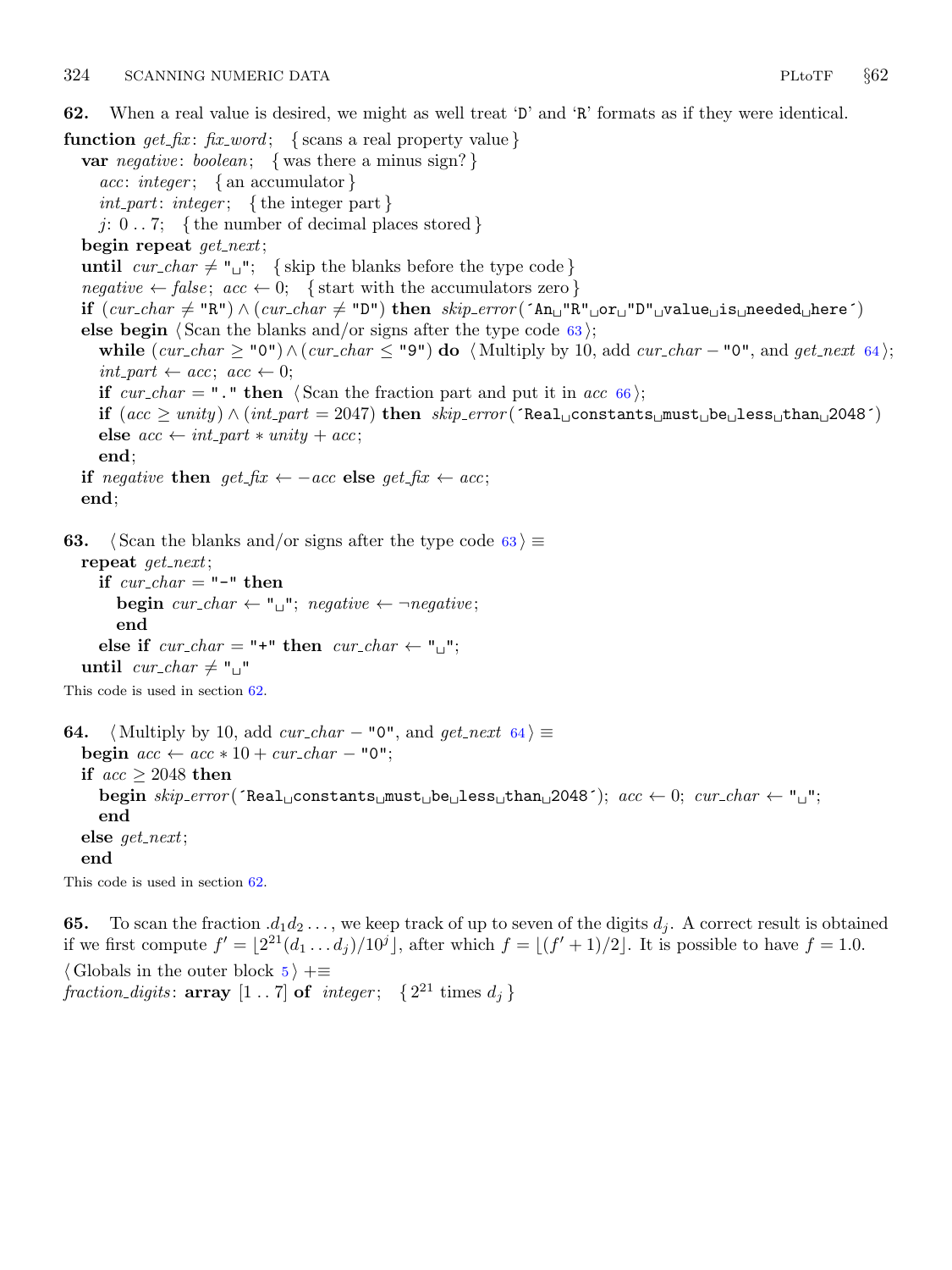**62.** When a real value is desired, we might as well treat '`D`' and '`R`' formats as if they were identical.

```
function get_fix: fix_word;   { scans a real property value }
  var negative: boolean;   { was there a minus sign? }
    acc: integer;   { an accumulator }
    int_part: integer;   { the integer part }
    j: 0 .. 7;   { the number of decimal places stored }
  begin repeat get_next;
  until cur_char ≠ " ";   { skip the blanks before the type code }
  negative ← false; acc ← 0;   { start with the accumulators zero }
  if (cur_char ≠ "R") ∧ (cur_char ≠ "D") then skip_error('An "R" or "D" value is needed here')
  else begin ⟨Scan the blanks and/or signs after the type code 63⟩;
    while (cur_char ≥ "0") ∧ (cur_char ≤ "9") do ⟨Multiply by 10, add cur_char − "0", and get_next 64⟩;
    int_part ← acc; acc ← 0;
    if cur_char = "." then ⟨Scan the fraction part and put it in acc 66⟩;
    if (acc ≥ unity) ∧ (int_part = 2047) then skip_error('Real constants must be less than 2048')
    else acc ← int_part * unity + acc;
    end;
  if negative then get_fix ← −acc else get_fix ← acc;
  end;
```

**63.** ⟨Scan the blanks and/or signs after the type code 63⟩ ≡

```
repeat get_next;
  if cur_char = "-" then
    begin cur_char ← " "; negative ← ¬negative;
    end
  else if cur_char = "+" then cur_char ← " ";
until cur_char ≠ " "
```

This code is used in section 62.

**64.** ⟨Multiply by 10, add *cur_char* − "0", and *get_next* 64⟩ ≡

```
begin acc ← acc * 10 + cur_char − "0";
if acc ≥ 2048 then
  begin skip_error('Real constants must be less than 2048'); acc ← 0; cur_char ← " ";
  end
else get_next;
end
```

This code is used in section 62.

**65.** To scan the fraction $.d_1d_2\ldots$, we keep track of up to seven of the digits $d_j$. A correct result is obtained if we first compute $f' = \lfloor 2^{21}(d_1 \ldots d_j)/10^j \rfloor$, after which $f = \lfloor (f'+1)/2 \rfloor$. It is possible to have $f = 1.0$.

⟨Globals in the outer block 5⟩ +≡
*fraction_digits*: **array** [1 .. 7] **of** *integer*;   { $2^{21}$ times $d_j$ }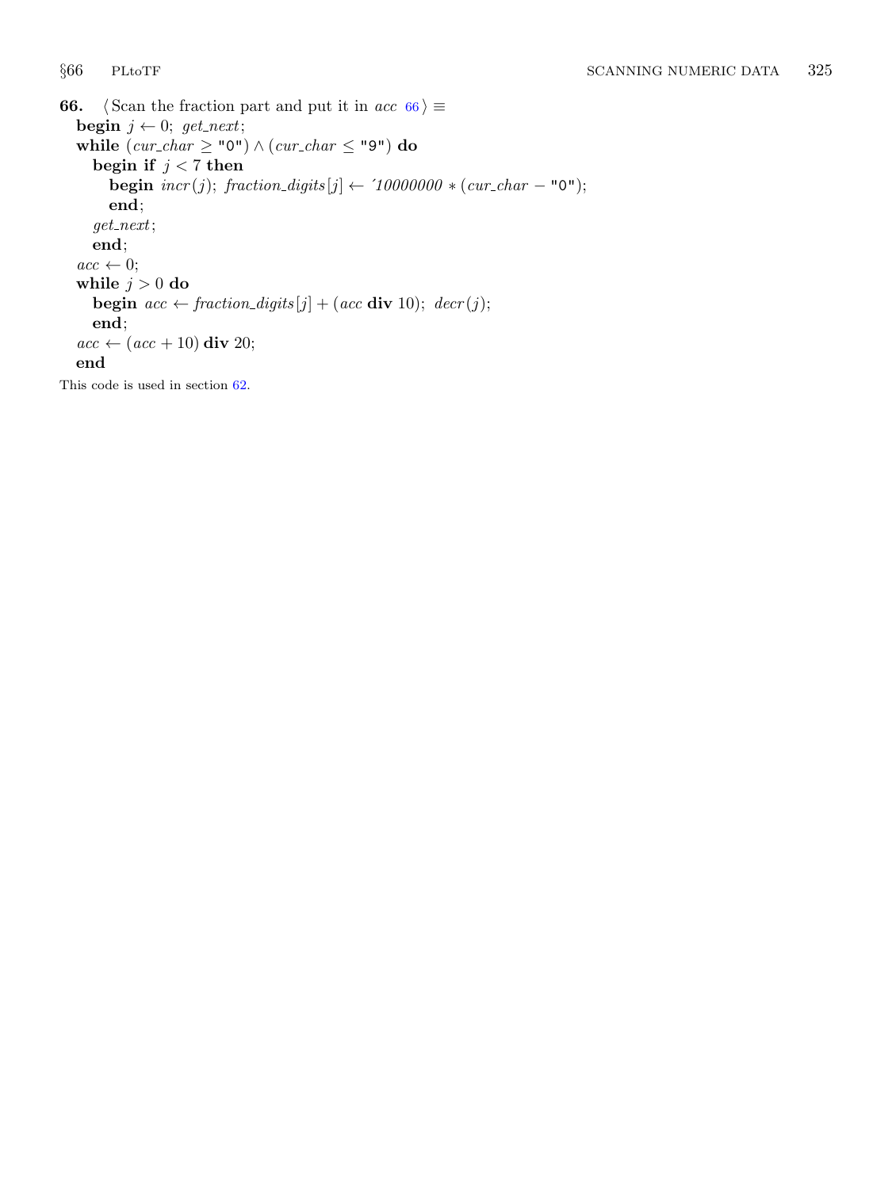**66.** ⟨ Scan the fraction part and put it in *acc* 66 ⟩ ≡

```
begin j ← 0; get_next;
while (cur_char ≥ "0") ∧ (cur_char ≤ "9") do
  begin if j < 7 then
    begin incr(j); fraction_digits[j] ← ´10000000 ∗ (cur_char − "0");
    end;
  get_next;
  end;
acc ← 0;
while j > 0 do
  begin acc ← fraction_digits[j] + (acc div 10); decr(j);
  end;
acc ← (acc + 10) div 20;
end
```

This code is used in section 62.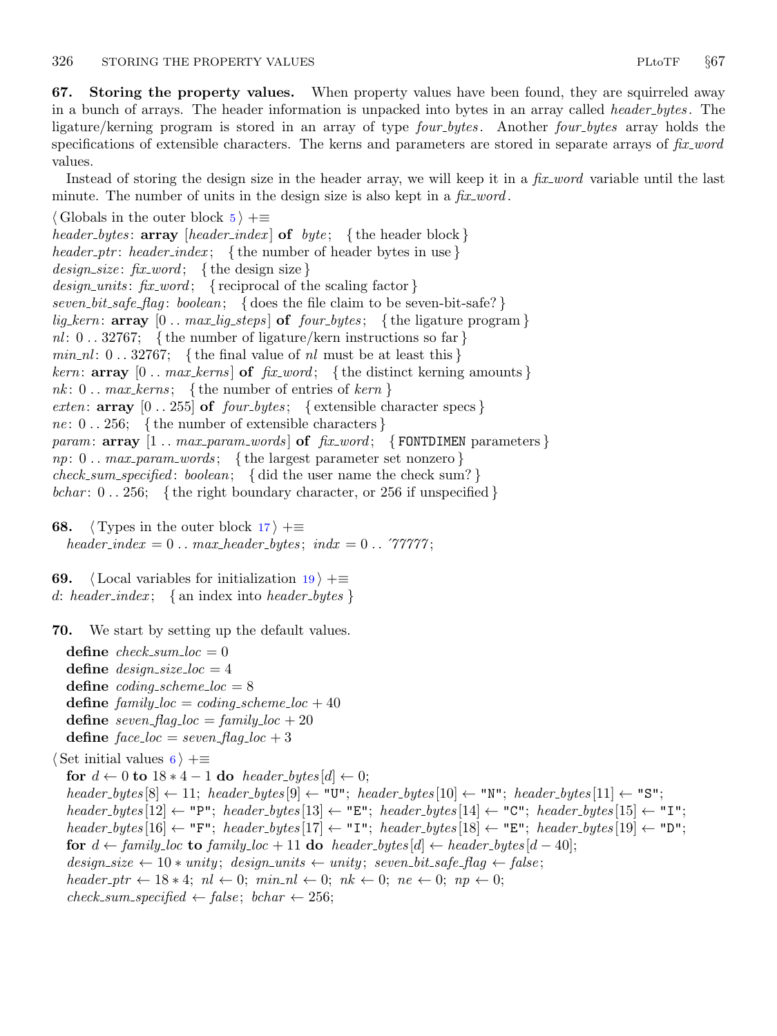**67. Storing the property values.** When property values have been found, they are squirreled away in a bunch of arrays. The header information is unpacked into bytes in an array called *header_bytes*. The ligature/kerning program is stored in an array of type *four_bytes*. Another *four_bytes* array holds the specifications of extensible characters. The kerns and parameters are stored in separate arrays of *fix_word* values.

Instead of storing the design size in the header array, we will keep it in a *fix_word* variable until the last minute. The number of units in the design size is also kept in a *fix_word*.

⟨ Globals in the outer block 5 ⟩ +≡
*header_bytes*: **array** [*header_index*] **of** *byte*; { the header block }
*header_ptr*: *header_index*; { the number of header bytes in use }
*design_size*: *fix_word*; { the design size }
*design_units*: *fix_word*; { reciprocal of the scaling factor }
*seven_bit_safe_flag*: *boolean*; { does the file claim to be seven-bit-safe? }
*lig_kern*: **array** [0 .. *max_lig_steps*] **of** *four_bytes*; { the ligature program }
*nl*: 0 .. 32767; { the number of ligature/kern instructions so far }
*min_nl*: 0 .. 32767; { the final value of *nl* must be at least this }
*kern*: **array** [0 .. *max_kerns*] **of** *fix_word*; { the distinct kerning amounts }
*nk*: 0 .. *max_kerns*; { the number of entries of *kern* }
*exten*: **array** [0 .. 255] **of** *four_bytes*; { extensible character specs }
*ne*: 0 .. 256; { the number of extensible characters }
*param*: **array** [1 .. *max_param_words*] **of** *fix_word*; { `FONTDIMEN` parameters }
*np*: 0 .. *max_param_words*; { the largest parameter set nonzero }
*check_sum_specified*: *boolean*; { did the user name the check sum? }
*bchar*: 0 .. 256; { the right boundary character, or 256 if unspecified }

**68.** ⟨ Types in the outer block 17 ⟩ +≡
*header_index* = 0 .. *max_header_bytes*; *indx* = 0 .. ´77777;

**69.** ⟨ Local variables for initialization 19 ⟩ +≡
*d*: *header_index*; { an index into *header_bytes* }

**70.** We start by setting up the default values.

**define** *check_sum_loc* = 0
**define** *design_size_loc* = 4
**define** *coding_scheme_loc* = 8
**define** *family_loc* = *coding_scheme_loc* + 40
**define** *seven_flag_loc* = *family_loc* + 20
**define** *face_loc* = *seven_flag_loc* + 3

⟨ Set initial values 6 ⟩ +≡
**for** *d* ← 0 **to** 18 ∗ 4 − 1 **do** *header_bytes*[*d*] ← 0;
*header_bytes*[8] ← 11; *header_bytes*[9] ← "U"; *header_bytes*[10] ← "N"; *header_bytes*[11] ← "S";
*header_bytes*[12] ← "P"; *header_bytes*[13] ← "E"; *header_bytes*[14] ← "C"; *header_bytes*[15] ← "I";
*header_bytes*[16] ← "F"; *header_bytes*[17] ← "I"; *header_bytes*[18] ← "E"; *header_bytes*[19] ← "D";
**for** *d* ← *family_loc* **to** *family_loc* + 11 **do** *header_bytes*[*d*] ← *header_bytes*[*d* − 40];
*design_size* ← 10 ∗ *unity*; *design_units* ← *unity*; *seven_bit_safe_flag* ← *false*;
*header_ptr* ← 18 ∗ 4; *nl* ← 0; *min_nl* ← 0; *nk* ← 0; *ne* ← 0; *np* ← 0;
*check_sum_specified* ← *false*; *bchar* ← 256;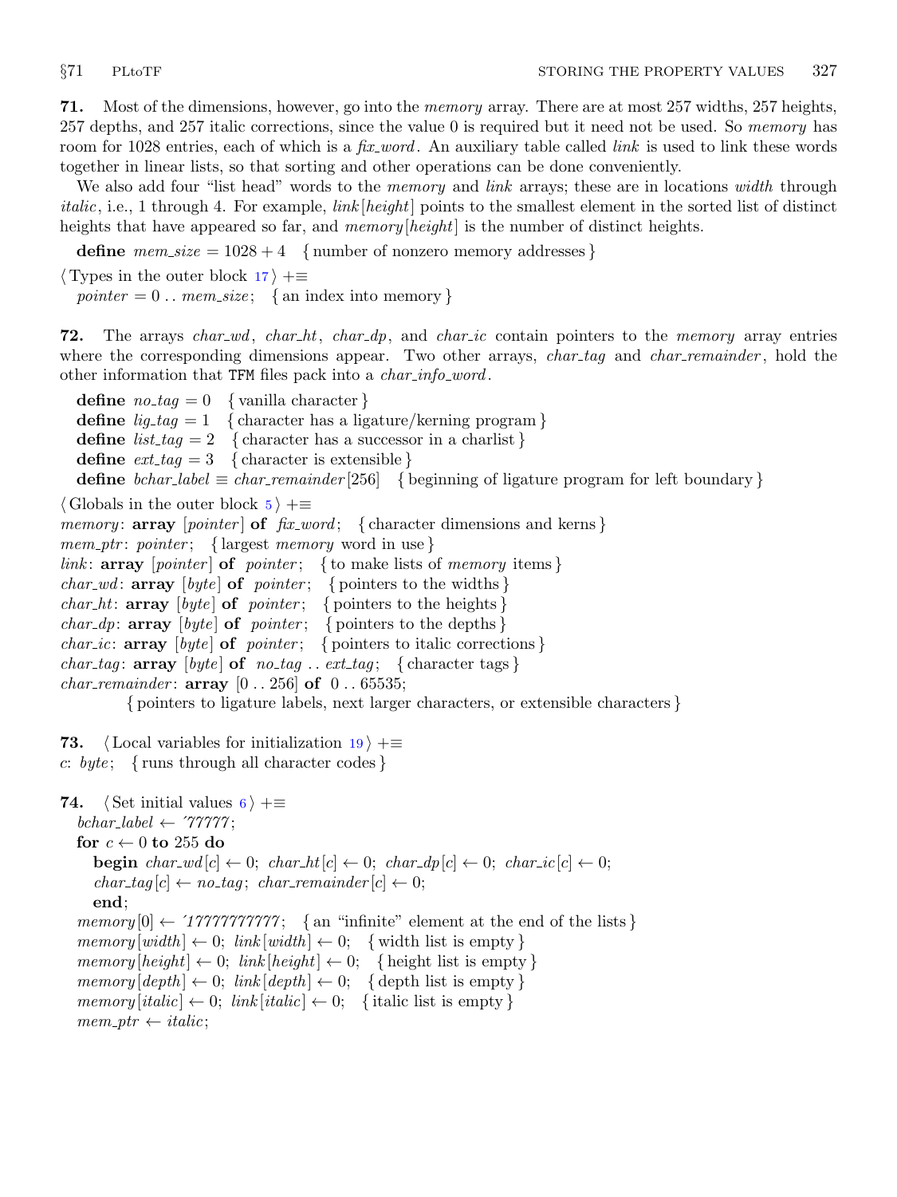**71.** Most of the dimensions, however, go into the *memory* array. There are at most 257 widths, 257 heights, 257 depths, and 257 italic corrections, since the value 0 is required but it need not be used. So *memory* has room for 1028 entries, each of which is a *fix_word*. An auxiliary table called *link* is used to link these words together in linear lists, so that sorting and other operations can be done conveniently.

We also add four "list head" words to the *memory* and *link* arrays; these are in locations *width* through *italic*, i.e., 1 through 4. For example, *link*[*height*] points to the smallest element in the sorted list of distinct heights that have appeared so far, and *memory*[*height*] is the number of distinct heights.

**define** *mem_size* = 1028 + 4   { number of nonzero memory addresses }

⟨ Types in the outer block 17 ⟩ +≡
*pointer* = 0 .. *mem_size*;   { an index into memory }

**72.** The arrays *char_wd*, *char_ht*, *char_dp*, and *char_ic* contain pointers to the *memory* array entries where the corresponding dimensions appear. Two other arrays, *char_tag* and *char_remainder*, hold the other information that TFM files pack into a *char_info_word*.

**define** *no_tag* = 0   { vanilla character }
**define** *lig_tag* = 1   { character has a ligature/kerning program }
**define** *list_tag* = 2   { character has a successor in a charlist }
**define** *ext_tag* = 3   { character is extensible }
**define** *bchar_label* ≡ *char_remainder*[256]   { beginning of ligature program for left boundary }

⟨ Globals in the outer block 5 ⟩ +≡
*memory*: **array** [*pointer*] **of** *fix_word*;   { character dimensions and kerns }
*mem_ptr*: *pointer*;   { largest *memory* word in use }
*link*: **array** [*pointer*] **of** *pointer*;   { to make lists of *memory* items }
*char_wd*: **array** [*byte*] **of** *pointer*;   { pointers to the widths }
*char_ht*: **array** [*byte*] **of** *pointer*;   { pointers to the heights }
*char_dp*: **array** [*byte*] **of** *pointer*;   { pointers to the depths }
*char_ic*: **array** [*byte*] **of** *pointer*;   { pointers to italic corrections }
*char_tag*: **array** [*byte*] **of** *no_tag* .. *ext_tag*;   { character tags }
*char_remainder*: **array** [0 .. 256] **of** 0 .. 65535;
  { pointers to ligature labels, next larger characters, or extensible characters }

**73.** ⟨ Local variables for initialization 19 ⟩ +≡
*c*: *byte*;   { runs through all character codes }

**74.** ⟨ Set initial values 6 ⟩ +≡
*bchar_label* ← ´77777;
**for** *c* ← 0 **to** 255 **do**
  **begin** *char_wd*[*c*] ← 0; *char_ht*[*c*] ← 0; *char_dp*[*c*] ← 0; *char_ic*[*c*] ← 0;
  *char_tag*[*c*] ← *no_tag*; *char_remainder*[*c*] ← 0;
  **end**;
*memory*[0] ← ´17777777777;   { an "infinite" element at the end of the lists }
*memory*[*width*] ← 0; *link*[*width*] ← 0;   { width list is empty }
*memory*[*height*] ← 0; *link*[*height*] ← 0;   { height list is empty }
*memory*[*depth*] ← 0; *link*[*depth*] ← 0;   { depth list is empty }
*memory*[*italic*] ← 0; *link*[*italic*] ← 0;   { italic list is empty }
*mem_ptr* ← *italic*;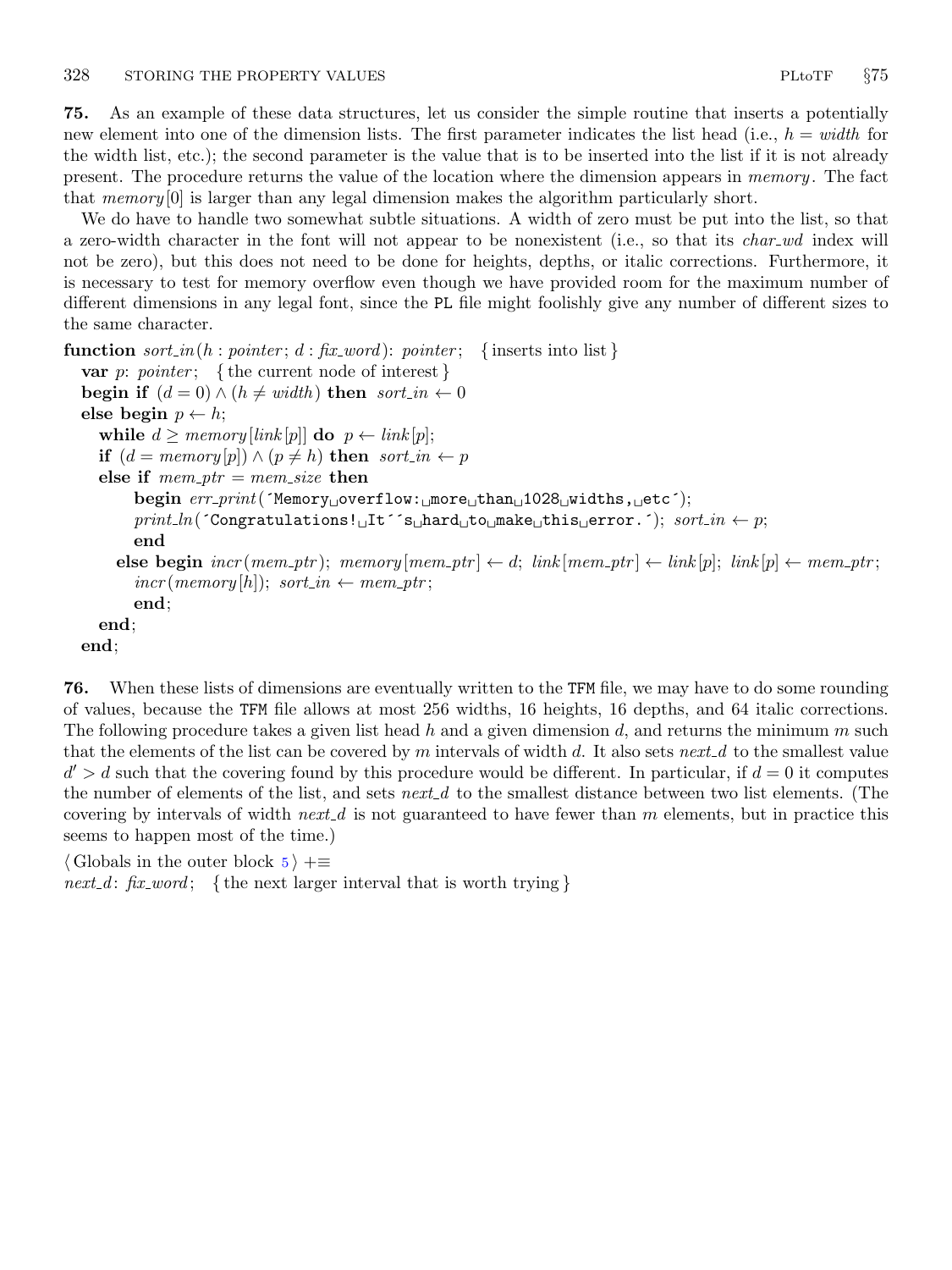**75.** As an example of these data structures, let us consider the simple routine that inserts a potentially new element into one of the dimension lists. The first parameter indicates the list head (i.e., $h = width$ for the width list, etc.); the second parameter is the value that is to be inserted into the list if it is not already present. The procedure returns the value of the location where the dimension appears in *memory*. The fact that $memory[0]$ is larger than any legal dimension makes the algorithm particularly short.

We do have to handle two somewhat subtle situations. A width of zero must be put into the list, so that a zero-width character in the font will not appear to be nonexistent (i.e., so that its *char_wd* index will not be zero), but this does not need to be done for heights, depths, or italic corrections. Furthermore, it is necessary to test for memory overflow even though we have provided room for the maximum number of different dimensions in any legal font, since the PL file might foolishly give any number of different sizes to the same character.

```
function sort_in(h : pointer; d : fix_word): pointer;  { inserts into list }
  var p: pointer;  { the current node of interest }
  begin if (d = 0) ∧ (h ≠ width) then sort_in ← 0
  else begin p ← h;
    while d ≥ memory[link[p]] do p ← link[p];
    if (d = memory[p]) ∧ (p ≠ h) then sort_in ← p
    else if mem_ptr = mem_size then
        begin err_print('Memory overflow: more than 1028 widths, etc');
        print_ln('Congratulations! It''s hard to make this error.'); sort_in ← p;
        end
      else begin incr(mem_ptr); memory[mem_ptr] ← d; link[mem_ptr] ← link[p]; link[p] ← mem_ptr;
        incr(memory[h]); sort_in ← mem_ptr;
        end;
    end;
  end;
```

**76.** When these lists of dimensions are eventually written to the TFM file, we may have to do some rounding of values, because the TFM file allows at most 256 widths, 16 heights, 16 depths, and 64 italic corrections. The following procedure takes a given list head $h$ and a given dimension $d$, and returns the minimum $m$ such that the elements of the list can be covered by $m$ intervals of width $d$. It also sets *next_d* to the smallest value $d' > d$ such that the covering found by this procedure would be different. In particular, if $d = 0$ it computes the number of elements of the list, and sets *next_d* to the smallest distance between two list elements. (The covering by intervals of width *next_d* is not guaranteed to have fewer than $m$ elements, but in practice this seems to happen most of the time.)

```
⟨ Globals in the outer block 5 ⟩ +≡
next_d: fix_word;  { the next larger interval that is worth trying }
```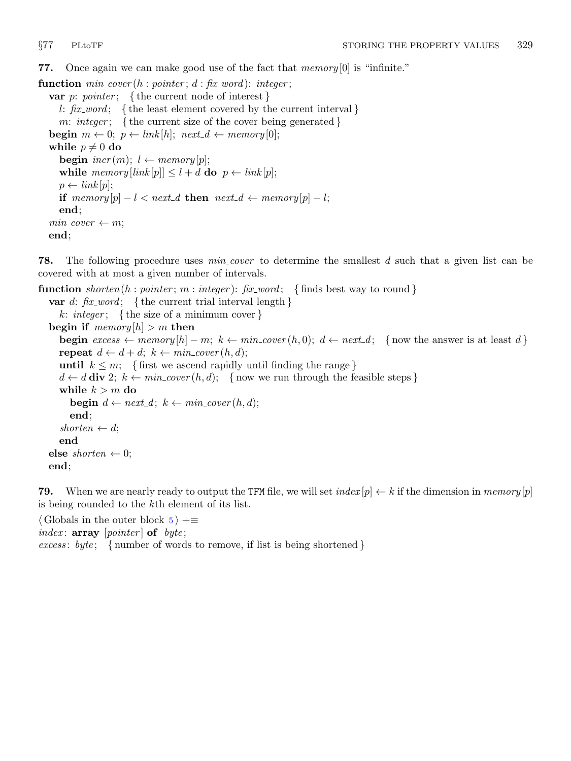**77.** Once again we can make good use of the fact that *memory*[0] is "infinite."

```
function min_cover(h : pointer; d : fix_word): integer;
  var p: pointer;  { the current node of interest }
    l: fix_word;  { the least element covered by the current interval }
    m: integer;  { the current size of the cover being generated }
  begin m ← 0; p ← link[h]; next_d ← memory[0];
  while p ≠ 0 do
    begin incr(m); l ← memory[p];
    while memory[link[p]] ≤ l + d do p ← link[p];
    p ← link[p];
    if memory[p] − l < next_d then next_d ← memory[p] − l;
    end;
  min_cover ← m;
  end;
```

**78.** The following procedure uses *min_cover* to determine the smallest $d$ such that a given list can be covered with at most a given number of intervals.

```
function shorten(h : pointer; m : integer): fix_word;  { finds best way to round }
  var d: fix_word;  { the current trial interval length }
    k: integer;  { the size of a minimum cover }
  begin if memory[h] > m then
    begin excess ← memory[h] − m; k ← min_cover(h, 0); d ← next_d;  { now the answer is at least d }
    repeat d ← d + d; k ← min_cover(h, d);
    until k ≤ m;  { first we ascend rapidly until finding the range }
    d ← d div 2; k ← min_cover(h, d);  { now we run through the feasible steps }
    while k > m do
      begin d ← next_d; k ← min_cover(h, d);
      end;
    shorten ← d;
    end
  else shorten ← 0;
  end;
```

**79.** When we are nearly ready to output the TFM file, we will set $index[p] \leftarrow k$ if the dimension in *memory*[$p$] is being rounded to the $k$th element of its list.

```
⟨ Globals in the outer block 5 ⟩ +≡
index: array [pointer] of byte;
excess: byte;  { number of words to remove, if list is being shortened }
```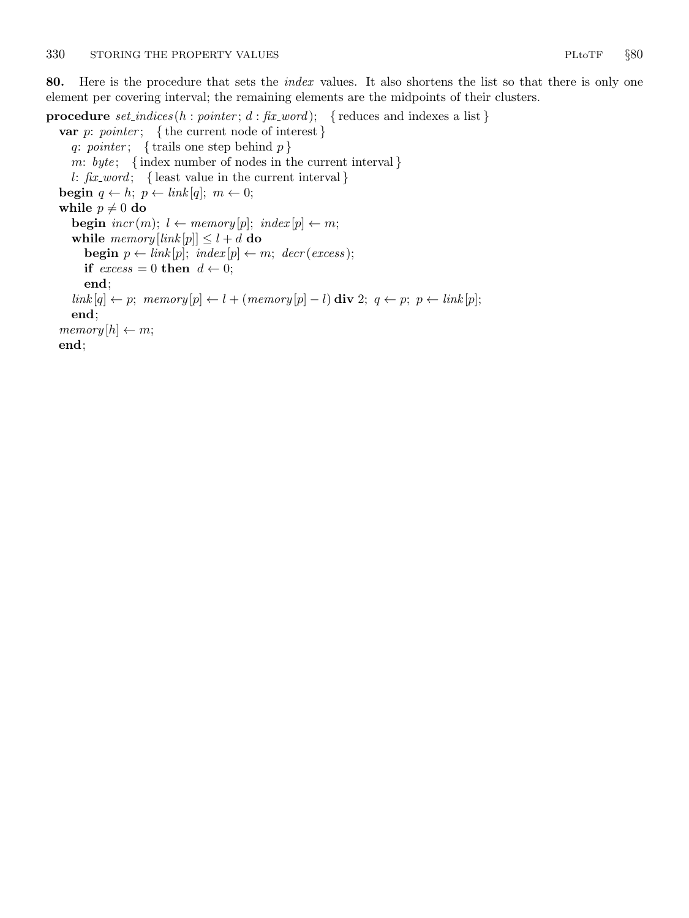**80.** Here is the procedure that sets the *index* values. It also shortens the list so that there is only one element per covering interval; the remaining elements are the midpoints of their clusters.

```
procedure set_indices(h : pointer; d : fix_word);   { reduces and indexes a list }
  var p: pointer;   { the current node of interest }
    q: pointer;   { trails one step behind p }
    m: byte;   { index number of nodes in the current interval }
    l: fix_word;   { least value in the current interval }
  begin q ← h; p ← link[q]; m ← 0;
  while p ≠ 0 do
    begin incr(m); l ← memory[p]; index[p] ← m;
    while memory[link[p]] ≤ l + d do
      begin p ← link[p]; index[p] ← m; decr(excess);
      if excess = 0 then d ← 0;
      end;
    link[q] ← p; memory[p] ← l + (memory[p] − l) div 2; q ← p; p ← link[p];
    end;
  memory[h] ← m;
  end;
```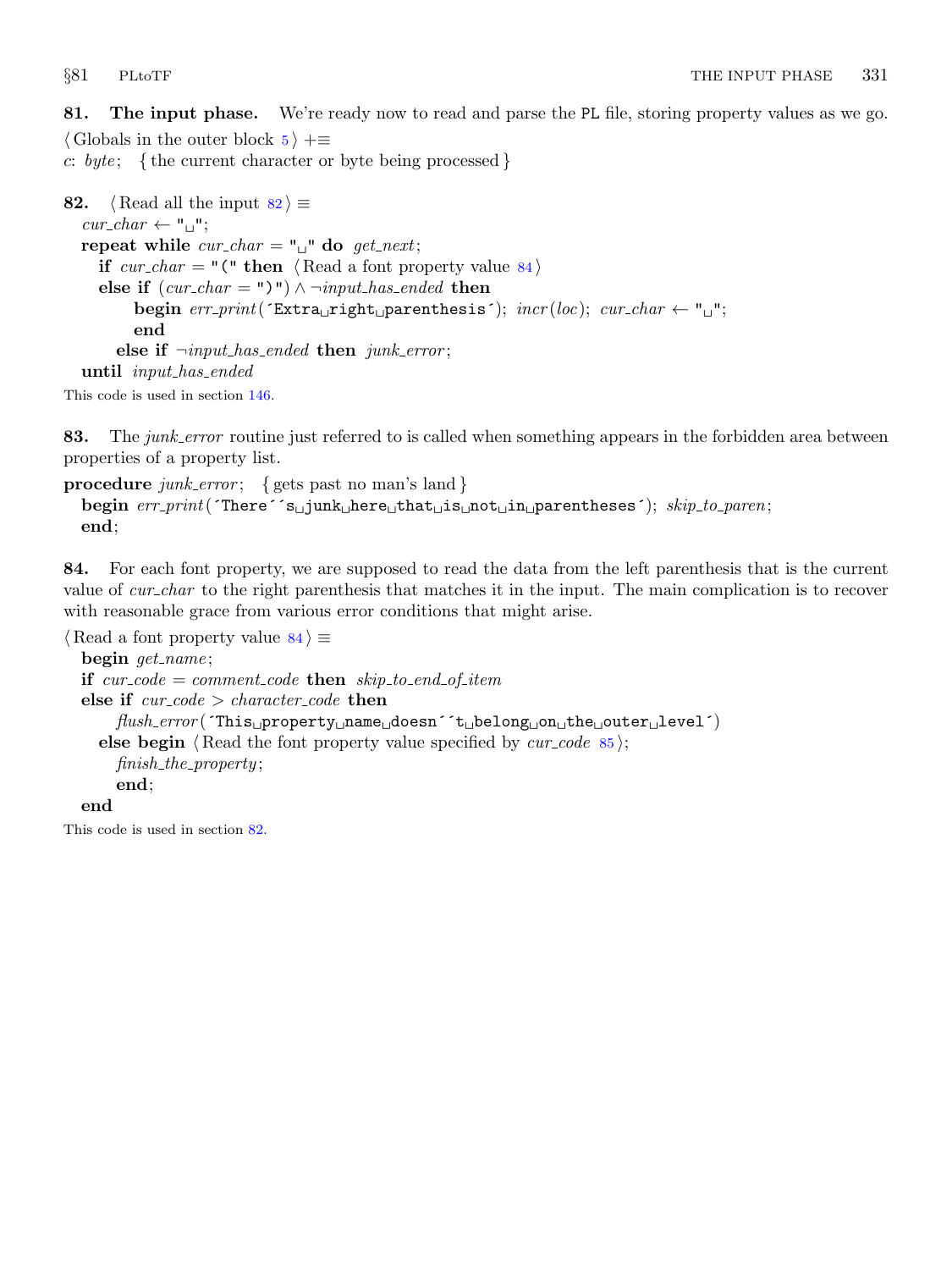**81. The input phase.** We're ready now to read and parse the PL file, storing property values as we go.

⟨Globals in the outer block 5⟩ +≡
*c*: *byte*; { the current character or byte being processed }

**82.** ⟨Read all the input 82⟩ ≡

```
cur_char ← "␣";
repeat while cur_char = "␣" do get_next;
  if cur_char = "(" then ⟨Read a font property value 84⟩
  else if (cur_char = ")") ∧ ¬input_has_ended then
      begin err_print(´Extra␣right␣parenthesis´); incr(loc); cur_char ← "␣";
      end
    else if ¬input_has_ended then junk_error;
until input_has_ended
```

This code is used in section 146.

**83.** The *junk_error* routine just referred to is called when something appears in the forbidden area between properties of a property list.

```
procedure junk_error; { gets past no man's land }
  begin err_print(´There´´s␣junk␣here␣that␣is␣not␣in␣parentheses´); skip_to_paren;
  end;
```

**84.** For each font property, we are supposed to read the data from the left parenthesis that is the current value of *cur_char* to the right parenthesis that matches it in the input. The main complication is to recover with reasonable grace from various error conditions that might arise.

⟨Read a font property value 84⟩ ≡

```
begin get_name;
if cur_code = comment_code then skip_to_end_of_item
else if cur_code > character_code then
    flush_error(´This␣property␣name␣doesn´´t␣belong␣on␣the␣outer␣level´)
  else begin ⟨Read the font property value specified by cur_code 85⟩;
    finish_the_property;
    end;
end
```

This code is used in section 82.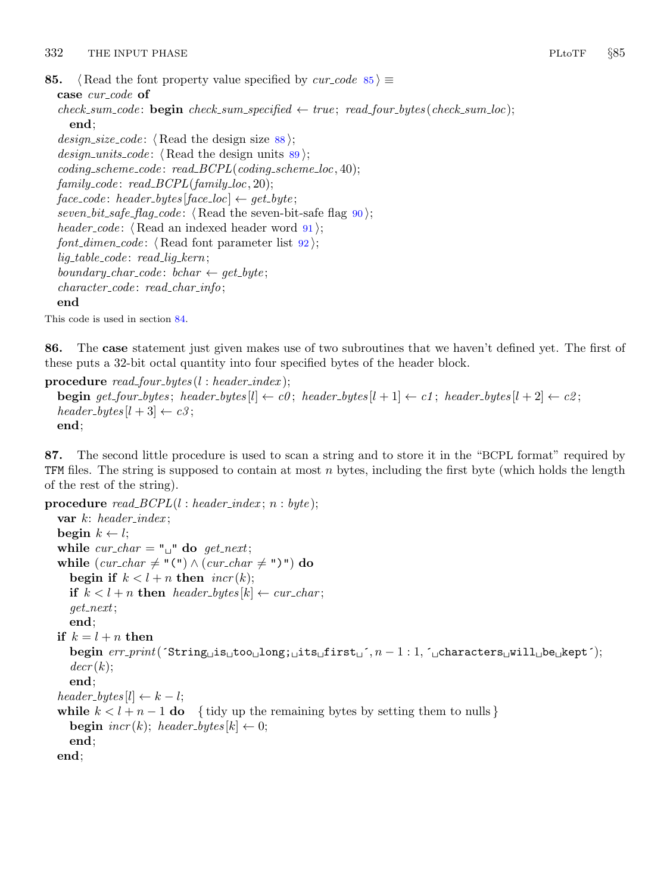**85.** ⟨Read the font property value specified by *cur_code* 85⟩ ≡

```
case cur_code of
check_sum_code: begin check_sum_specified ← true; read_four_bytes(check_sum_loc);
  end;
design_size_code: ⟨Read the design size 88⟩;
design_units_code: ⟨Read the design units 89⟩;
coding_scheme_code: read_BCPL(coding_scheme_loc, 40);
family_code: read_BCPL(family_loc, 20);
face_code: header_bytes[face_loc] ← get_byte;
seven_bit_safe_flag_code: ⟨Read the seven-bit-safe flag 90⟩;
header_code: ⟨Read an indexed header word 91⟩;
font_dimen_code: ⟨Read font parameter list 92⟩;
lig_table_code: read_lig_kern;
boundary_char_code: bchar ← get_byte;
character_code: read_char_info;
end
```

This code is used in section 84.

**86.** The **case** statement just given makes use of two subroutines that we haven't defined yet. The first of these puts a 32-bit octal quantity into four specified bytes of the header block.

```
procedure read_four_bytes(l : header_index);
  begin get_four_bytes; header_bytes[l] ← c0; header_bytes[l + 1] ← c1; header_bytes[l + 2] ← c2;
  header_bytes[l + 3] ← c3;
  end;
```

**87.** The second little procedure is used to scan a string and to store it in the "BCPL format" required by TFM files. The string is supposed to contain at most $n$ bytes, including the first byte (which holds the length of the rest of the string).

```
procedure read_BCPL(l : header_index; n : byte);
  var k: header_index;
  begin k ← l;
  while cur_char = "␣" do get_next;
  while (cur_char ≠ "(") ∧ (cur_char ≠ ")") do
    begin if k < l + n then incr(k);
    if k < l + n then header_bytes[k] ← cur_char;
    get_next;
    end;
  if k = l + n then
    begin err_print(´String␣is␣too␣long;␣its␣first␣´, n − 1 : 1, ´␣characters␣will␣be␣kept´);
    decr(k);
    end;
  header_bytes[l] ← k − l;
  while k < l + n − 1 do   { tidy up the remaining bytes by setting them to nulls }
    begin incr(k); header_bytes[k] ← 0;
    end;
  end;
```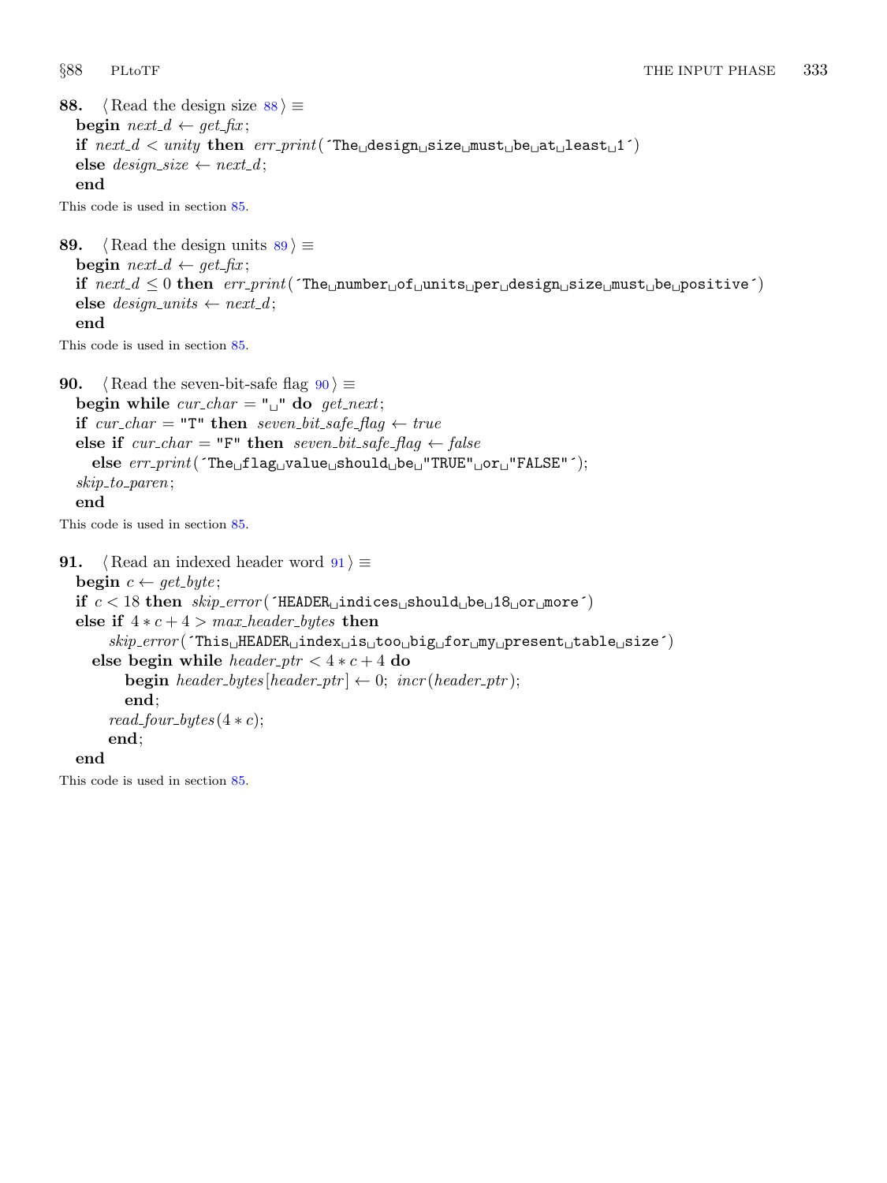**88.** ⟨ Read the design size 88 ⟩ ≡

```
begin next_d ← get_fix;
if next_d < unity then err_print(´The design size must be at least 1´)
else design_size ← next_d;
end
```

This code is used in section 85.

**89.** ⟨ Read the design units 89 ⟩ ≡

```
begin next_d ← get_fix;
if next_d ≤ 0 then err_print(´The number of units per design size must be positive´)
else design_units ← next_d;
end
```

This code is used in section 85.

**90.** ⟨ Read the seven-bit-safe flag 90 ⟩ ≡

```
begin while cur_char = " " do get_next;
if cur_char = "T" then seven_bit_safe_flag ← true
else if cur_char = "F" then seven_bit_safe_flag ← false
  else err_print(´The flag value should be "TRUE" or "FALSE"´);
skip_to_paren;
end
```

This code is used in section 85.

**91.** ⟨ Read an indexed header word 91 ⟩ ≡

```
begin c ← get_byte;
if c < 18 then skip_error(´HEADER indices should be 18 or more´)
else if 4 * c + 4 > max_header_bytes then
      skip_error(´This HEADER index is too big for my present table size´)
  else begin while header_ptr < 4 * c + 4 do
        begin header_bytes[header_ptr] ← 0; incr(header_ptr);
        end;
      read_four_bytes(4 * c);
      end;
end
```

This code is used in section 85.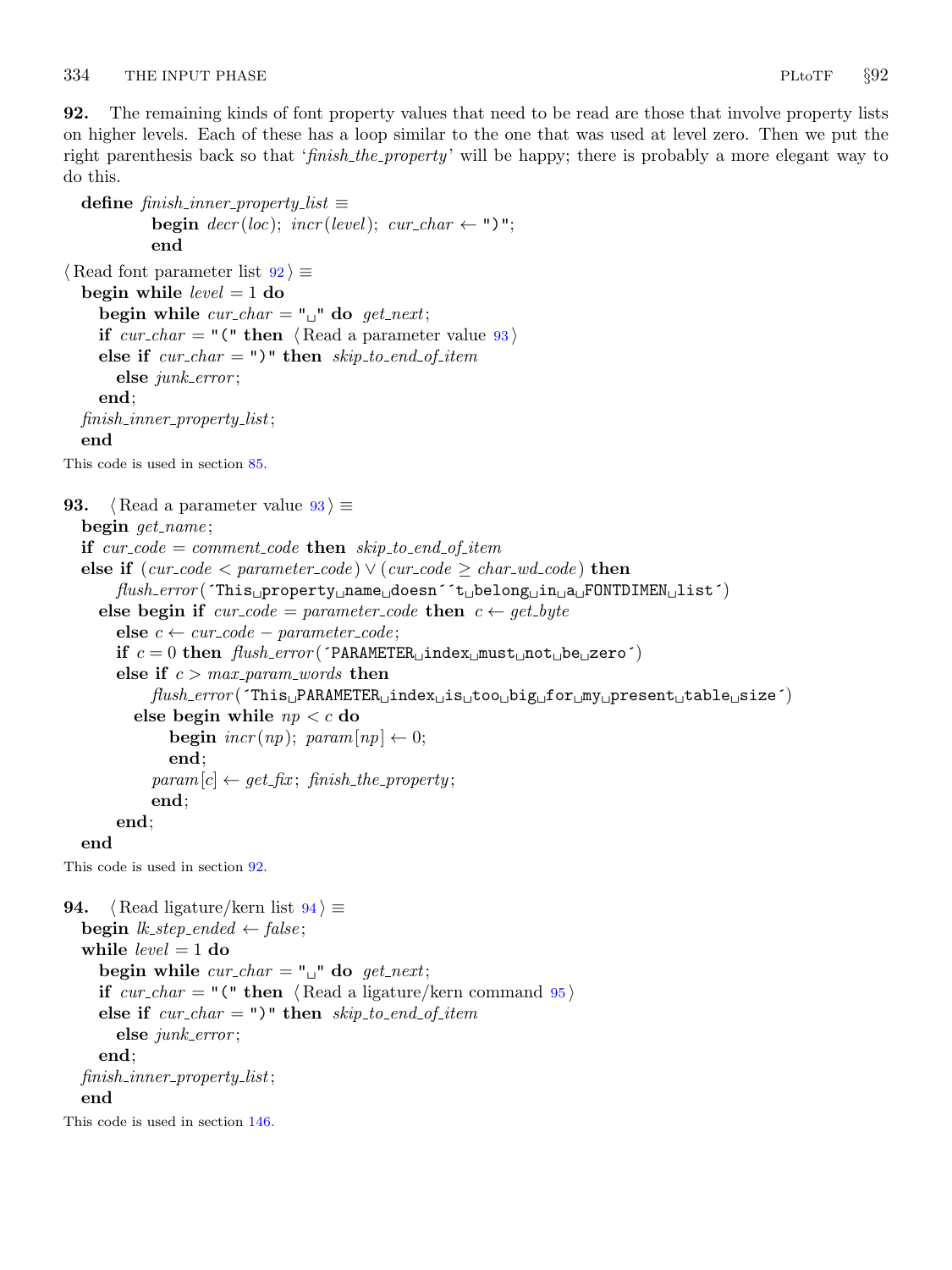**92.** The remaining kinds of font property values that need to be read are those that involve property lists on higher levels. Each of these has a loop similar to the one that was used at level zero. Then we put the right parenthesis back so that '*finish_the_property*' will be happy; there is probably a more elegant way to do this.

```
define finish_inner_property_list ≡
         begin decr(loc); incr(level); cur_char ← ")";
         end

⟨Read font parameter list 92⟩ ≡
  begin while level = 1 do
    begin while cur_char = "␣" do get_next;
    if cur_char = "(" then ⟨Read a parameter value 93⟩
    else if cur_char = ")" then skip_to_end_of_item
      else junk_error;
    end;
  finish_inner_property_list;
  end
```

This code is used in section 85.

**93.**

```
⟨Read a parameter value 93⟩ ≡
  begin get_name;
  if cur_code = comment_code then skip_to_end_of_item
  else if (cur_code < parameter_code) ∨ (cur_code ≥ char_wd_code) then
      flush_error(´This␣property␣name␣doesn´´t␣belong␣in␣a␣FONTDIMEN␣list´)
    else begin if cur_code = parameter_code then c ← get_byte
      else c ← cur_code − parameter_code;
      if c = 0 then flush_error(´PARAMETER␣index␣must␣not␣be␣zero´)
      else if c > max_param_words then
          flush_error(´This␣PARAMETER␣index␣is␣too␣big␣for␣my␣present␣table␣size´)
        else begin while np < c do
            begin incr(np); param[np] ← 0;
            end;
          param[c] ← get_fix; finish_the_property;
          end;
      end;
  end
```

This code is used in section 92.

**94.**

```
⟨Read ligature/kern list 94⟩ ≡
  begin lk_step_ended ← false;
  while level = 1 do
    begin while cur_char = "␣" do get_next;
    if cur_char = "(" then ⟨Read a ligature/kern command 95⟩
    else if cur_char = ")" then skip_to_end_of_item
      else junk_error;
    end;
  finish_inner_property_list;
  end
```

This code is used in section 146.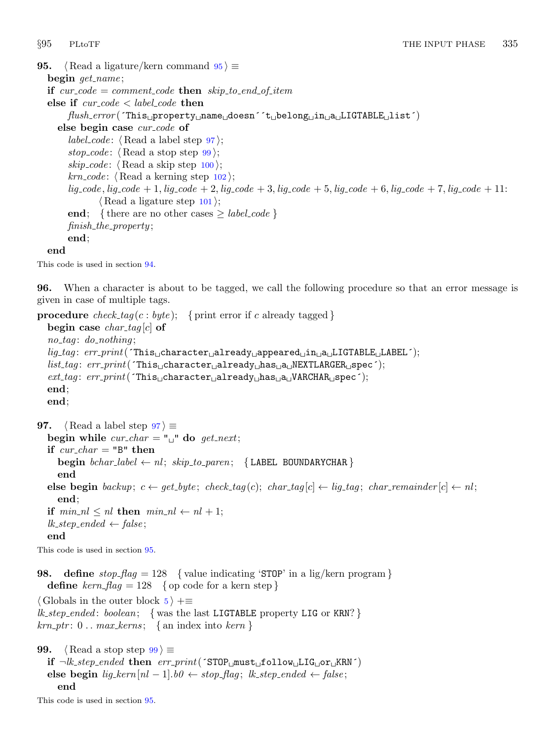**95.** ⟨Read a ligature/kern command 95⟩ ≡

```
begin get_name;
if cur_code = comment_code then skip_to_end_of_item
else if cur_code < label_code then
      flush_error(´This␣property␣name␣doesn´´t␣belong␣in␣a␣LIGTABLE␣list´)
   else begin case cur_code of
      label_code: ⟨Read a label step 97⟩;
      stop_code: ⟨Read a stop step 99⟩;
      skip_code: ⟨Read a skip step 100⟩;
      krn_code: ⟨Read a kerning step 102⟩;
      lig_code, lig_code + 1, lig_code + 2, lig_code + 3, lig_code + 5, lig_code + 6, lig_code + 7, lig_code + 11:
               ⟨Read a ligature step 101⟩;
      end;   { there are no other cases ≥ label_code }
      finish_the_property;
      end;
   end
```

This code is used in section 94.

**96.** When a character is about to be tagged, we call the following procedure so that an error message is given in case of multiple tags.

```
procedure check_tag(c : byte);   { print error if c already tagged }
   begin case char_tag[c] of
   no_tag: do_nothing;
   lig_tag: err_print(´This␣character␣already␣appeared␣in␣a␣LIGTABLE␣LABEL´);
   list_tag: err_print(´This␣character␣already␣has␣a␣NEXTLARGER␣spec´);
   ext_tag: err_print(´This␣character␣already␣has␣a␣VARCHAR␣spec´);
   end;
   end;
```

**97.** ⟨Read a label step 97⟩ ≡

```
begin while cur_char = "␣" do get_next;
if cur_char = "B" then
   begin bchar_label ← nl; skip_to_paren;   { LABEL BOUNDARYCHAR }
   end
else begin backup; c ← get_byte; check_tag(c); char_tag[c] ← lig_tag; char_remainder[c] ← nl;
   end;
if min_nl ≤ nl then min_nl ← nl + 1;
lk_step_ended ← false;
end
```

This code is used in section 95.

**98.** define stop_flag = 128   { value indicating 'STOP' in a lig/kern program }
define kern_flag = 128   { op code for a kern step }

⟨Globals in the outer block 5⟩ +≡

```
lk_step_ended: boolean;   { was the last LIGTABLE property LIG or KRN? }
krn_ptr: 0 .. max_kerns;   { an index into kern }
```

**99.** ⟨Read a stop step 99⟩ ≡

```
if ¬lk_step_ended then err_print(´STOP␣must␣follow␣LIG␣or␣KRN´)
else begin lig_kern[nl − 1].b0 ← stop_flag; lk_step_ended ← false;
   end
```

This code is used in section 95.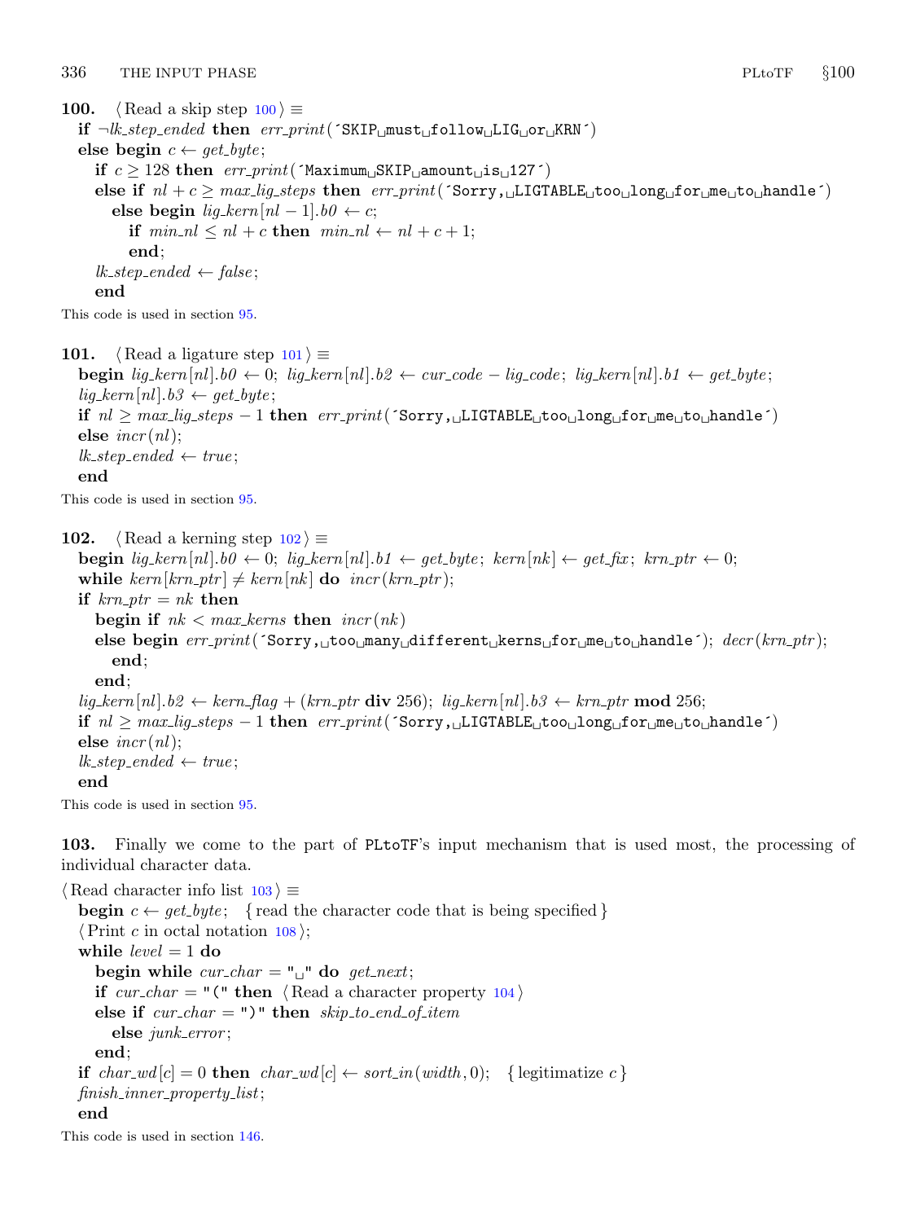**100.** ⟨ Read a skip step 100 ⟩ ≡

```
if ¬lk_step_ended then err_print('SKIP␣must␣follow␣LIG␣or␣KRN')
else begin c ← get_byte;
  if c ≥ 128 then err_print('Maximum␣SKIP␣amount␣is␣127')
  else if nl + c ≥ max_lig_steps then err_print('Sorry,␣LIGTABLE␣too␣long␣for␣me␣to␣handle')
    else begin lig_kern[nl − 1].b0 ← c;
      if min_nl ≤ nl + c then min_nl ← nl + c + 1;
      end;
  lk_step_ended ← false;
  end
```

This code is used in section 95.

**101.** ⟨ Read a ligature step 101 ⟩ ≡

```
begin lig_kern[nl].b0 ← 0; lig_kern[nl].b2 ← cur_code − lig_code; lig_kern[nl].b1 ← get_byte;
lig_kern[nl].b3 ← get_byte;
if nl ≥ max_lig_steps − 1 then err_print('Sorry,␣LIGTABLE␣too␣long␣for␣me␣to␣handle')
else incr(nl);
lk_step_ended ← true;
end
```

This code is used in section 95.

**102.** ⟨ Read a kerning step 102 ⟩ ≡

```
begin lig_kern[nl].b0 ← 0; lig_kern[nl].b1 ← get_byte; kern[nk] ← get_fix; krn_ptr ← 0;
while kern[krn_ptr] ≠ kern[nk] do incr(krn_ptr);
if krn_ptr = nk then
  begin if nk < max_kerns then incr(nk)
  else begin err_print('Sorry,␣too␣many␣different␣kerns␣for␣me␣to␣handle'); decr(krn_ptr);
    end;
  end;
lig_kern[nl].b2 ← kern_flag + (krn_ptr div 256); lig_kern[nl].b3 ← krn_ptr mod 256;
if nl ≥ max_lig_steps − 1 then err_print('Sorry,␣LIGTABLE␣too␣long␣for␣me␣to␣handle')
else incr(nl);
lk_step_ended ← true;
end
```

This code is used in section 95.

**103.** Finally we come to the part of PLtoTF's input mechanism that is used most, the processing of individual character data.

⟨ Read character info list 103 ⟩ ≡

```
begin c ← get_byte; { read the character code that is being specified }
⟨ Print c in octal notation 108 ⟩;
while level = 1 do
  begin while cur_char = "␣" do get_next;
  if cur_char = "(" then ⟨ Read a character property 104 ⟩
  else if cur_char = ")" then skip_to_end_of_item
    else junk_error;
  end;
if char_wd[c] = 0 then char_wd[c] ← sort_in(width, 0); { legitimatize c }
finish_inner_property_list;
end
```

This code is used in section 146.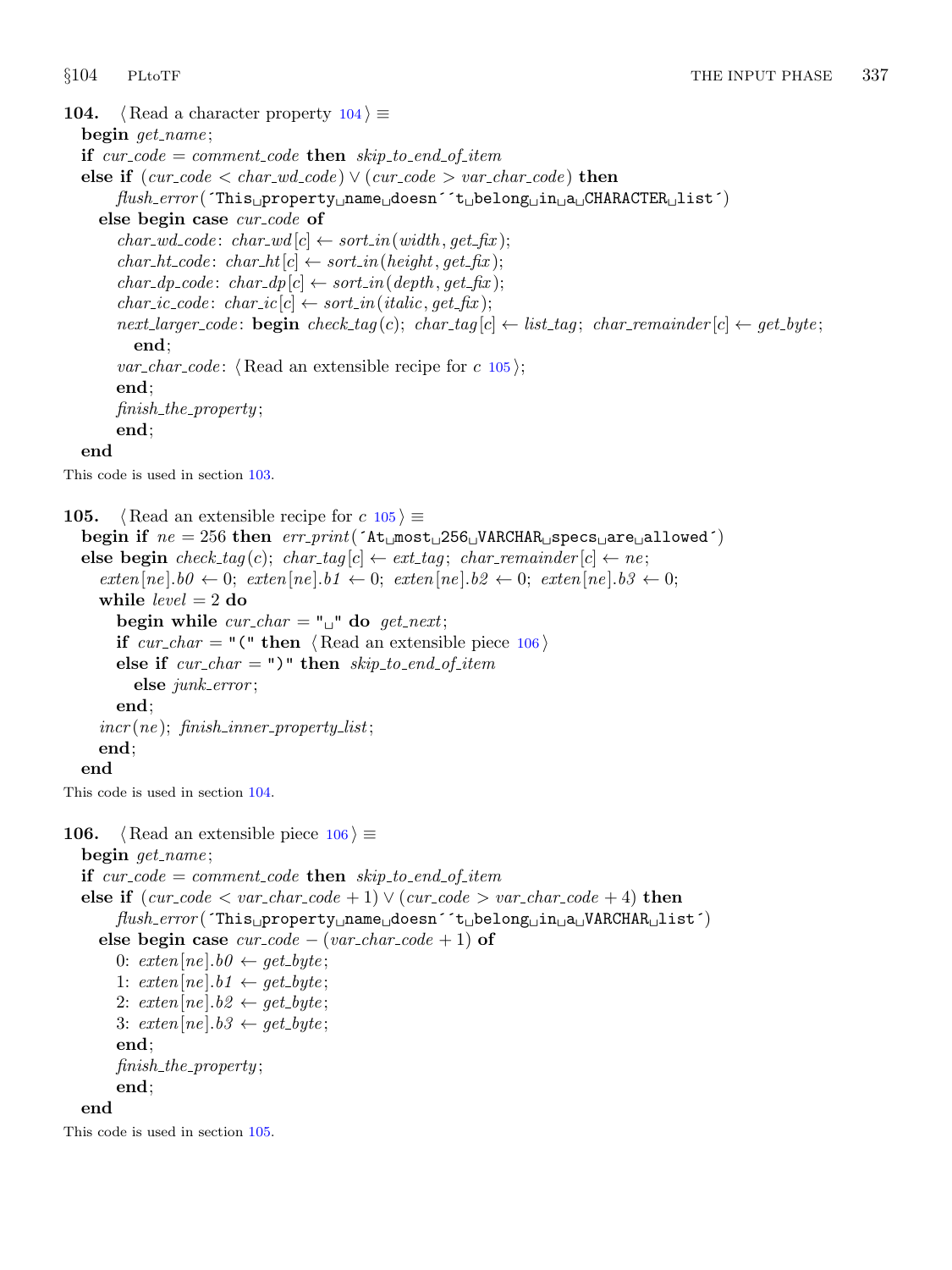**104.** ⟨ Read a character property 104 ⟩ ≡

```
begin get_name;
if cur_code = comment_code then skip_to_end_of_item
else if (cur_code < char_wd_code) ∨ (cur_code > var_char_code) then
    flush_error(´This␣property␣name␣doesn´´t␣belong␣in␣a␣CHARACTER␣list´)
  else begin case cur_code of
    char_wd_code: char_wd[c] ← sort_in(width, get_fix);
    char_ht_code: char_ht[c] ← sort_in(height, get_fix);
    char_dp_code: char_dp[c] ← sort_in(depth, get_fix);
    char_ic_code: char_ic[c] ← sort_in(italic, get_fix);
    next_larger_code: begin check_tag(c); char_tag[c] ← list_tag; char_remainder[c] ← get_byte;
      end;
    var_char_code: ⟨ Read an extensible recipe for c 105 ⟩;
    end;
    finish_the_property;
    end;
end
```

This code is used in section 103.

**105.** ⟨ Read an extensible recipe for $c$ 105 ⟩ ≡

```
begin if ne = 256 then err_print(´At␣most␣256␣VARCHAR␣specs␣are␣allowed´)
else begin check_tag(c); char_tag[c] ← ext_tag; char_remainder[c] ← ne;
  exten[ne].b0 ← 0; exten[ne].b1 ← 0; exten[ne].b2 ← 0; exten[ne].b3 ← 0;
  while level = 2 do
    begin while cur_char = "␣" do get_next;
    if cur_char = "(" then ⟨ Read an extensible piece 106 ⟩
    else if cur_char = ")" then skip_to_end_of_item
      else junk_error;
    end;
  incr(ne); finish_inner_property_list;
  end;
end
```

This code is used in section 104.

**106.** ⟨ Read an extensible piece 106 ⟩ ≡

```
begin get_name;
if cur_code = comment_code then skip_to_end_of_item
else if (cur_code < var_char_code + 1) ∨ (cur_code > var_char_code + 4) then
    flush_error(´This␣property␣name␣doesn´´t␣belong␣in␣a␣VARCHAR␣list´)
  else begin case cur_code − (var_char_code + 1) of
    0: exten[ne].b0 ← get_byte;
    1: exten[ne].b1 ← get_byte;
    2: exten[ne].b2 ← get_byte;
    3: exten[ne].b3 ← get_byte;
    end;
    finish_the_property;
    end;
end
```

This code is used in section 105.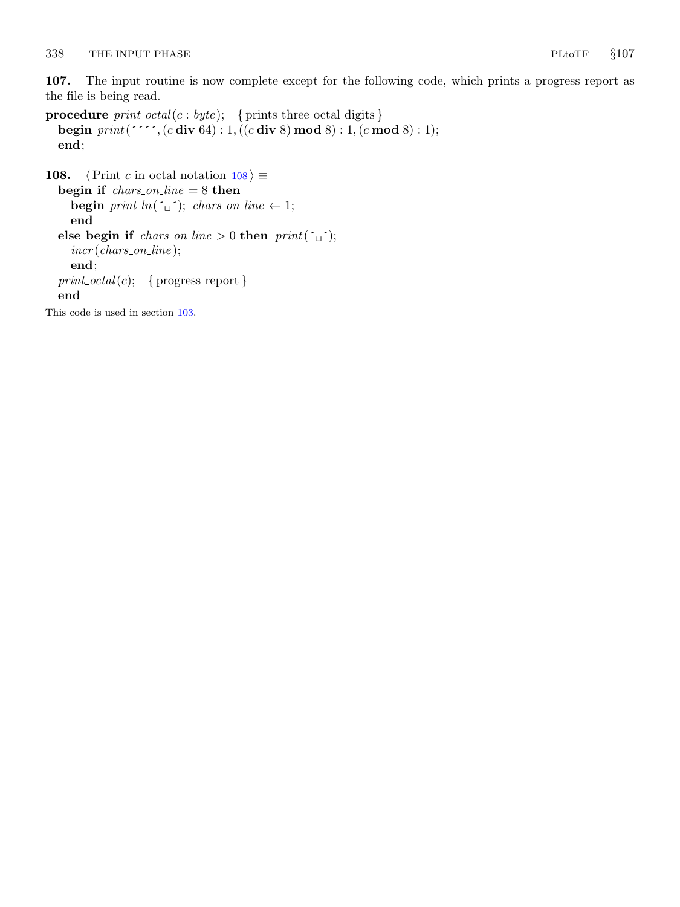**107.** The input routine is now complete except for the following code, which prints a progress report as the file is being read.

```
procedure print_octal(c : byte);   { prints three octal digits }
  begin print('''', (c div 64) : 1, ((c div 8) mod 8) : 1, (c mod 8) : 1);
  end;
```

**108.** ⟨ Print $c$ in octal notation 108 ⟩ ≡

```
  begin if chars_on_line = 8 then
    begin print_ln('␣'); chars_on_line ← 1;
    end
  else begin if chars_on_line > 0 then print('␣');
    incr(chars_on_line);
    end;
  print_octal(c);   { progress report }
  end
```

This code is used in section 103.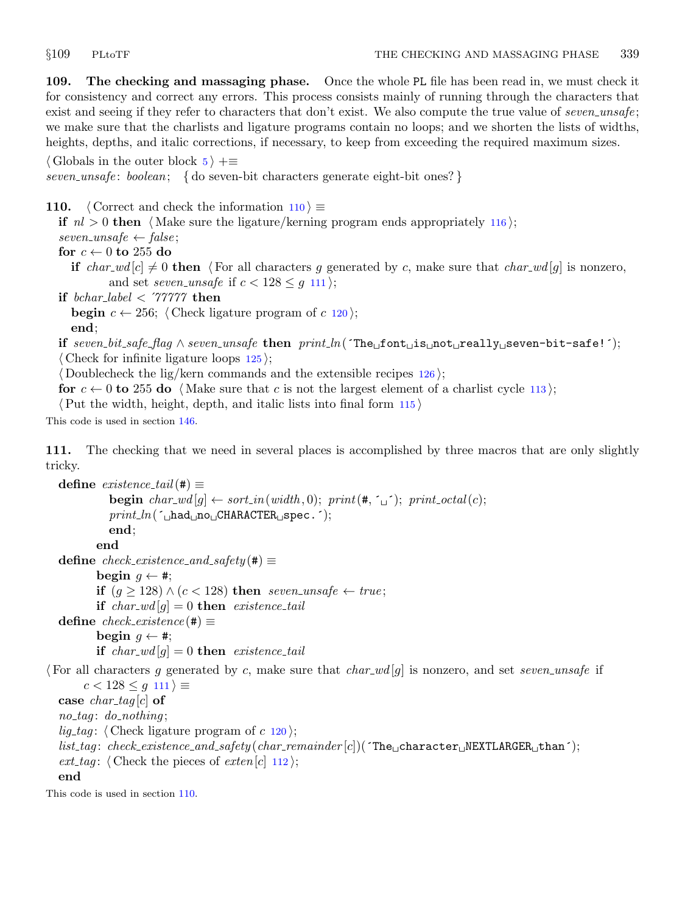**109. The checking and massaging phase.** Once the whole PL file has been read in, we must check it for consistency and correct any errors. This process consists mainly of running through the characters that exist and seeing if they refer to characters that don't exist. We also compute the true value of *seven_unsafe*; we make sure that the charlists and ligature programs contain no loops; and we shorten the lists of widths, heights, depths, and italic corrections, if necessary, to keep from exceeding the required maximum sizes.

⟨ Globals in the outer block 5 ⟩ +≡
*seven_unsafe*: *boolean*; { do seven-bit characters generate eight-bit ones? }

**110.** ⟨ Correct and check the information 110 ⟩ ≡

```
if nl > 0 then ⟨ Make sure the ligature/kerning program ends appropriately 116 ⟩;
seven_unsafe ← false;
for c ← 0 to 255 do
   if char_wd[c] ≠ 0 then ⟨ For all characters g generated by c, make sure that char_wd[g] is nonzero,
         and set seven_unsafe if c < 128 ≤ g 111 ⟩;
if bchar_label < ´77777 then
   begin c ← 256; ⟨ Check ligature program of c 120 ⟩;
   end;
if seven_bit_safe_flag ∧ seven_unsafe then print_ln(´The␣font␣is␣not␣really␣seven-bit-safe!´);
⟨ Check for infinite ligature loops 125 ⟩;
⟨ Doublecheck the lig/kern commands and the extensible recipes 126 ⟩;
for c ← 0 to 255 do ⟨ Make sure that c is not the largest element of a charlist cycle 113 ⟩;
⟨ Put the width, height, depth, and italic lists into final form 115 ⟩
```

This code is used in section 146.

**111.** The checking that we need in several places is accomplished by three macros that are only slightly tricky.

```
define existence_tail(#) ≡
         begin char_wd[g] ← sort_in(width, 0); print(#, ´␣´); print_octal(c);
         print_ln(´␣had␣no␣CHARACTER␣spec.´);
         end;
      end
define check_existence_and_safety(#) ≡
      begin g ← #;
      if (g ≥ 128) ∧ (c < 128) then seven_unsafe ← true;
      if char_wd[g] = 0 then existence_tail
define check_existence(#) ≡
      begin g ← #;
      if char_wd[g] = 0 then existence_tail
```

⟨ For all characters g generated by c, make sure that *char_wd*[g] is nonzero, and set *seven_unsafe* if $c < 128 \le g$ 111 ⟩ ≡

```
case char_tag[c] of
no_tag: do_nothing;
lig_tag: ⟨ Check ligature program of c 120 ⟩;
list_tag: check_existence_and_safety(char_remainder[c])(´The␣character␣NEXTLARGER␣than´);
ext_tag: ⟨ Check the pieces of exten[c] 112 ⟩;
end
```

This code is used in section 110.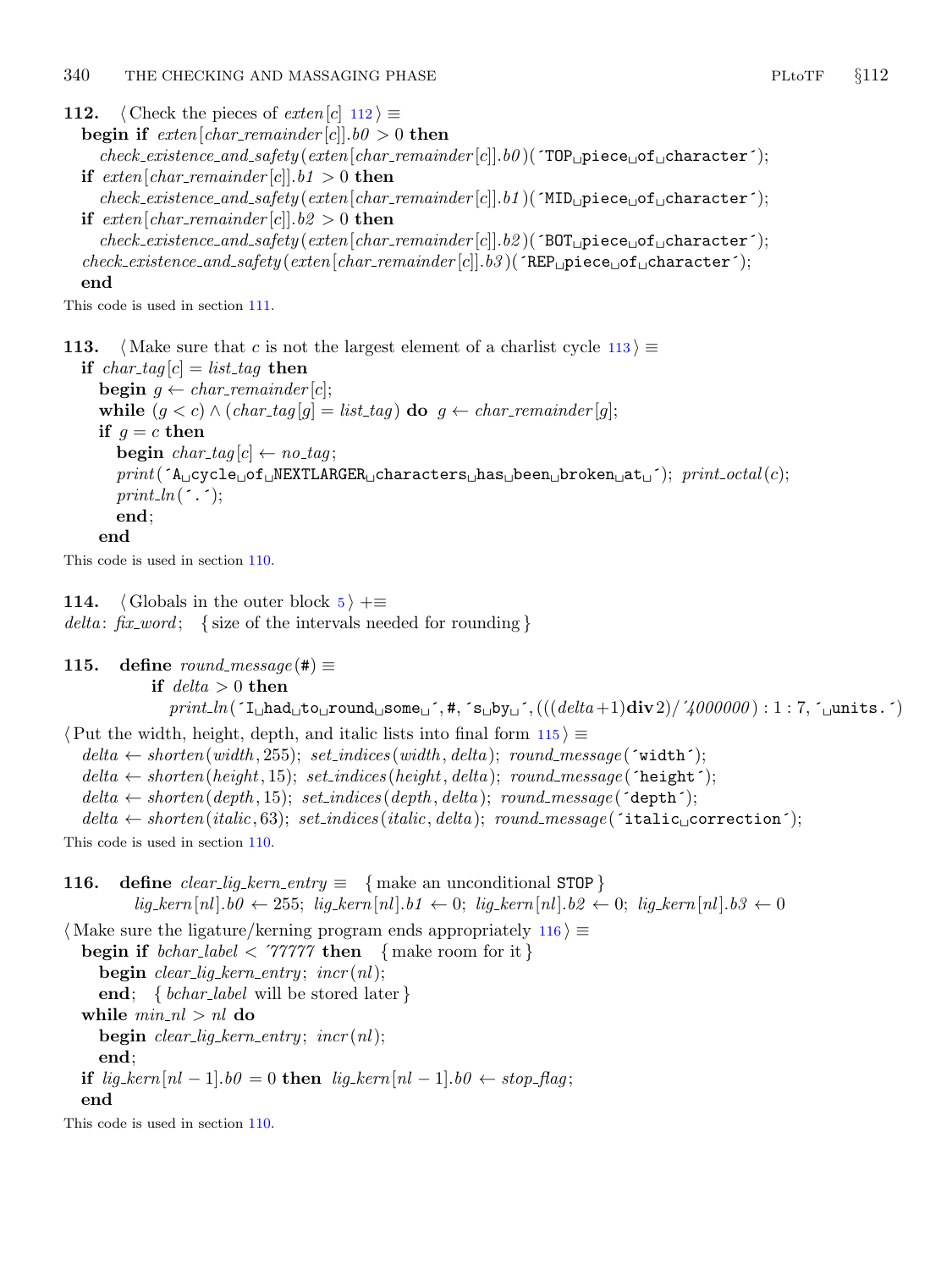**112.** ⟨ Check the pieces of *exten*[*c*] 112 ⟩ ≡

```
begin if exten[char_remainder[c]].b0 > 0 then
    check_existence_and_safety(exten[char_remainder[c]].b0)('TOP piece of character');
  if exten[char_remainder[c]].b1 > 0 then
    check_existence_and_safety(exten[char_remainder[c]].b1)('MID piece of character');
  if exten[char_remainder[c]].b2 > 0 then
    check_existence_and_safety(exten[char_remainder[c]].b2)('BOT piece of character');
  check_existence_and_safety(exten[char_remainder[c]].b3)('REP piece of character');
  end
```

This code is used in section 111.

**113.** ⟨ Make sure that *c* is not the largest element of a charlist cycle 113 ⟩ ≡

```
if char_tag[c] = list_tag then
  begin g ← char_remainder[c];
  while (g < c) ∧ (char_tag[g] = list_tag) do g ← char_remainder[g];
  if g = c then
    begin char_tag[c] ← no_tag;
    print('A cycle of NEXTLARGER characters has been broken at '); print_octal(c);
    print_ln('.');
    end;
  end
```

This code is used in section 110.

**114.** ⟨ Globals in the outer block 5 ⟩ +≡
*delta*: *fix_word*; { size of the intervals needed for rounding }

**115.** **define** *round_message*(#) ≡
  **if** *delta* > 0 **then**
    *print_ln*('I had to round some ', #, 's by ', (((*delta* + 1) **div** 2)/'4000000) : 1 : 7, ' units.')

⟨ Put the width, height, depth, and italic lists into final form 115 ⟩ ≡

```
delta ← shorten(width, 255); set_indices(width, delta); round_message('width');
delta ← shorten(height, 15); set_indices(height, delta); round_message('height');
delta ← shorten(depth, 15); set_indices(depth, delta); round_message('depth');
delta ← shorten(italic, 63); set_indices(italic, delta); round_message('italic correction');
```

This code is used in section 110.

**116.** **define** *clear_lig_kern_entry* ≡ { make an unconditional STOP }
  *lig_kern*[*nl*].*b0* ← 255; *lig_kern*[*nl*].*b1* ← 0; *lig_kern*[*nl*].*b2* ← 0; *lig_kern*[*nl*].*b3* ← 0

⟨ Make sure the ligature/kerning program ends appropriately 116 ⟩ ≡

```
begin if bchar_label < '77777 then  { make room for it }
    begin clear_lig_kern_entry; incr(nl);
    end;  { bchar_label will be stored later }
  while min_nl > nl do
    begin clear_lig_kern_entry; incr(nl);
    end;
  if lig_kern[nl − 1].b0 = 0 then lig_kern[nl − 1].b0 ← stop_flag;
  end
```

This code is used in section 110.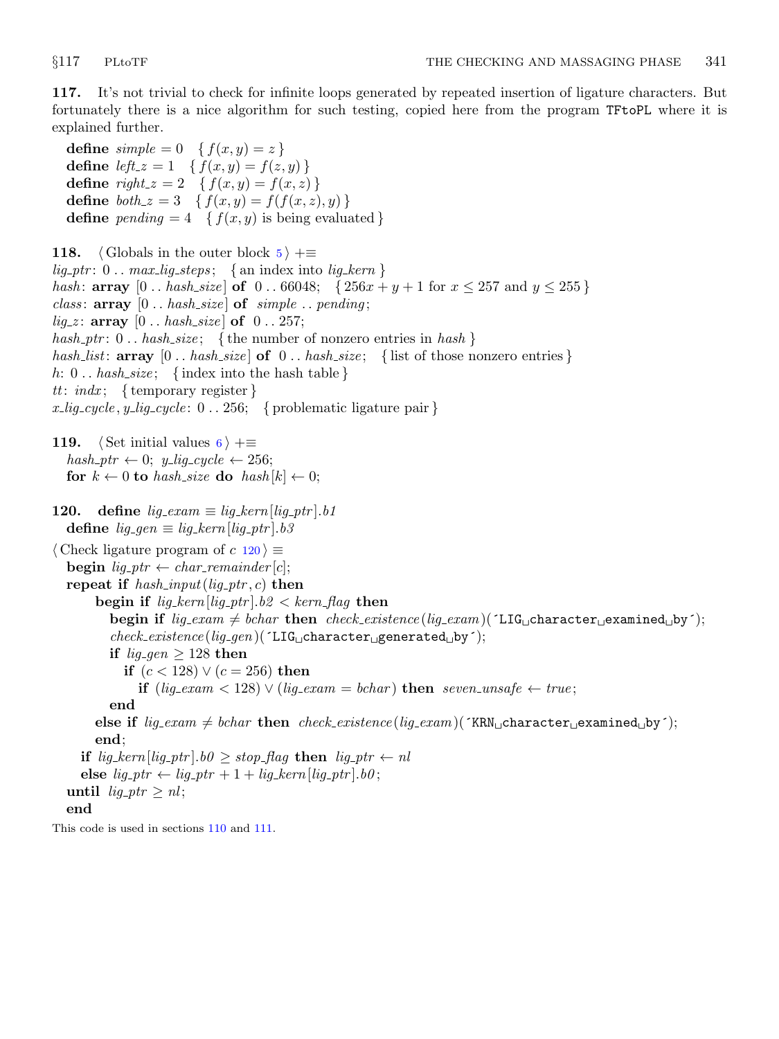**117.** It's not trivial to check for infinite loops generated by repeated insertion of ligature characters. But fortunately there is a nice algorithm for such testing, copied here from the program TFtoPL where it is explained further.

```
define simple = 0  { f(x, y) = z }
define left_z = 1  { f(x, y) = f(z, y) }
define right_z = 2  { f(x, y) = f(x, z) }
define both_z = 3  { f(x, y) = f(f(x, z), y) }
define pending = 4  { f(x, y) is being evaluated }
```

**118.** ⟨ Globals in the outer block 5 ⟩ +≡

```
lig_ptr: 0 .. max_lig_steps;  { an index into lig_kern }
hash: array [0 .. hash_size] of 0 .. 66048;  { 256x + y + 1 for x ≤ 257 and y ≤ 255 }
class: array [0 .. hash_size] of simple .. pending;
lig_z: array [0 .. hash_size] of 0 .. 257;
hash_ptr: 0 .. hash_size;  { the number of nonzero entries in hash }
hash_list: array [0 .. hash_size] of 0 .. hash_size;  { list of those nonzero entries }
h: 0 .. hash_size;  { index into the hash table }
tt: indx;  { temporary register }
x_lig_cycle, y_lig_cycle: 0 .. 256;  { problematic ligature pair }
```

**119.** ⟨ Set initial values 6 ⟩ +≡

```
hash_ptr ← 0; y_lig_cycle ← 256;
for k ← 0 to hash_size do hash[k] ← 0;
```

**120.**

```
define lig_exam ≡ lig_kern[lig_ptr].b1
define lig_gen ≡ lig_kern[lig_ptr].b3
```

⟨ Check ligature program of c 120 ⟩ ≡

```
begin lig_ptr ← char_remainder[c];
repeat if hash_input(lig_ptr, c) then
    begin if lig_kern[lig_ptr].b2 < kern_flag then
      begin if lig_exam ≠ bchar then check_existence(lig_exam)('LIG character examined by ');
      check_existence(lig_gen)('LIG character generated by ');
      if lig_gen ≥ 128 then
        if (c < 128) ∨ (c = 256) then
          if (lig_exam < 128) ∨ (lig_exam = bchar) then seven_unsafe ← true;
      end
    else if lig_exam ≠ bchar then check_existence(lig_exam)('KRN character examined by ');
    end;
  if lig_kern[lig_ptr].b0 ≥ stop_flag then lig_ptr ← nl
  else lig_ptr ← lig_ptr + 1 + lig_kern[lig_ptr].b0;
until lig_ptr ≥ nl;
end
```

This code is used in sections 110 and 111.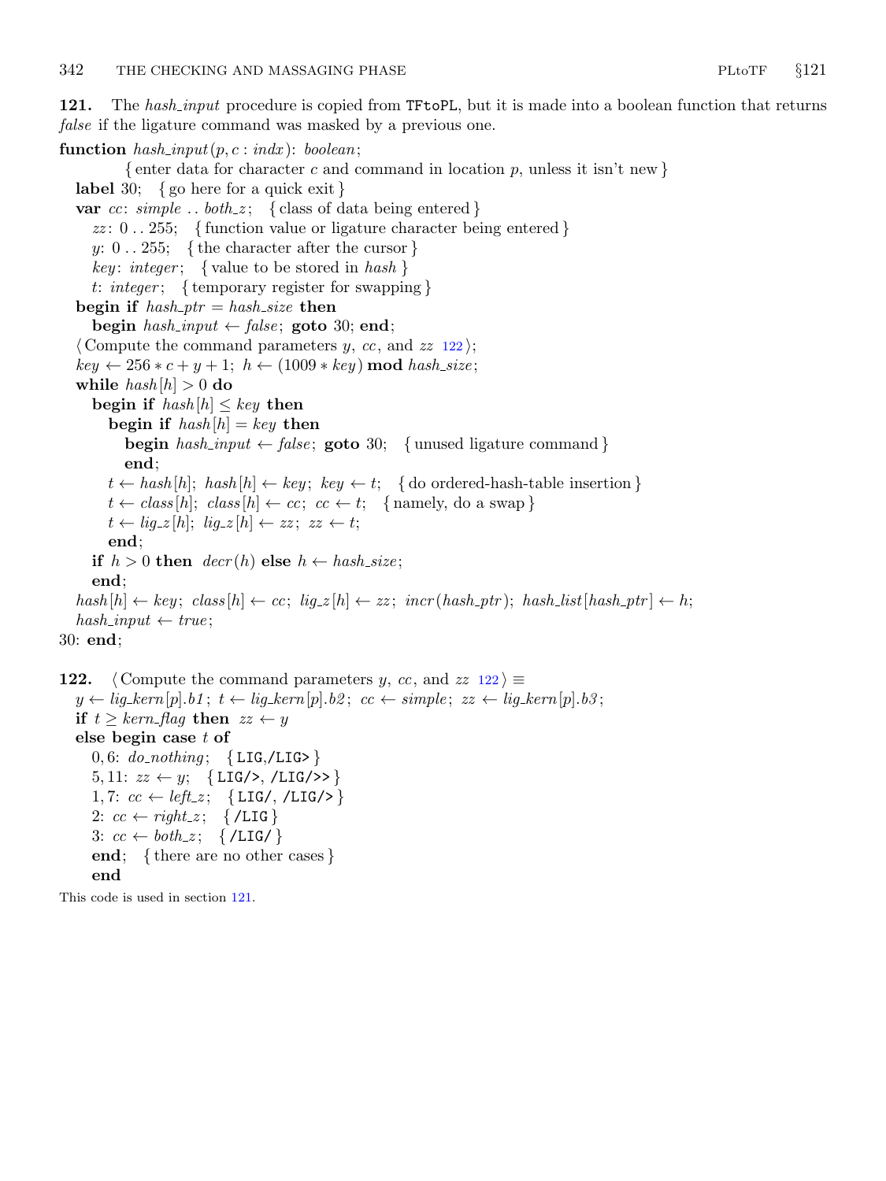**121.** The *hash_input* procedure is copied from TFtoPL, but it is made into a boolean function that returns *false* if the ligature command was masked by a previous one.

```
function hash_input(p, c : indx): boolean;
        { enter data for character c and command in location p, unless it isn't new }
  label 30; { go here for a quick exit }
  var cc: simple .. both_z; { class of data being entered }
    zz: 0 .. 255; { function value or ligature character being entered }
    y: 0 .. 255; { the character after the cursor }
    key: integer; { value to be stored in hash }
    t: integer; { temporary register for swapping }
  begin if hash_ptr = hash_size then
    begin hash_input ← false; goto 30; end;
  ⟨Compute the command parameters y, cc, and zz 122⟩;
  key ← 256 * c + y + 1; h ← (1009 * key) mod hash_size;
  while hash[h] > 0 do
    begin if hash[h] ≤ key then
      begin if hash[h] = key then
        begin hash_input ← false; goto 30; { unused ligature command }
        end;
      t ← hash[h]; hash[h] ← key; key ← t; { do ordered-hash-table insertion }
      t ← class[h]; class[h] ← cc; cc ← t; { namely, do a swap }
      t ← lig_z[h]; lig_z[h] ← zz; zz ← t;
      end;
    if h > 0 then decr(h) else h ← hash_size;
    end;
  hash[h] ← key; class[h] ← cc; lig_z[h] ← zz; incr(hash_ptr); hash_list[hash_ptr] ← h;
  hash_input ← true;
30: end;
```

**122.** ⟨Compute the command parameters *y*, *cc*, and *zz* 122⟩ ≡

```
  y ← lig_kern[p].b1; t ← lig_kern[p].b2; cc ← simple; zz ← lig_kern[p].b3;
  if t ≥ kern_flag then zz ← y
  else begin case t of
    0, 6: do_nothing; { LIG,/LIG> }
    5, 11: zz ← y; { LIG/>, /LIG/>> }
    1, 7: cc ← left_z; { LIG/, /LIG/> }
    2: cc ← right_z; { /LIG }
    3: cc ← both_z; { /LIG/ }
    end; { there are no other cases }
    end
```

This code is used in section 121.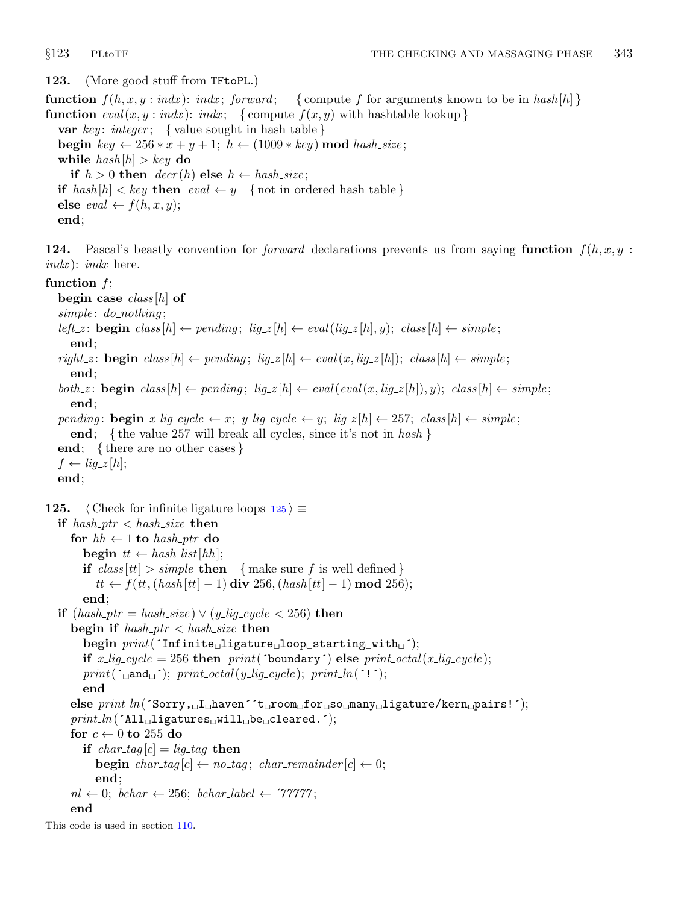**123.** (More good stuff from TFtoPL.)

```
function f(h, x, y : indx): indx; forward;     { compute f for arguments known to be in hash[h] }
function eval(x, y : indx): indx;   { compute f(x, y) with hashtable lookup }
   var key: integer;   { value sought in hash table }
   begin key ← 256 * x + y + 1; h ← (1009 * key) mod hash_size;
   while hash[h] > key do
      if h > 0 then decr(h) else h ← hash_size;
   if hash[h] < key then eval ← y   { not in ordered hash table }
   else eval ← f(h, x, y);
   end;
```

**124.** Pascal's beastly convention for *forward* declarations prevents us from saying **function** $f(h, x, y : indx)$: *indx* here.

```
function f;
   begin case class[h] of
   simple: do_nothing;
   left_z: begin class[h] ← pending; lig_z[h] ← eval(lig_z[h], y); class[h] ← simple;
      end;
   right_z: begin class[h] ← pending; lig_z[h] ← eval(x, lig_z[h]); class[h] ← simple;
      end;
   both_z: begin class[h] ← pending; lig_z[h] ← eval(eval(x, lig_z[h]), y); class[h] ← simple;
      end;
   pending: begin x_lig_cycle ← x; y_lig_cycle ← y; lig_z[h] ← 257; class[h] ← simple;
      end;   { the value 257 will break all cycles, since it's not in hash }
   end;   { there are no other cases }
   f ← lig_z[h];
   end;
```

**125.** ⟨Check for infinite ligature loops 125⟩ ≡

```
   if hash_ptr < hash_size then
      for hh ← 1 to hash_ptr do
         begin tt ← hash_list[hh];
         if class[tt] > simple then   { make sure f is well defined }
            tt ← f(tt, (hash[tt] − 1) div 256, (hash[tt] − 1) mod 256);
         end;
   if (hash_ptr = hash_size) ∨ (y_lig_cycle < 256) then
      begin if hash_ptr < hash_size then
         begin print('Infinite ligature loop starting with ');
         if x_lig_cycle = 256 then print('boundary') else print_octal(x_lig_cycle);
         print(' and '); print_octal(y_lig_cycle); print_ln('!');
         end
      else print_ln('Sorry, I haven''t room for so many ligature/kern pairs!');
      print_ln('All ligatures will be cleared.');
      for c ← 0 to 255 do
         if char_tag[c] = lig_tag then
            begin char_tag[c] ← no_tag; char_remainder[c] ← 0;
            end;
      nl ← 0; bchar ← 256; bchar_label ← '77777;
      end
```

This code is used in section 110.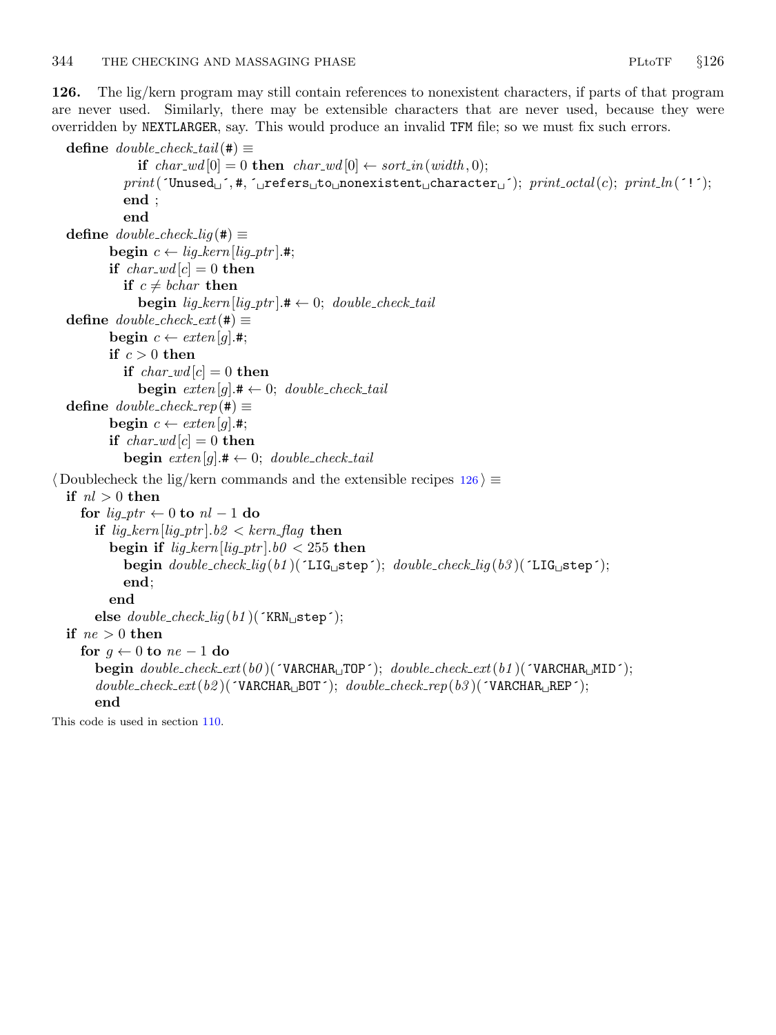**126.** The lig/kern program may still contain references to nonexistent characters, if parts of that program are never used. Similarly, there may be extensible characters that are never used, because they were overridden by NEXTLARGER, say. This would produce an invalid TFM file; so we must fix such errors.

```
define double_check_tail(#) ≡
            if char_wd[0] = 0 then char_wd[0] ← sort_in(width, 0);
          print(´Unused␣´, #, ´␣refers␣to␣nonexistent␣character␣´); print_octal(c); print_ln(´!´);
          end ;
          end
define double_check_lig(#) ≡
        begin c ← lig_kern[lig_ptr].#;
        if char_wd[c] = 0 then
          if c ≠ bchar then
            begin lig_kern[lig_ptr].# ← 0; double_check_tail
define double_check_ext(#) ≡
        begin c ← exten[g].#;
        if c > 0 then
          if char_wd[c] = 0 then
            begin exten[g].# ← 0; double_check_tail
define double_check_rep(#) ≡
        begin c ← exten[g].#;
        if char_wd[c] = 0 then
          begin exten[g].# ← 0; double_check_tail
⟨Doublecheck the lig/kern commands and the extensible recipes 126⟩ ≡
  if nl > 0 then
    for lig_ptr ← 0 to nl − 1 do
      if lig_kern[lig_ptr].b2 < kern_flag then
        begin if lig_kern[lig_ptr].b0 < 255 then
          begin double_check_lig(b1)(´LIG␣step´); double_check_lig(b3)(´LIG␣step´);
          end;
        end
      else double_check_lig(b1)(´KRN␣step´);
  if ne > 0 then
    for g ← 0 to ne − 1 do
      begin double_check_ext(b0)(´VARCHAR␣TOP´); double_check_ext(b1)(´VARCHAR␣MID´);
      double_check_ext(b2)(´VARCHAR␣BOT´); double_check_rep(b3)(´VARCHAR␣REP´);
      end
```

This code is used in section 110.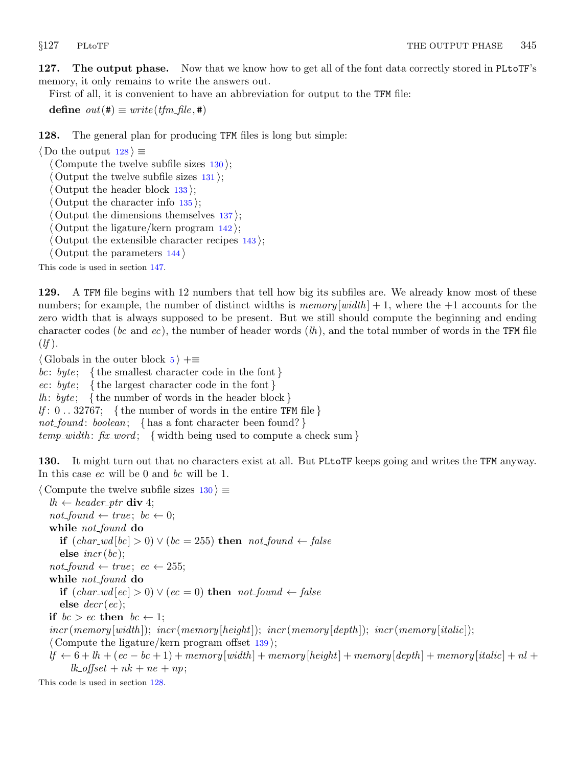**127. The output phase.** Now that we know how to get all of the font data correctly stored in PLtoTF's memory, it only remains to write the answers out.

First of all, it is convenient to have an abbreviation for output to the TFM file:

**define** $out(\#) \equiv write(tfm\_file, \#)$

**128.** The general plan for producing TFM files is long but simple:

⟨Do the output 128⟩ ≡
  ⟨Compute the twelve subfile sizes 130⟩;
  ⟨Output the twelve subfile sizes 131⟩;
  ⟨Output the header block 133⟩;
  ⟨Output the character info 135⟩;
  ⟨Output the dimensions themselves 137⟩;
  ⟨Output the ligature/kern program 142⟩;
  ⟨Output the extensible character recipes 143⟩;
  ⟨Output the parameters 144⟩

This code is used in section 147.

**129.** A TFM file begins with 12 numbers that tell how big its subfiles are. We already know most of these numbers; for example, the number of distinct widths is $memory[width] + 1$, where the $+1$ accounts for the zero width that is always supposed to be present. But we still should compute the beginning and ending character codes ($bc$ and $ec$), the number of header words ($lh$), and the total number of words in the TFM file ($lf$).

⟨Globals in the outer block 5⟩ +≡
*bc*: *byte*; { the smallest character code in the font }
*ec*: *byte*; { the largest character code in the font }
*lh*: *byte*; { the number of words in the header block }
*lf*: 0 . . 32767; { the number of words in the entire TFM file }
*not_found*: *boolean*; { has a font character been found? }
*temp_width*: *fix_word*; { width being used to compute a check sum }

**130.** It might turn out that no characters exist at all. But PLtoTF keeps going and writes the TFM anyway. In this case $ec$ will be 0 and $bc$ will be 1.

⟨Compute the twelve subfile sizes 130⟩ ≡
  $lh \leftarrow header\_ptr$ **div** 4;
  $not\_found \leftarrow true$; $bc \leftarrow 0$;
  **while** *not_found* **do**
    **if** $(char\_wd[bc] > 0) \lor (bc = 255)$ **then** $not\_found \leftarrow false$
    **else** $incr(bc)$;
  $not\_found \leftarrow true$; $ec \leftarrow 255$;
  **while** *not_found* **do**
    **if** $(char\_wd[ec] > 0) \lor (ec = 0)$ **then** $not\_found \leftarrow false$
    **else** $decr(ec)$;
  **if** $bc > ec$ **then** $bc \leftarrow 1$;
  $incr(memory[width])$; $incr(memory[height])$; $incr(memory[depth])$; $incr(memory[italic])$;
  ⟨Compute the ligature/kern program offset 139⟩;
  $lf \leftarrow 6 + lh + (ec - bc + 1) + memory[width] + memory[height] + memory[depth] + memory[italic] + nl + lk\_offset + nk + ne + np$;

This code is used in section 128.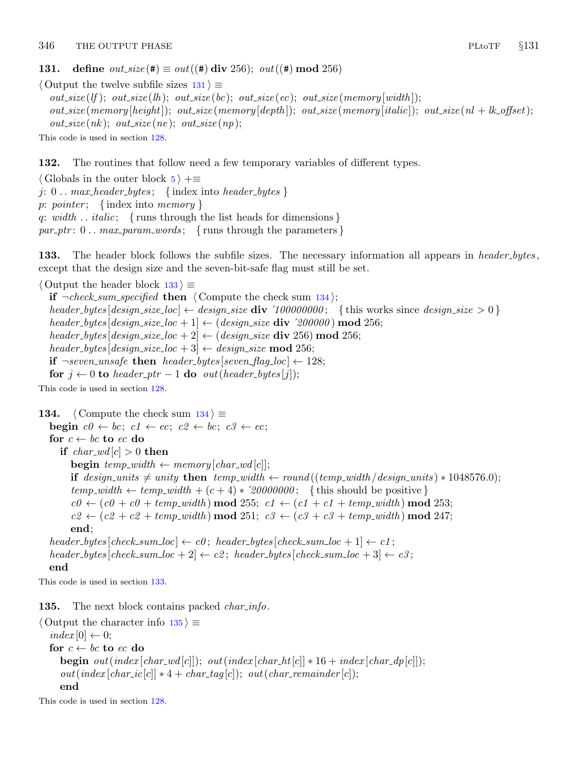**131.** **define** *out_size*(#) ≡ *out*((#) **div** 256); *out*((#) **mod** 256)

```
⟨ Output the twelve subfile sizes 131 ⟩ ≡
  out_size(lf); out_size(lh); out_size(bc); out_size(ec); out_size(memory[width]);
  out_size(memory[height]); out_size(memory[depth]); out_size(memory[italic]); out_size(nl + lk_offset);
  out_size(nk); out_size(ne); out_size(np);
```

This code is used in section 128.

**132.** The routines that follow need a few temporary variables of different types.

```
⟨ Globals in the outer block 5 ⟩ +≡
j: 0 .. max_header_bytes;   { index into header_bytes }
p: pointer;   { index into memory }
q: width .. italic;   { runs through the list heads for dimensions }
par_ptr: 0 .. max_param_words;   { runs through the parameters }
```

**133.** The header block follows the subfile sizes. The necessary information all appears in *header_bytes*, except that the design size and the seven-bit-safe flag must still be set.

```
⟨ Output the header block 133 ⟩ ≡
  if ¬check_sum_specified then ⟨ Compute the check sum 134 ⟩;
  header_bytes[design_size_loc] ← design_size div ´100000000;   { this works since design_size > 0 }
  header_bytes[design_size_loc + 1] ← (design_size div ´200000) mod 256;
  header_bytes[design_size_loc + 2] ← (design_size div 256) mod 256;
  header_bytes[design_size_loc + 3] ← design_size mod 256;
  if ¬seven_unsafe then header_bytes[seven_flag_loc] ← 128;
  for j ← 0 to header_ptr − 1 do out(header_bytes[j]);
```

This code is used in section 128.

**134.**

```
⟨ Compute the check sum 134 ⟩ ≡
  begin c0 ← bc; c1 ← ec; c2 ← bc; c3 ← ec;
  for c ← bc to ec do
    if char_wd[c] > 0 then
      begin temp_width ← memory[char_wd[c]];
      if design_units ≠ unity then temp_width ← round((temp_width/design_units) * 1048576.0);
      temp_width ← temp_width + (c + 4) * ´20000000;   { this should be positive }
      c0 ← (c0 + c0 + temp_width) mod 255; c1 ← (c1 + c1 + temp_width) mod 253;
      c2 ← (c2 + c2 + temp_width) mod 251; c3 ← (c3 + c3 + temp_width) mod 247;
      end;
  header_bytes[check_sum_loc] ← c0; header_bytes[check_sum_loc + 1] ← c1;
  header_bytes[check_sum_loc + 2] ← c2; header_bytes[check_sum_loc + 3] ← c3;
  end
```

This code is used in section 133.

**135.** The next block contains packed *char_info*.

```
⟨ Output the character info 135 ⟩ ≡
  index[0] ← 0;
  for c ← bc to ec do
    begin out(index[char_wd[c]]); out(index[char_ht[c]] * 16 + index[char_dp[c]]);
    out(index[char_ic[c]] * 4 + char_tag[c]); out(char_remainder[c]);
    end
```

This code is used in section 128.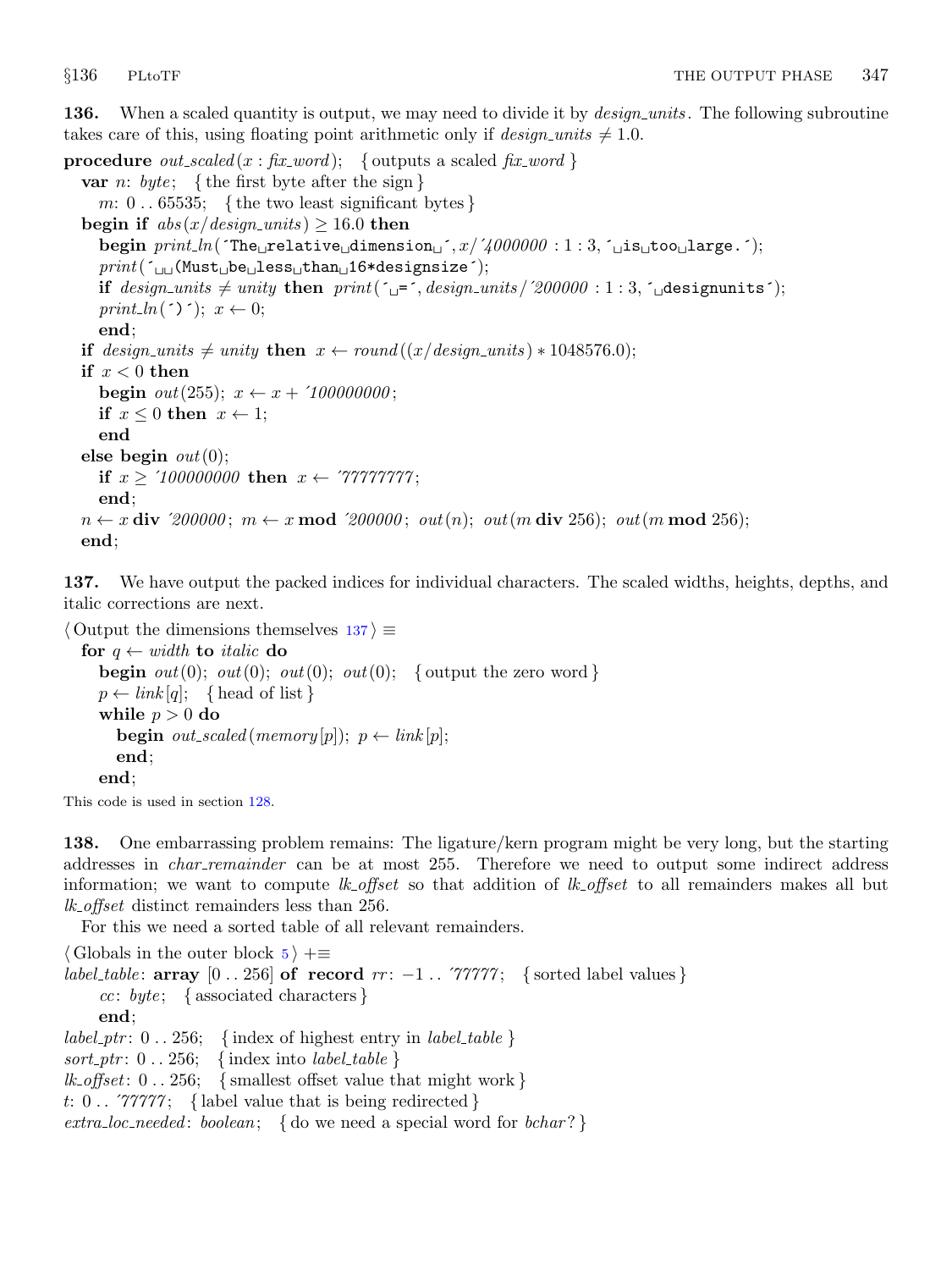**136.** When a scaled quantity is output, we may need to divide it by *design_units*. The following subroutine takes care of this, using floating point arithmetic only if $design\_units \neq 1.0$.

```
procedure out_scaled(x : fix_word);   { outputs a scaled fix_word }
  var n: byte;   { the first byte after the sign }
    m: 0 .. 65535;   { the two least significant bytes }
  begin if abs(x/design_units) ≥ 16.0 then
    begin print_ln('The relative dimension ', x/'4000000 : 1 : 3, ' is too large.');
    print('  (Must be less than 16*designsize');
    if design_units ≠ unity then print(' =', design_units/'200000 : 1 : 3, ' designunits');
    print_ln(')'); x ← 0;
    end;
  if design_units ≠ unity then x ← round((x/design_units) * 1048576.0);
  if x < 0 then
    begin out(255); x ← x + '100000000;
    if x ≤ 0 then x ← 1;
    end
  else begin out(0);
    if x ≥ '100000000 then x ← '77777777;
    end;
  n ← x div '200000; m ← x mod '200000; out(n); out(m div 256); out(m mod 256);
  end;
```

**137.** We have output the packed indices for individual characters. The scaled widths, heights, depths, and italic corrections are next.

```
⟨Output the dimensions themselves 137⟩ ≡
  for q ← width to italic do
    begin out(0); out(0); out(0); out(0);   { output the zero word }
    p ← link[q];   { head of list }
    while p > 0 do
      begin out_scaled(memory[p]); p ← link[p];
      end;
    end;
```

This code is used in section 128.

**138.** One embarrassing problem remains: The ligature/kern program might be very long, but the starting addresses in *char_remainder* can be at most 255. Therefore we need to output some indirect address information; we want to compute *lk_offset* so that addition of *lk_offset* to all remainders makes all but *lk_offset* distinct remainders less than 256.

For this we need a sorted table of all relevant remainders.

```
⟨Globals in the outer block 5⟩ +≡
label_table: array [0 .. 256] of record rr: −1 .. '77777;   { sorted label values }
    cc: byte;   { associated characters }
    end;
label_ptr: 0 .. 256;   { index of highest entry in label_table }
sort_ptr: 0 .. 256;   { index into label_table }
lk_offset: 0 .. 256;   { smallest offset value that might work }
t: 0 .. '77777;   { label value that is being redirected }
extra_loc_needed: boolean;   { do we need a special word for bchar? }
```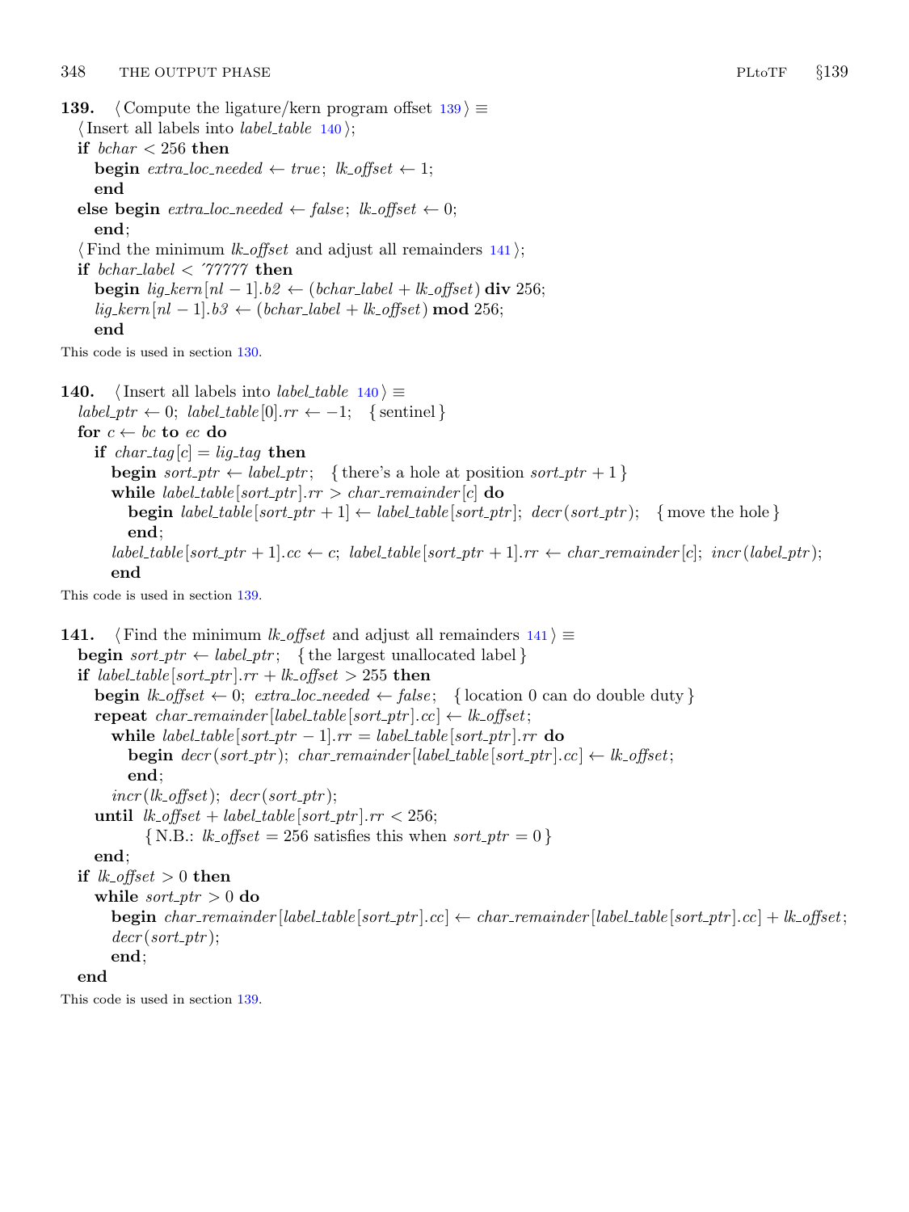**139.** ⟨Compute the ligature/kern program offset 139⟩ ≡
⟨Insert all labels into *label_table* 140⟩;
**if** *bchar* < 256 **then**
  **begin** *extra_loc_needed* ← *true*; *lk_offset* ← 1;
  **end**
**else begin** *extra_loc_needed* ← *false*; *lk_offset* ← 0;
  **end**;
⟨Find the minimum *lk_offset* and adjust all remainders 141⟩;
**if** *bchar_label* < ´77777 **then**
  **begin** *lig_kern*[*nl* − 1].*b2* ← (*bchar_label* + *lk_offset*) **div** 256;
  *lig_kern*[*nl* − 1].*b3* ← (*bchar_label* + *lk_offset*) **mod** 256;
  **end**

This code is used in section 130.

**140.** ⟨Insert all labels into *label_table* 140⟩ ≡
*label_ptr* ← 0; *label_table*[0].*rr* ← −1;   { sentinel }
**for** *c* ← *bc* **to** *ec* **do**
  **if** *char_tag*[*c*] = *lig_tag* **then**
    **begin** *sort_ptr* ← *label_ptr*;   { there's a hole at position *sort_ptr* + 1 }
    **while** *label_table*[*sort_ptr*].*rr* > *char_remainder*[*c*] **do**
      **begin** *label_table*[*sort_ptr* + 1] ← *label_table*[*sort_ptr*]; *decr*(*sort_ptr*);   { move the hole }
      **end**;
    *label_table*[*sort_ptr* + 1].*cc* ← *c*; *label_table*[*sort_ptr* + 1].*rr* ← *char_remainder*[*c*]; *incr*(*label_ptr*);
    **end**

This code is used in section 139.

**141.** ⟨Find the minimum *lk_offset* and adjust all remainders 141⟩ ≡
**begin** *sort_ptr* ← *label_ptr*;   { the largest unallocated label }
**if** *label_table*[*sort_ptr*].*rr* + *lk_offset* > 255 **then**
  **begin** *lk_offset* ← 0; *extra_loc_needed* ← *false*;   { location 0 can do double duty }
  **repeat** *char_remainder*[*label_table*[*sort_ptr*].*cc*] ← *lk_offset*;
    **while** *label_table*[*sort_ptr* − 1].*rr* = *label_table*[*sort_ptr*].*rr* **do**
      **begin** *decr*(*sort_ptr*); *char_remainder*[*label_table*[*sort_ptr*].*cc*] ← *lk_offset*;
      **end**;
    *incr*(*lk_offset*); *decr*(*sort_ptr*);
  **until** *lk_offset* + *label_table*[*sort_ptr*].*rr* < 256;
      { N.B.: *lk_offset* = 256 satisfies this when *sort_ptr* = 0 }
  **end**;
**if** *lk_offset* > 0 **then**
  **while** *sort_ptr* > 0 **do**
    **begin** *char_remainder*[*label_table*[*sort_ptr*].*cc*] ← *char_remainder*[*label_table*[*sort_ptr*].*cc*] + *lk_offset*;
    *decr*(*sort_ptr*);
    **end**;
**end**

This code is used in section 139.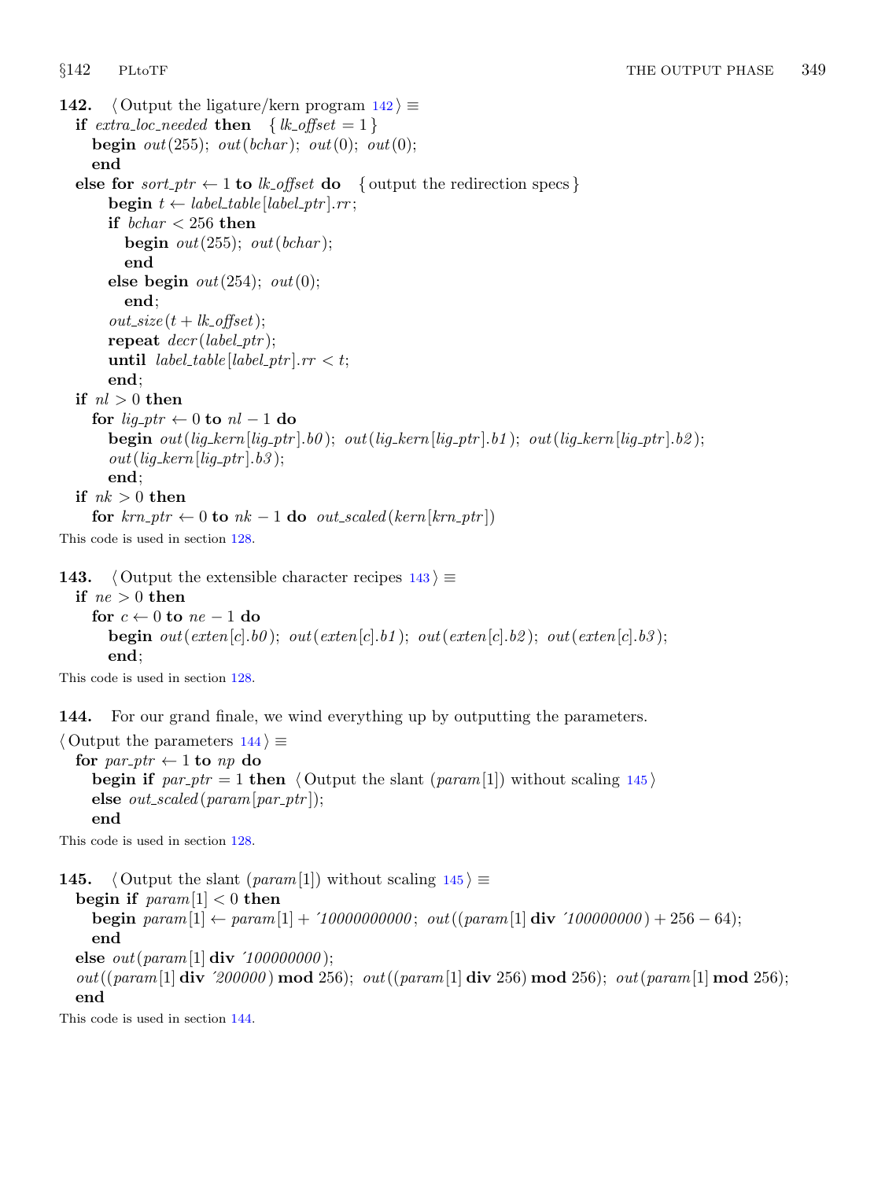**142.** ⟨ Output the ligature/kern program 142 ⟩ ≡

```
if extra_loc_needed then   { lk_offset = 1 }
  begin out(255); out(bchar); out(0); out(0);
  end
else for sort_ptr ← 1 to lk_offset do   { output the redirection specs }
    begin t ← label_table[label_ptr].rr;
    if bchar < 256 then
      begin out(255); out(bchar);
      end
    else begin out(254); out(0);
      end;
    out_size(t + lk_offset);
    repeat decr(label_ptr);
    until label_table[label_ptr].rr < t;
    end;
if nl > 0 then
  for lig_ptr ← 0 to nl − 1 do
    begin out(lig_kern[lig_ptr].b0); out(lig_kern[lig_ptr].b1); out(lig_kern[lig_ptr].b2);
    out(lig_kern[lig_ptr].b3);
    end;
if nk > 0 then
  for krn_ptr ← 0 to nk − 1 do out_scaled(kern[krn_ptr])
```

This code is used in section 128.

**143.** ⟨ Output the extensible character recipes 143 ⟩ ≡

```
if ne > 0 then
  for c ← 0 to ne − 1 do
    begin out(exten[c].b0); out(exten[c].b1); out(exten[c].b2); out(exten[c].b3);
    end;
```

This code is used in section 128.

**144.** For our grand finale, we wind everything up by outputting the parameters.

⟨ Output the parameters 144 ⟩ ≡

```
for par_ptr ← 1 to np do
  begin if par_ptr = 1 then ⟨ Output the slant (param[1]) without scaling 145 ⟩
  else out_scaled(param[par_ptr]);
  end
```

This code is used in section 128.

**145.** ⟨ Output the slant (param[1]) without scaling 145 ⟩ ≡

```
begin if param[1] < 0 then
  begin param[1] ← param[1] + ´10000000000; out((param[1] div ´100000000) + 256 − 64);
  end
else out(param[1] div ´100000000);
out((param[1] div ´200000) mod 256); out((param[1] div 256) mod 256); out(param[1] mod 256);
end
```

This code is used in section 144.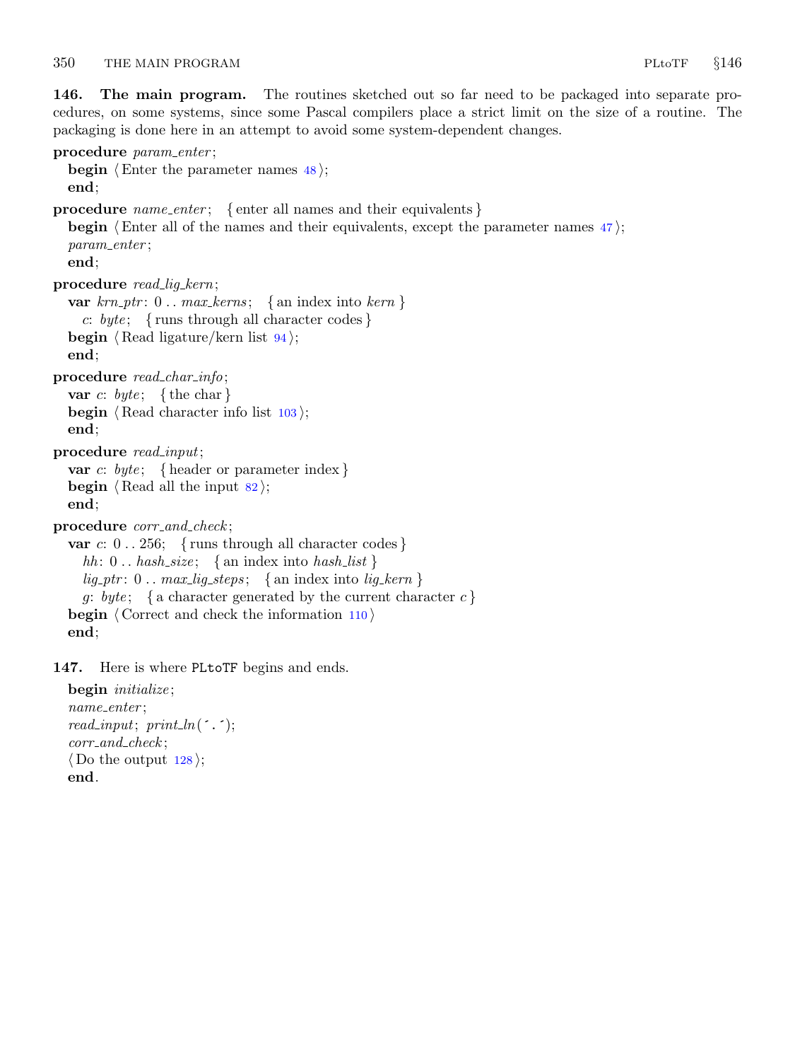**146. The main program.** The routines sketched out so far need to be packaged into separate procedures, on some systems, since some Pascal compilers place a strict limit on the size of a routine. The packaging is done here in an attempt to avoid some system-dependent changes.

```
procedure param_enter;
  begin ⟨Enter the parameter names 48⟩;
  end;
procedure name_enter; { enter all names and their equivalents }
  begin ⟨Enter all of the names and their equivalents, except the parameter names 47⟩;
  param_enter;
  end;
procedure read_lig_kern;
  var krn_ptr: 0 .. max_kerns; { an index into kern }
    c: byte; { runs through all character codes }
  begin ⟨Read ligature/kern list 94⟩;
  end;
procedure read_char_info;
  var c: byte; { the char }
  begin ⟨Read character info list 103⟩;
  end;
procedure read_input;
  var c: byte; { header or parameter index }
  begin ⟨Read all the input 82⟩;
  end;
procedure corr_and_check;
  var c: 0 .. 256; { runs through all character codes }
    hh: 0 .. hash_size; { an index into hash_list }
    lig_ptr: 0 .. max_lig_steps; { an index into lig_kern }
    g: byte; { a character generated by the current character c }
  begin ⟨Correct and check the information 110⟩
  end;
```

**147.** Here is where `PLtoTF` begins and ends.

```
begin initialize;
name_enter;
read_input; print_ln(´.´);
corr_and_check;
⟨Do the output 128⟩;
end.
```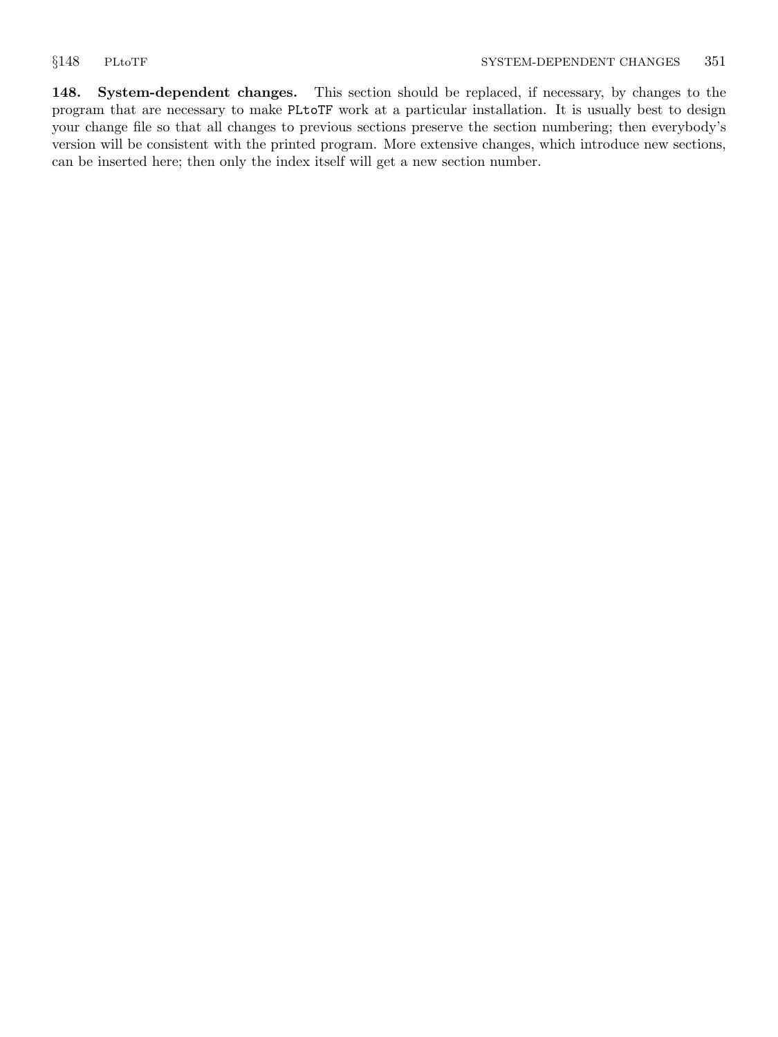**148. System-dependent changes.** This section should be replaced, if necessary, by changes to the program that are necessary to make `PLtoTF` work at a particular installation. It is usually best to design your change file so that all changes to previous sections preserve the section numbering; then everybody's version will be consistent with the printed program. More extensive changes, which introduce new sections, can be inserted here; then only the index itself will get a new section number.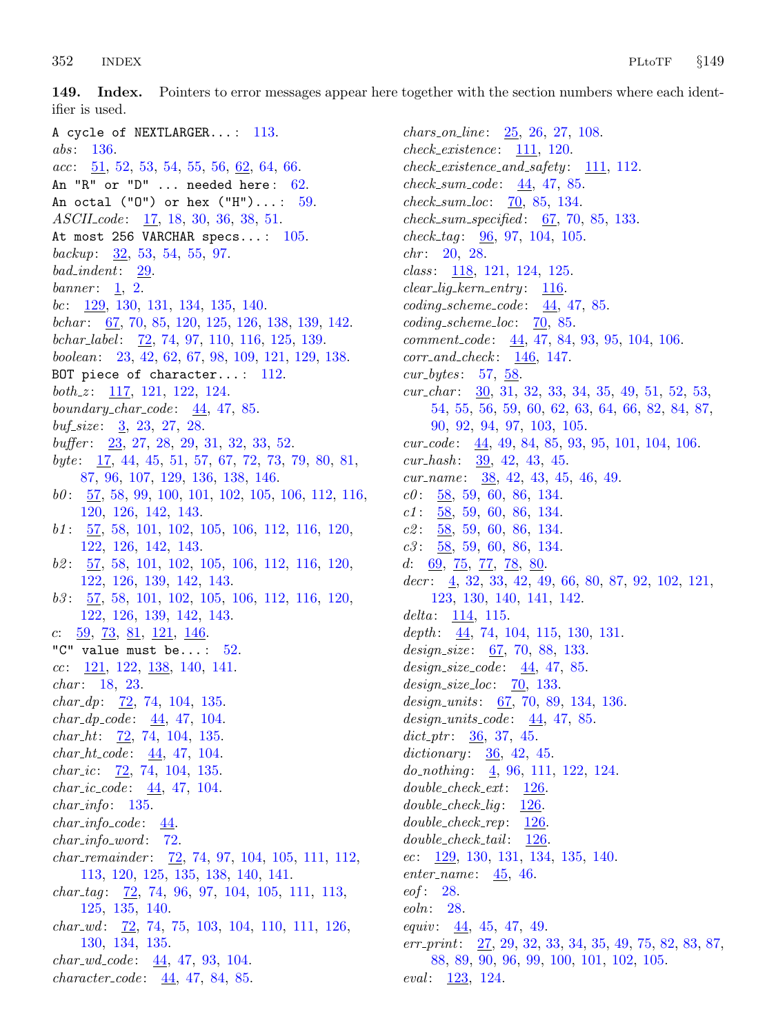**149. Index.** Pointers to error messages appear here together with the section numbers where each identifier is used.

A cycle of NEXTLARGER...: 113.
*abs*: 136.
*acc*: 51, 52, 53, 54, 55, 56, 62, 64, 66.
An "R" or "D" ... needed here: 62.
An octal ("O") or hex ("H")...: 59.
*ASCII_code*: 17, 18, 30, 36, 38, 51.
At most 256 VARCHAR specs...: 105.
*backup*: 32, 53, 54, 55, 97.
*bad_indent*: 29.
*banner*: 1, 2.
*bc*: 129, 130, 131, 134, 135, 140.
*bchar*: 67, 70, 85, 120, 125, 126, 138, 139, 142.
*bchar_label*: 72, 74, 97, 110, 116, 125, 139.
*boolean*: 23, 42, 62, 67, 98, 109, 121, 129, 138.
BOT piece of character...: 112.
*both_z*: 117, 121, 122, 124.
*boundary_char_code*: 44, 47, 85.
*buf_size*: 3, 23, 27, 28.
*buffer*: 23, 27, 28, 29, 31, 32, 33, 52.
*byte*: 17, 44, 45, 51, 57, 67, 72, 73, 79, 80, 81, 87, 96, 107, 129, 136, 138, 146.
*b0*: 57, 58, 99, 100, 101, 102, 105, 106, 112, 116, 120, 126, 142, 143.
*b1*: 57, 58, 101, 102, 105, 106, 112, 116, 120, 122, 126, 142, 143.
*b2*: 57, 58, 101, 102, 105, 106, 112, 116, 120, 122, 126, 139, 142, 143.
*b3*: 57, 58, 101, 102, 105, 106, 112, 116, 120, 122, 126, 139, 142, 143.
*c*: 59, 73, 81, 121, 146.
"C" value must be...: 52.
*cc*: 121, 122, 138, 140, 141.
*char*: 18, 23.
*char_dp*: 72, 74, 104, 135.
*char_dp_code*: 44, 47, 104.
*char_ht*: 72, 74, 104, 135.
*char_ht_code*: 44, 47, 104.
*char_ic*: 72, 74, 104, 135.
*char_ic_code*: 44, 47, 104.
*char_info*: 135.
*char_info_code*: 44.
*char_info_word*: 72.
*char_remainder*: 72, 74, 97, 104, 105, 111, 112, 113, 120, 125, 135, 138, 140, 141.
*char_tag*: 72, 74, 96, 97, 104, 105, 111, 113, 125, 135, 140.
*char_wd*: 72, 74, 75, 103, 104, 110, 111, 126, 130, 134, 135.
*char_wd_code*: 44, 47, 93, 104.
*character_code*: 44, 47, 84, 85.
*chars_on_line*: 25, 26, 27, 108.
*check_existence*: 111, 120.
*check_existence_and_safety*: 111, 112.
*check_sum_code*: 44, 47, 85.
*check_sum_loc*: 70, 85, 134.
*check_sum_specified*: 67, 70, 85, 133.
*check_tag*: 96, 97, 104, 105.
*chr*: 20, 28.
*class*: 118, 121, 124, 125.
*clear_lig_kern_entry*: 116.
*coding_scheme_code*: 44, 47, 85.
*coding_scheme_loc*: 70, 85.
*comment_code*: 44, 47, 84, 93, 95, 104, 106.
*corr_and_check*: 146, 147.
*cur_bytes*: 57, 58.
*cur_char*: 30, 31, 32, 33, 34, 35, 49, 51, 52, 53, 54, 55, 56, 59, 60, 62, 63, 64, 66, 82, 84, 87, 90, 92, 94, 97, 103, 105.
*cur_code*: 44, 49, 84, 85, 93, 95, 101, 104, 106.
*cur_hash*: 39, 42, 43, 45.
*cur_name*: 38, 42, 43, 45, 46, 49.
*c0*: 58, 59, 60, 86, 134.
*c1*: 58, 59, 60, 86, 134.
*c2*: 58, 59, 60, 86, 134.
*c3*: 58, 59, 60, 86, 134.
*d*: 69, 75, 77, 78, 80.
*decr*: 4, 32, 33, 42, 49, 66, 80, 87, 92, 102, 121, 123, 130, 140, 141, 142.
*delta*: 114, 115.
*depth*: 44, 74, 104, 115, 130, 131.
*design_size*: 67, 70, 88, 133.
*design_size_code*: 44, 47, 85.
*design_size_loc*: 70, 133.
*design_units*: 67, 70, 89, 134, 136.
*design_units_code*: 44, 47, 85.
*dict_ptr*: 36, 37, 45.
*dictionary*: 36, 42, 45.
*do_nothing*: 4, 96, 111, 122, 124.
*double_check_ext*: 126.
*double_check_lig*: 126.
*double_check_rep*: 126.
*double_check_tail*: 126.
*ec*: 129, 130, 131, 134, 135, 140.
*enter_name*: 45, 46.
*eof*: 28.
*eoln*: 28.
*equiv*: 44, 45, 47, 49.
*err_print*: 27, 29, 32, 33, 34, 35, 49, 75, 82, 83, 87, 88, 89, 90, 96, 99, 100, 101, 102, 105.
*eval*: 123, 124.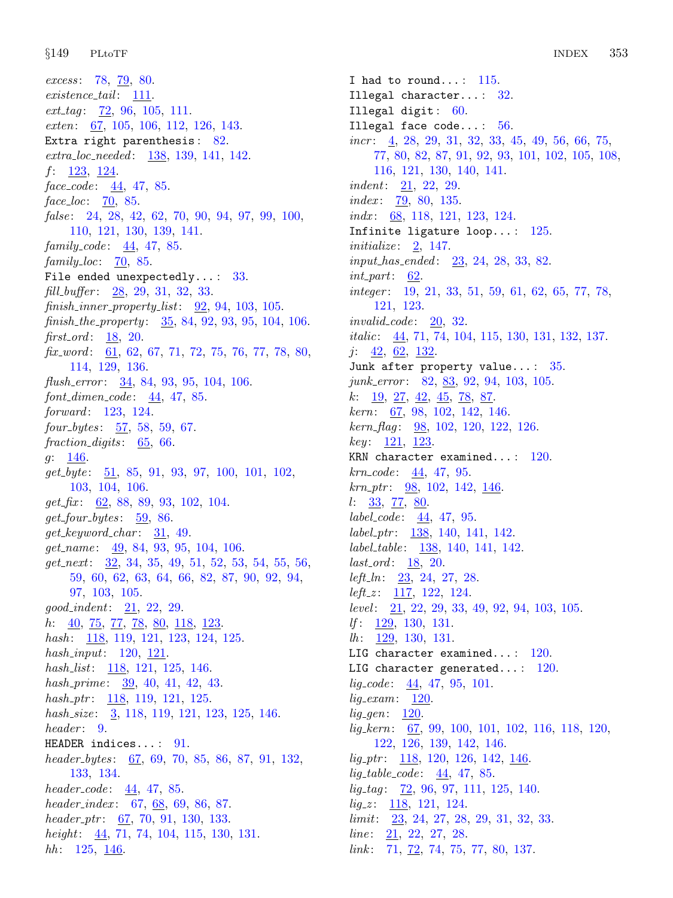*excess*: 78, 79, 80.
*existence_tail*: 111.
*ext_tag*: 72, 96, 105, 111.
*exten*: 67, 105, 106, 112, 126, 143.
Extra right parenthesis: 82.
*extra_loc_needed*: 138, 139, 141, 142.
*f*: 123, 124.
*face_code*: 44, 47, 85.
*face_loc*: 70, 85.
*false*: 24, 28, 42, 62, 70, 90, 94, 97, 99, 100, 110, 121, 130, 139, 141.
*family_code*: 44, 47, 85.
*family_loc*: 70, 85.
File ended unexpectedly...: 33.
*fill_buffer*: 28, 29, 31, 32, 33.
*finish_inner_property_list*: 92, 94, 103, 105.
*finish_the_property*: 35, 84, 92, 93, 95, 104, 106.
*first_ord*: 18, 20.
*fix_word*: 61, 62, 67, 71, 72, 75, 76, 77, 78, 80, 114, 129, 136.
*flush_error*: 34, 84, 93, 95, 104, 106.
*font_dimen_code*: 44, 47, 85.
*forward*: 123, 124.
*four_bytes*: 57, 58, 59, 67.
*fraction_digits*: 65, 66.
*g*: 146.
*get_byte*: 51, 85, 91, 93, 97, 100, 101, 102, 103, 104, 106.
*get_fix*: 62, 88, 89, 93, 102, 104.
*get_four_bytes*: 59, 86.
*get_keyword_char*: 31, 49.
*get_name*: 49, 84, 93, 95, 104, 106.
*get_next*: 32, 34, 35, 49, 51, 52, 53, 54, 55, 56, 59, 60, 62, 63, 64, 66, 82, 87, 90, 92, 94, 97, 103, 105.
*good_indent*: 21, 22, 29.
*h*: 40, 75, 77, 78, 80, 118, 123.
*hash*: 118, 119, 121, 123, 124, 125.
*hash_input*: 120, 121.
*hash_list*: 118, 121, 125, 146.
*hash_prime*: 39, 40, 41, 42, 43.
*hash_ptr*: 118, 119, 121, 125.
*hash_size*: 3, 118, 119, 121, 123, 125, 146.
*header*: 9.
HEADER indices...: 91.
*header_bytes*: 67, 69, 70, 85, 86, 87, 91, 132, 133, 134.
*header_code*: 44, 47, 85.
*header_index*: 67, 68, 69, 86, 87.
*header_ptr*: 67, 70, 91, 130, 133.
*height*: 44, 71, 74, 104, 115, 130, 131.
*hh*: 125, 146.
I had to round...: 115.
Illegal character...: 32.
Illegal digit: 60.
Illegal face code...: 56.
*incr*: 4, 28, 29, 31, 32, 33, 45, 49, 56, 66, 75, 77, 80, 82, 87, 91, 92, 93, 101, 102, 105, 108, 116, 121, 130, 140, 141.
*indent*: 21, 22, 29.
*index*: 79, 80, 135.
*indx*: 68, 118, 121, 123, 124.
Infinite ligature loop...: 125.
*initialize*: 2, 147.
*input_has_ended*: 23, 24, 28, 33, 82.
*int_part*: 62.
*integer*: 19, 21, 33, 51, 59, 61, 62, 65, 77, 78, 121, 123.
*invalid_code*: 20, 32.
*italic*: 44, 71, 74, 104, 115, 130, 131, 132, 137.
*j*: 42, 62, 132.
Junk after property value...: 35.
*junk_error*: 82, 83, 92, 94, 103, 105.
*k*: 19, 27, 42, 45, 78, 87.
*kern*: 67, 98, 102, 142, 146.
*kern_flag*: 98, 102, 120, 122, 126.
*key*: 121, 123.
KRN character examined...: 120.
*krn_code*: 44, 47, 95.
*krn_ptr*: 98, 102, 142, 146.
*l*: 33, 77, 80.
*label_code*: 44, 47, 95.
*label_ptr*: 138, 140, 141, 142.
*label_table*: 138, 140, 141, 142.
*last_ord*: 18, 20.
*left_ln*: 23, 24, 27, 28.
*left_z*: 117, 122, 124.
*level*: 21, 22, 29, 33, 49, 92, 94, 103, 105.
*lf*: 129, 130, 131.
*lh*: 129, 130, 131.
LIG character examined...: 120.
LIG character generated...: 120.
*lig_code*: 44, 47, 95, 101.
*lig_exam*: 120.
*lig_gen*: 120.
*lig_kern*: 67, 99, 100, 101, 102, 116, 118, 120, 122, 126, 139, 142, 146.
*lig_ptr*: 118, 120, 126, 142, 146.
*lig_table_code*: 44, 47, 85.
*lig_tag*: 72, 96, 97, 111, 125, 140.
*lig_z*: 118, 121, 124.
*limit*: 23, 24, 27, 28, 29, 31, 32, 33.
*line*: 21, 22, 27, 28.
*link*: 71, 72, 74, 75, 77, 80, 137.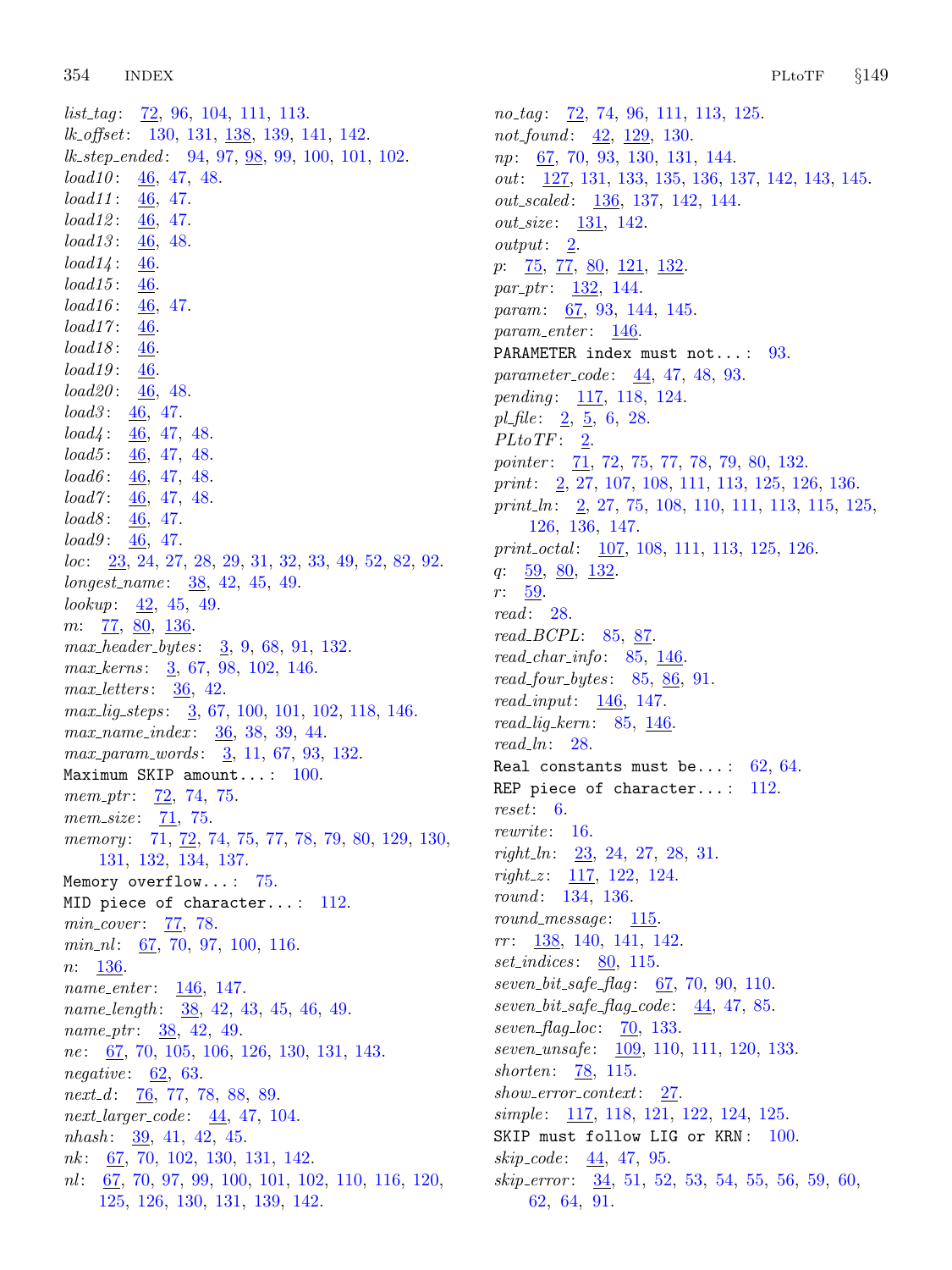*list_tag*: 72, 96, 104, 111, 113.
*lk_offset*: 130, 131, 138, 139, 141, 142.
*lk_step_ended*: 94, 97, 98, 99, 100, 101, 102.
*load10*: 46, 47, 48.
*load11*: 46, 47.
*load12*: 46, 47.
*load13*: 46, 48.
*load14*: 46.
*load15*: 46.
*load16*: 46, 47.
*load17*: 46.
*load18*: 46.
*load19*: 46.
*load20*: 46, 48.
*load3*: 46, 47.
*load4*: 46, 47, 48.
*load5*: 46, 47, 48.
*load6*: 46, 47, 48.
*load7*: 46, 47, 48.
*load8*: 46, 47.
*load9*: 46, 47.
*loc*: 23, 24, 27, 28, 29, 31, 32, 33, 49, 52, 82, 92.
*longest_name*: 38, 42, 45, 49.
*lookup*: 42, 45, 49.
*m*: 77, 80, 136.
*max_header_bytes*: 3, 9, 68, 91, 132.
*max_kerns*: 3, 67, 98, 102, 146.
*max_letters*: 36, 42.
*max_lig_steps*: 3, 67, 100, 101, 102, 118, 146.
*max_name_index*: 36, 38, 39, 44.
*max_param_words*: 3, 11, 67, 93, 132.
`Maximum SKIP amount...`: 100.
*mem_ptr*: 72, 74, 75.
*mem_size*: 71, 75.
*memory*: 71, 72, 74, 75, 77, 78, 79, 80, 129, 130, 131, 132, 134, 137.
`Memory overflow...`: 75.
`MID piece of character...`: 112.
*min_cover*: 77, 78.
*min_nl*: 67, 70, 97, 100, 116.
*n*: 136.
*name_enter*: 146, 147.
*name_length*: 38, 42, 43, 45, 46, 49.
*name_ptr*: 38, 42, 49.
*ne*: 67, 70, 105, 106, 126, 130, 131, 143.
*negative*: 62, 63.
*next_d*: 76, 77, 78, 88, 89.
*next_larger_code*: 44, 47, 104.
*nhash*: 39, 41, 42, 45.
*nk*: 67, 70, 102, 130, 131, 142.
*nl*: 67, 70, 97, 99, 100, 101, 102, 110, 116, 120, 125, 126, 130, 131, 139, 142.
*no_tag*: 72, 74, 96, 111, 113, 125.
*not_found*: 42, 129, 130.
*np*: 67, 70, 93, 130, 131, 144.
*out*: 127, 131, 133, 135, 136, 137, 142, 143, 145.
*out_scaled*: 136, 137, 142, 144.
*out_size*: 131, 142.
*output*: 2.
*p*: 75, 77, 80, 121, 132.
*par_ptr*: 132, 144.
*param*: 67, 93, 144, 145.
*param_enter*: 146.
`PARAMETER index must not...`: 93.
*parameter_code*: 44, 47, 48, 93.
*pending*: 117, 118, 124.
*pl_file*: 2, 5, 6, 28.
*PLtoTF*: 2.
*pointer*: 71, 72, 75, 77, 78, 79, 80, 132.
*print*: 2, 27, 107, 108, 111, 113, 125, 126, 136.
*print_ln*: 2, 27, 75, 108, 110, 111, 113, 115, 125, 126, 136, 147.
*print_octal*: 107, 108, 111, 113, 125, 126.
*q*: 59, 80, 132.
*r*: 59.
*read*: 28.
*read_BCPL*: 85, 87.
*read_char_info*: 85, 146.
*read_four_bytes*: 85, 86, 91.
*read_input*: 146, 147.
*read_lig_kern*: 85, 146.
*read_ln*: 28.
`Real constants must be...`: 62, 64.
`REP piece of character...`: 112.
*reset*: 6.
*rewrite*: 16.
*right_ln*: 23, 24, 27, 28, 31.
*right_z*: 117, 122, 124.
*round*: 134, 136.
*round_message*: 115.
*rr*: 138, 140, 141, 142.
*set_indices*: 80, 115.
*seven_bit_safe_flag*: 67, 70, 90, 110.
*seven_bit_safe_flag_code*: 44, 47, 85.
*seven_flag_loc*: 70, 133.
*seven_unsafe*: 109, 110, 111, 120, 133.
*shorten*: 78, 115.
*show_error_context*: 27.
*simple*: 117, 118, 121, 122, 124, 125.
`SKIP must follow LIG or KRN`: 100.
*skip_code*: 44, 47, 95.
*skip_error*: 34, 51, 52, 53, 54, 55, 56, 59, 60, 62, 64, 91.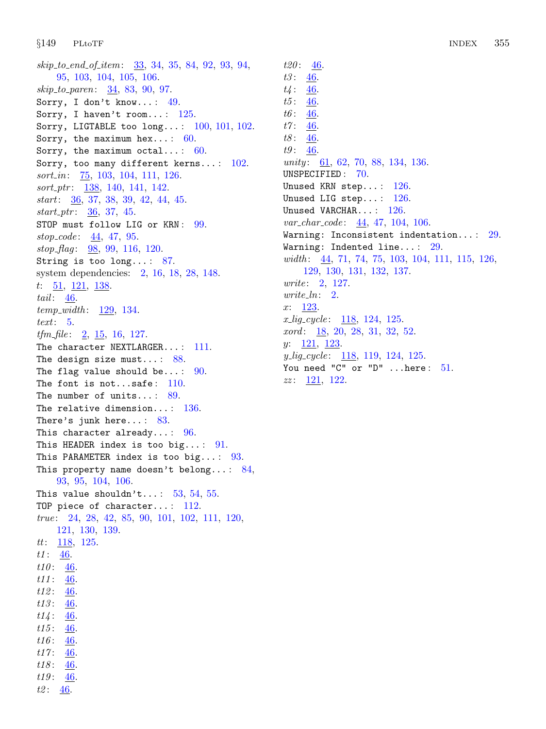*skip_to_end_of_item*: 33, 34, 35, 84, 92, 93, 94, 95, 103, 104, 105, 106.
*skip_to_paren*: 34, 83, 90, 97.
`Sorry, I don't know...`: 49.
`Sorry, I haven't room...`: 125.
`Sorry, LIGTABLE too long...`: 100, 101, 102.
`Sorry, the maximum hex...`: 60.
`Sorry, the maximum octal...`: 60.
`Sorry, too many different kerns...`: 102.
*sort_in*: 75, 103, 104, 111, 126.
*sort_ptr*: 138, 140, 141, 142.
*start*: 36, 37, 38, 39, 42, 44, 45.
*start_ptr*: 36, 37, 45.
`STOP must follow LIG or KRN`: 99.
*stop_code*: 44, 47, 95.
*stop_flag*: 98, 99, 116, 120.
`String is too long...`: 87.
system dependencies: 2, 16, 18, 28, 148.
*t*: 51, 121, 138.
*tail*: 46.
*temp_width*: 129, 134.
*text*: 5.
*tfm_file*: 2, 15, 16, 127.
`The character NEXTLARGER...`: 111.
`The design size must...`: 88.
`The flag value should be...`: 90.
`The font is not...safe`: 110.
`The number of units...`: 89.
`The relative dimension...`: 136.
`There's junk here...`: 83.
`This character already...`: 96.
`This HEADER index is too big...`: 91.
`This PARAMETER index is too big...`: 93.
`This property name doesn't belong...`: 84, 93, 95, 104, 106.
`This value shouldn't...`: 53, 54, 55.
`TOP piece of character...`: 112.
*true*: 24, 28, 42, 85, 90, 101, 102, 111, 120, 121, 130, 139.
*tt*: 118, 125.
*t1*: 46.
*t10*: 46.
*t11*: 46.
*t12*: 46.
*t13*: 46.
*t14*: 46.
*t15*: 46.
*t16*: 46.
*t17*: 46.
*t18*: 46.
*t19*: 46.
*t2*: 46.
*t20*: 46.
*t3*: 46.
*t4*: 46.
*t5*: 46.
*t6*: 46.
*t7*: 46.
*t8*: 46.
*t9*: 46.
*unity*: 61, 62, 70, 88, 134, 136.
`UNSPECIFIED`: 70.
`Unused KRN step...`: 126.
`Unused LIG step...`: 126.
`Unused VARCHAR...`: 126.
*var_char_code*: 44, 47, 104, 106.
`Warning: Inconsistent indentation...`: 29.
`Warning: Indented line...`: 29.
*width*: 44, 71, 74, 75, 103, 104, 111, 115, 126, 129, 130, 131, 132, 137.
*write*: 2, 127.
*write_ln*: 2.
*x*: 123.
*x_lig_cycle*: 118, 124, 125.
*xord*: 18, 20, 28, 31, 32, 52.
*y*: 121, 123.
*y_lig_cycle*: 118, 119, 124, 125.
`You need "C" or "D" ...here`: 51.
*zz*: 121, 122.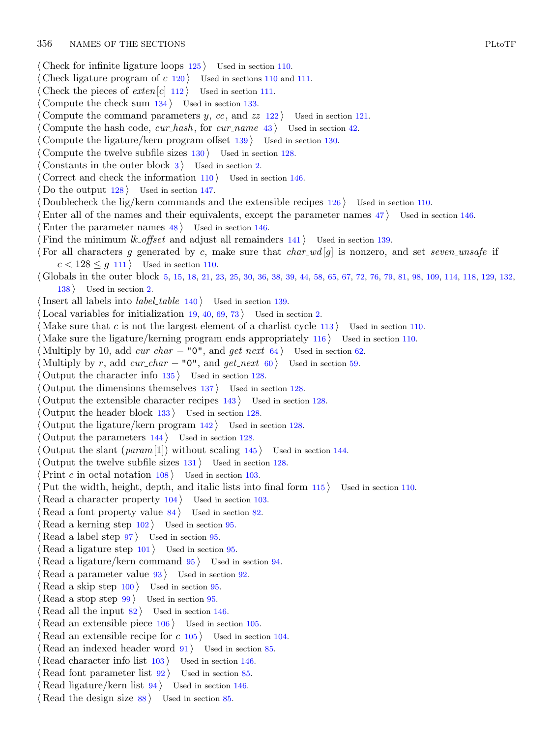⟨ Check for infinite ligature loops 125 ⟩ Used in section 110.
⟨ Check ligature program of $c$ 120 ⟩ Used in sections 110 and 111.
⟨ Check the pieces of *exten*[$c$] 112 ⟩ Used in section 111.
⟨ Compute the check sum 134 ⟩ Used in section 133.
⟨ Compute the command parameters $y$, $cc$, and $zz$ 122 ⟩ Used in section 121.
⟨ Compute the hash code, *cur_hash*, for *cur_name* 43 ⟩ Used in section 42.
⟨ Compute the ligature/kern program offset 139 ⟩ Used in section 130.
⟨ Compute the twelve subfile sizes 130 ⟩ Used in section 128.
⟨ Constants in the outer block 3 ⟩ Used in section 2.
⟨ Correct and check the information 110 ⟩ Used in section 146.
⟨ Do the output 128 ⟩ Used in section 147.
⟨ Doublecheck the lig/kern commands and the extensible recipes 126 ⟩ Used in section 110.
⟨ Enter all of the names and their equivalents, except the parameter names 47 ⟩ Used in section 146.
⟨ Enter the parameter names 48 ⟩ Used in section 146.
⟨ Find the minimum *lk_offset* and adjust all remainders 141 ⟩ Used in section 139.
⟨ For all characters $g$ generated by $c$, make sure that *char_wd*[$g$] is nonzero, and set *seven_unsafe* if $c < 128 \le g$ 111 ⟩ Used in section 110.
⟨ Globals in the outer block 5, 15, 18, 21, 23, 25, 30, 36, 38, 39, 44, 58, 65, 67, 72, 76, 79, 81, 98, 109, 114, 118, 129, 132, 138 ⟩ Used in section 2.
⟨ Insert all labels into *label_table* 140 ⟩ Used in section 139.
⟨ Local variables for initialization 19, 40, 69, 73 ⟩ Used in section 2.
⟨ Make sure that $c$ is not the largest element of a charlist cycle 113 ⟩ Used in section 110.
⟨ Make sure the ligature/kerning program ends appropriately 116 ⟩ Used in section 110.
⟨ Multiply by 10, add *cur_char* − "0", and *get_next* 64 ⟩ Used in section 62.
⟨ Multiply by $r$, add *cur_char* − "0", and *get_next* 60 ⟩ Used in section 59.
⟨ Output the character info 135 ⟩ Used in section 128.
⟨ Output the dimensions themselves 137 ⟩ Used in section 128.
⟨ Output the extensible character recipes 143 ⟩ Used in section 128.
⟨ Output the header block 133 ⟩ Used in section 128.
⟨ Output the ligature/kern program 142 ⟩ Used in section 128.
⟨ Output the parameters 144 ⟩ Used in section 128.
⟨ Output the slant (*param*[1]) without scaling 145 ⟩ Used in section 144.
⟨ Output the twelve subfile sizes 131 ⟩ Used in section 128.
⟨ Print $c$ in octal notation 108 ⟩ Used in section 103.
⟨ Put the width, height, depth, and italic lists into final form 115 ⟩ Used in section 110.
⟨ Read a character property 104 ⟩ Used in section 103.
⟨ Read a font property value 84 ⟩ Used in section 82.
⟨ Read a kerning step 102 ⟩ Used in section 95.
⟨ Read a label step 97 ⟩ Used in section 95.
⟨ Read a ligature step 101 ⟩ Used in section 95.
⟨ Read a ligature/kern command 95 ⟩ Used in section 94.
⟨ Read a parameter value 93 ⟩ Used in section 92.
⟨ Read a skip step 100 ⟩ Used in section 95.
⟨ Read a stop step 99 ⟩ Used in section 95.
⟨ Read all the input 82 ⟩ Used in section 146.
⟨ Read an extensible piece 106 ⟩ Used in section 105.
⟨ Read an extensible recipe for $c$ 105 ⟩ Used in section 104.
⟨ Read an indexed header word 91 ⟩ Used in section 85.
⟨ Read character info list 103 ⟩ Used in section 146.
⟨ Read font parameter list 92 ⟩ Used in section 85.
⟨ Read ligature/kern list 94 ⟩ Used in section 146.
⟨ Read the design size 88 ⟩ Used in section 85.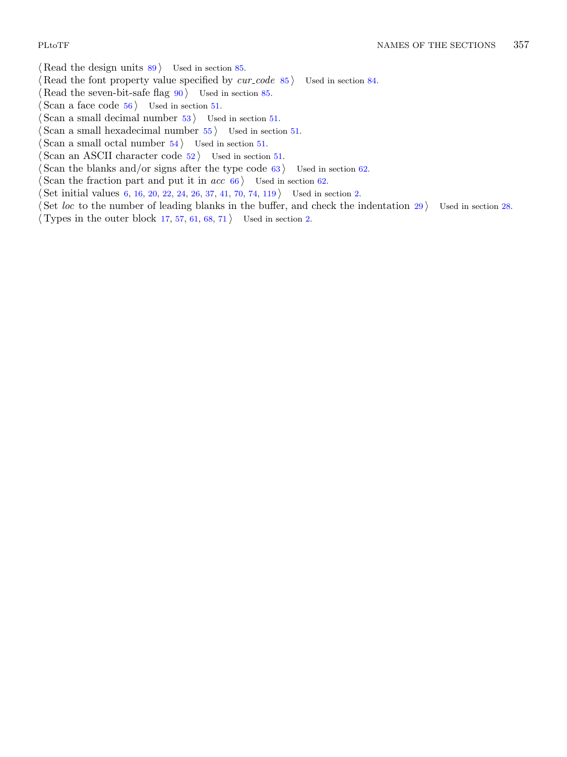⟨ Read the design units 89 ⟩ Used in section 85.
⟨ Read the font property value specified by *cur_code* 85 ⟩ Used in section 84.
⟨ Read the seven-bit-safe flag 90 ⟩ Used in section 85.
⟨ Scan a face code 56 ⟩ Used in section 51.
⟨ Scan a small decimal number 53 ⟩ Used in section 51.
⟨ Scan a small hexadecimal number 55 ⟩ Used in section 51.
⟨ Scan a small octal number 54 ⟩ Used in section 51.
⟨ Scan an ASCII character code 52 ⟩ Used in section 51.
⟨ Scan the blanks and/or signs after the type code 63 ⟩ Used in section 62.
⟨ Scan the fraction part and put it in *acc* 66 ⟩ Used in section 62.
⟨ Set initial values 6, 16, 20, 22, 24, 26, 37, 41, 70, 74, 119 ⟩ Used in section 2.
⟨ Set *loc* to the number of leading blanks in the buffer, and check the indentation 29 ⟩ Used in section 28.
⟨ Types in the outer block 17, 57, 61, 68, 71 ⟩ Used in section 2.